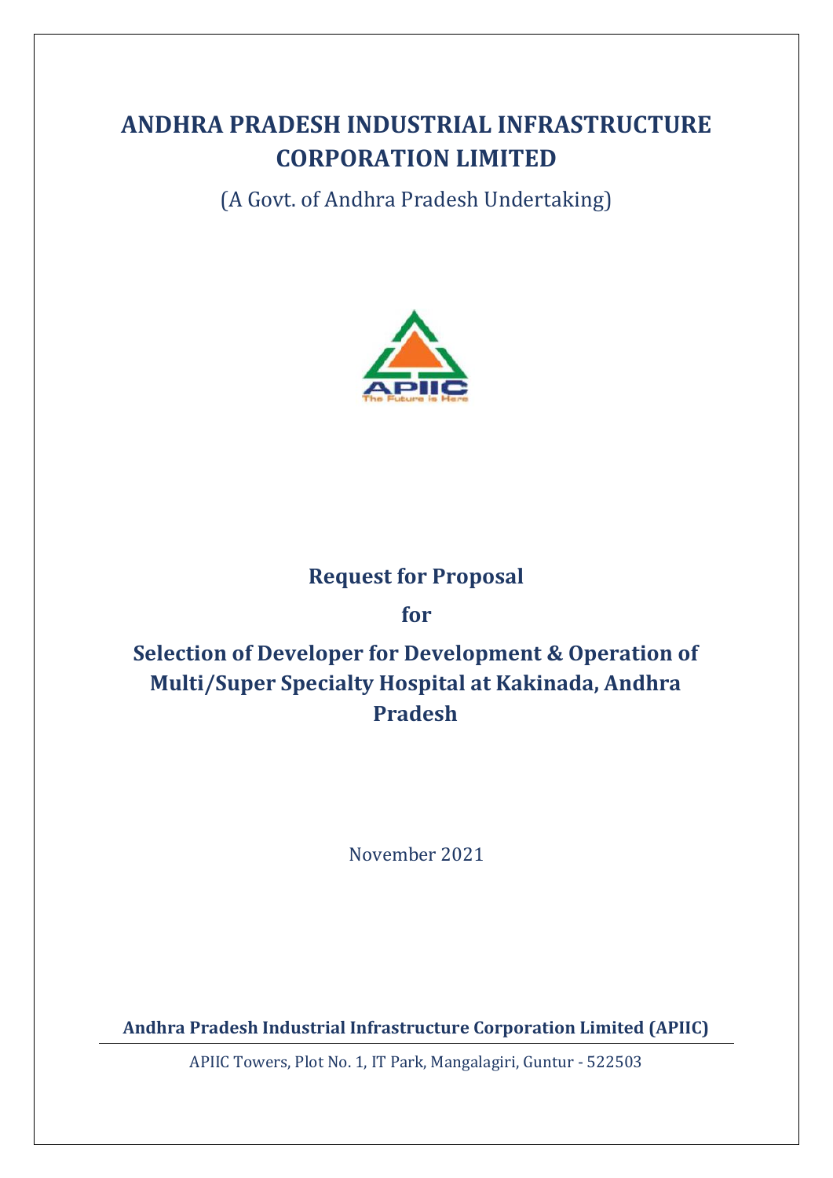# ANDHRA PRADESH INDUSTRIAL INFRASTRUCTURE CORPORATION LIMITED

(A Govt. of Andhra Pradesh Undertaking)

## Request for Proposal

## for

## Selection of Developer for Development & Operation of Multi/Super Specialty Hospital at Kakinada, Andhra Pradesh

November 2021

**Andhra Pradesh Industrial Infrastructure Corporation Limited (APIIC)**

APIIC Towers, Plot No. 1, IT Park, Mangalagiri, Guntur - 522503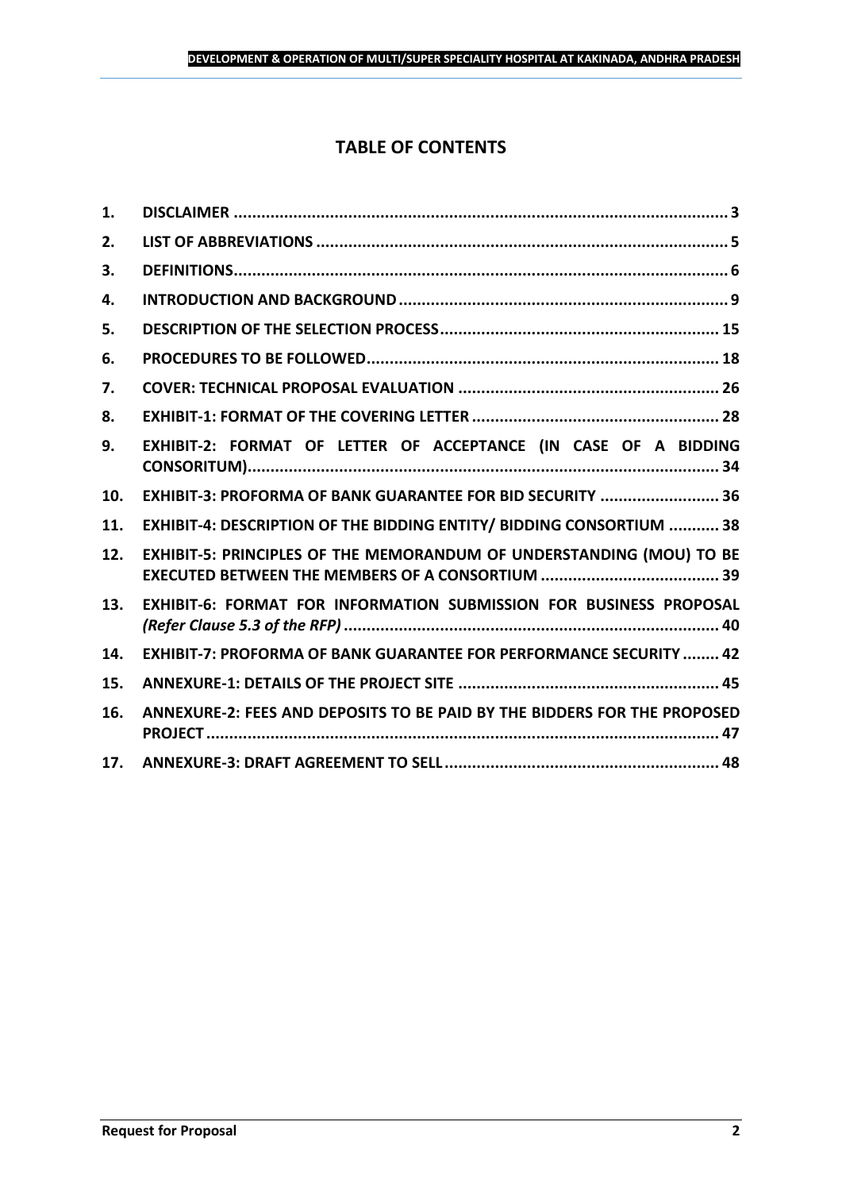# TABLE OF CONTENTS

| | | |
|---|---|---|
| 1. | DISCLAIMER | 3 |
| 2. | LIST OF ABBREVIATIONS | 5 |
| 3. | DEFINITIONS | 6 |
| 4. | INTRODUCTION AND BACKGROUND | 9 |
| 5. | DESCRIPTION OF THE SELECTION PROCESS | 15 |
| 6. | PROCEDURES TO BE FOLLOWED | 18 |
| 7. | COVER: TECHNICAL PROPOSAL EVALUATION | 26 |
| 8. | EXHIBIT-1: FORMAT OF THE COVERING LETTER | 28 |
| 9. | EXHIBIT-2: FORMAT OF LETTER OF ACCEPTANCE (IN CASE OF A BIDDING CONSORITUM) | 34 |
| 10. | EXHIBIT-3: PROFORMA OF BANK GUARANTEE FOR BID SECURITY | 36 |
| 11. | EXHIBIT-4: DESCRIPTION OF THE BIDDING ENTITY/ BIDDING CONSORTIUM | 38 |
| 12. | EXHIBIT-5: PRINCIPLES OF THE MEMORANDUM OF UNDERSTANDING (MOU) TO BE EXECUTED BETWEEN THE MEMBERS OF A CONSORTIUM | 39 |
| 13. | EXHIBIT-6: FORMAT FOR INFORMATION SUBMISSION FOR BUSINESS PROPOSAL *(Refer Clause 5.3 of the RFP)* | 40 |
| 14. | EXHIBIT-7: PROFORMA OF BANK GUARANTEE FOR PERFORMANCE SECURITY | 42 |
| 15. | ANNEXURE-1: DETAILS OF THE PROJECT SITE | 45 |
| 16. | ANNEXURE-2: FEES AND DEPOSITS TO BE PAID BY THE BIDDERS FOR THE PROPOSED PROJECT | 47 |
| 17. | ANNEXURE-3: DRAFT AGREEMENT TO SELL | 48 |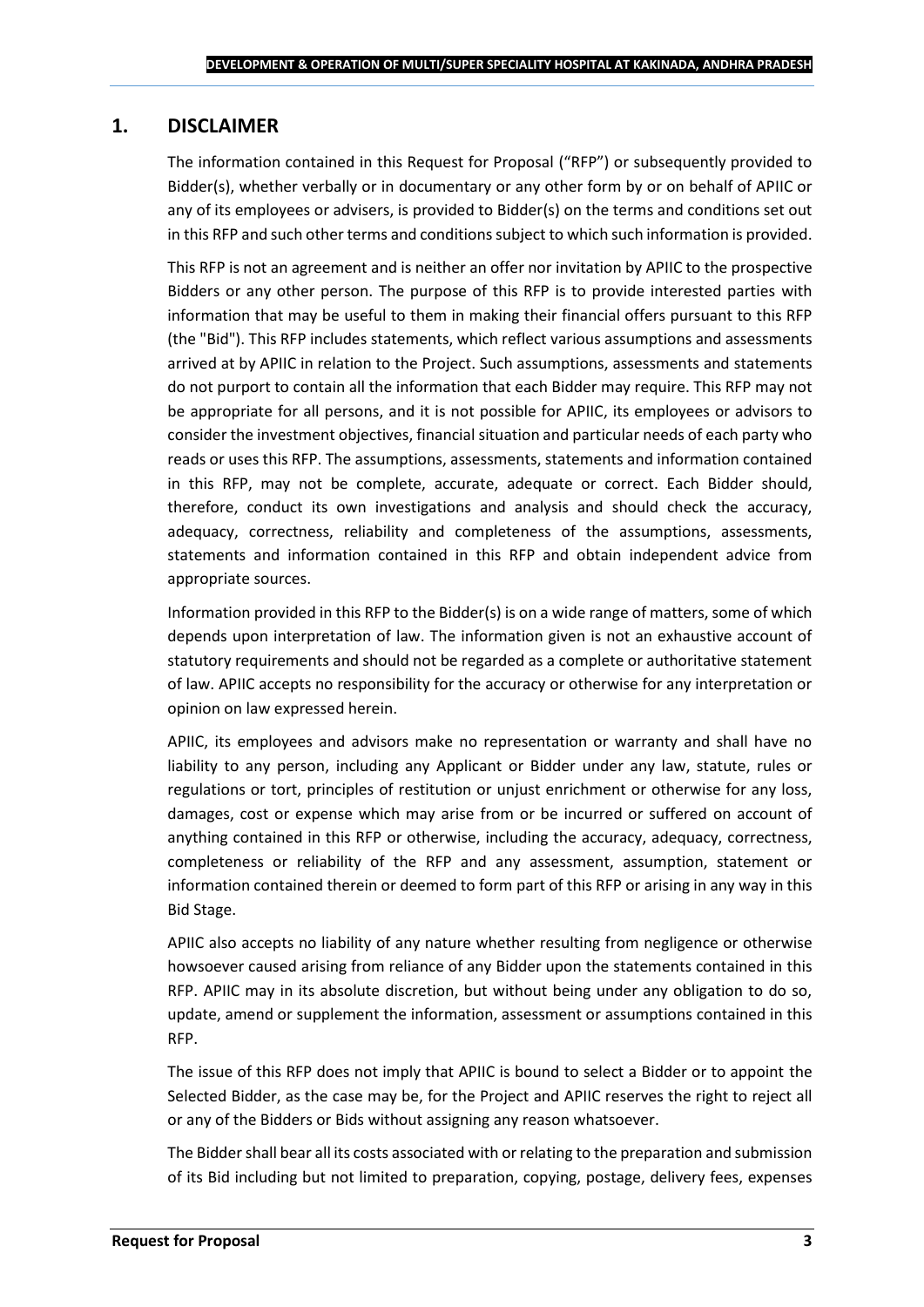## 1. DISCLAIMER

The information contained in this Request for Proposal ("RFP") or subsequently provided to Bidder(s), whether verbally or in documentary or any other form by or on behalf of APIIC or any of its employees or advisers, is provided to Bidder(s) on the terms and conditions set out in this RFP and such other terms and conditions subject to which such information is provided.

This RFP is not an agreement and is neither an offer nor invitation by APIIC to the prospective Bidders or any other person. The purpose of this RFP is to provide interested parties with information that may be useful to them in making their financial offers pursuant to this RFP (the "Bid"). This RFP includes statements, which reflect various assumptions and assessments arrived at by APIIC in relation to the Project. Such assumptions, assessments and statements do not purport to contain all the information that each Bidder may require. This RFP may not be appropriate for all persons, and it is not possible for APIIC, its employees or advisors to consider the investment objectives, financial situation and particular needs of each party who reads or uses this RFP. The assumptions, assessments, statements and information contained in this RFP, may not be complete, accurate, adequate or correct. Each Bidder should, therefore, conduct its own investigations and analysis and should check the accuracy, adequacy, correctness, reliability and completeness of the assumptions, assessments, statements and information contained in this RFP and obtain independent advice from appropriate sources.

Information provided in this RFP to the Bidder(s) is on a wide range of matters, some of which depends upon interpretation of law. The information given is not an exhaustive account of statutory requirements and should not be regarded as a complete or authoritative statement of law. APIIC accepts no responsibility for the accuracy or otherwise for any interpretation or opinion on law expressed herein.

APIIC, its employees and advisors make no representation or warranty and shall have no liability to any person, including any Applicant or Bidder under any law, statute, rules or regulations or tort, principles of restitution or unjust enrichment or otherwise for any loss, damages, cost or expense which may arise from or be incurred or suffered on account of anything contained in this RFP or otherwise, including the accuracy, adequacy, correctness, completeness or reliability of the RFP and any assessment, assumption, statement or information contained therein or deemed to form part of this RFP or arising in any way in this Bid Stage.

APIIC also accepts no liability of any nature whether resulting from negligence or otherwise howsoever caused arising from reliance of any Bidder upon the statements contained in this RFP. APIIC may in its absolute discretion, but without being under any obligation to do so, update, amend or supplement the information, assessment or assumptions contained in this RFP.

The issue of this RFP does not imply that APIIC is bound to select a Bidder or to appoint the Selected Bidder, as the case may be, for the Project and APIIC reserves the right to reject all or any of the Bidders or Bids without assigning any reason whatsoever.

The Bidder shall bear all its costs associated with or relating to the preparation and submission of its Bid including but not limited to preparation, copying, postage, delivery fees, expenses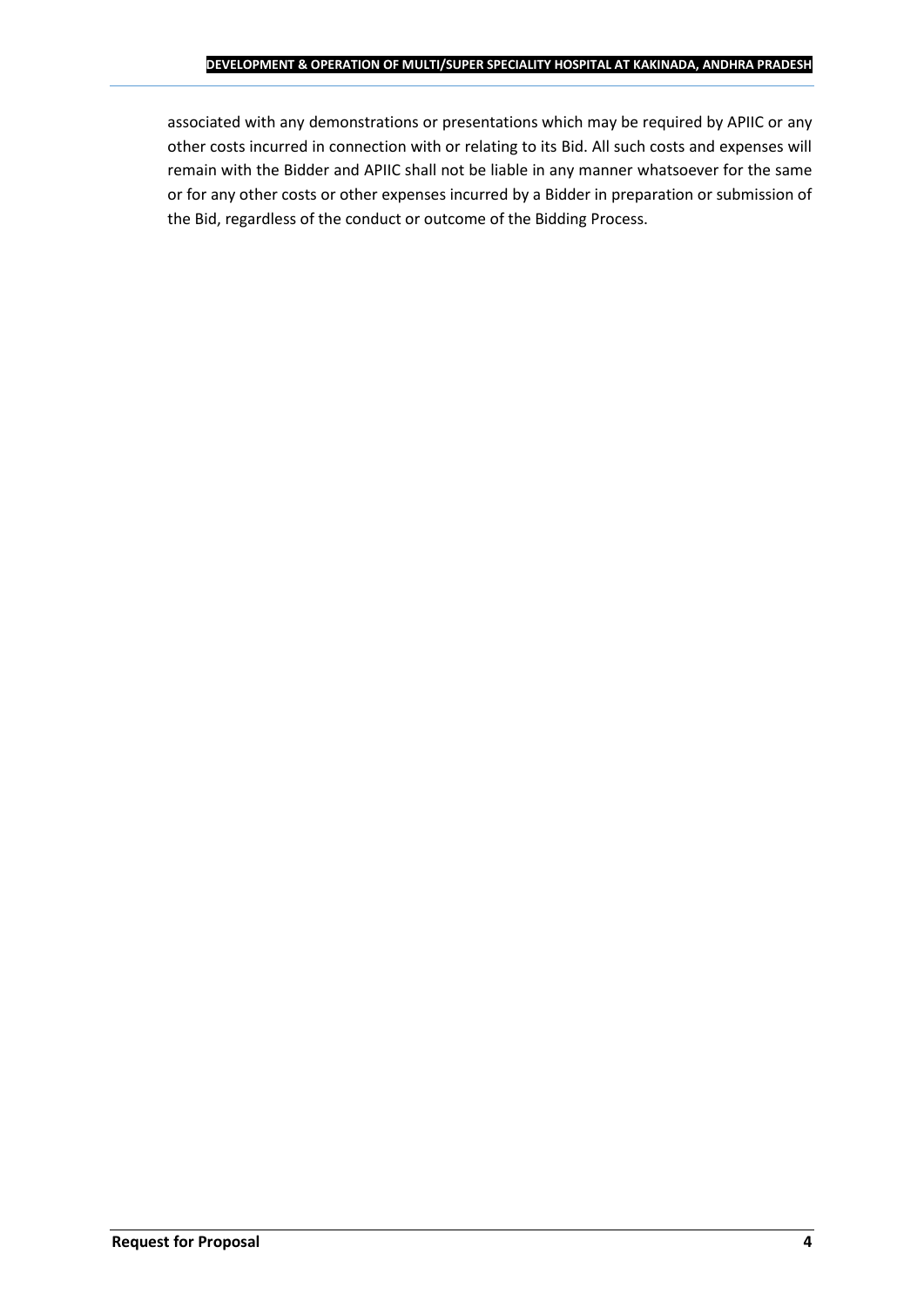associated with any demonstrations or presentations which may be required by APIIC or any other costs incurred in connection with or relating to its Bid. All such costs and expenses will remain with the Bidder and APIIC shall not be liable in any manner whatsoever for the same or for any other costs or other expenses incurred by a Bidder in preparation or submission of the Bid, regardless of the conduct or outcome of the Bidding Process.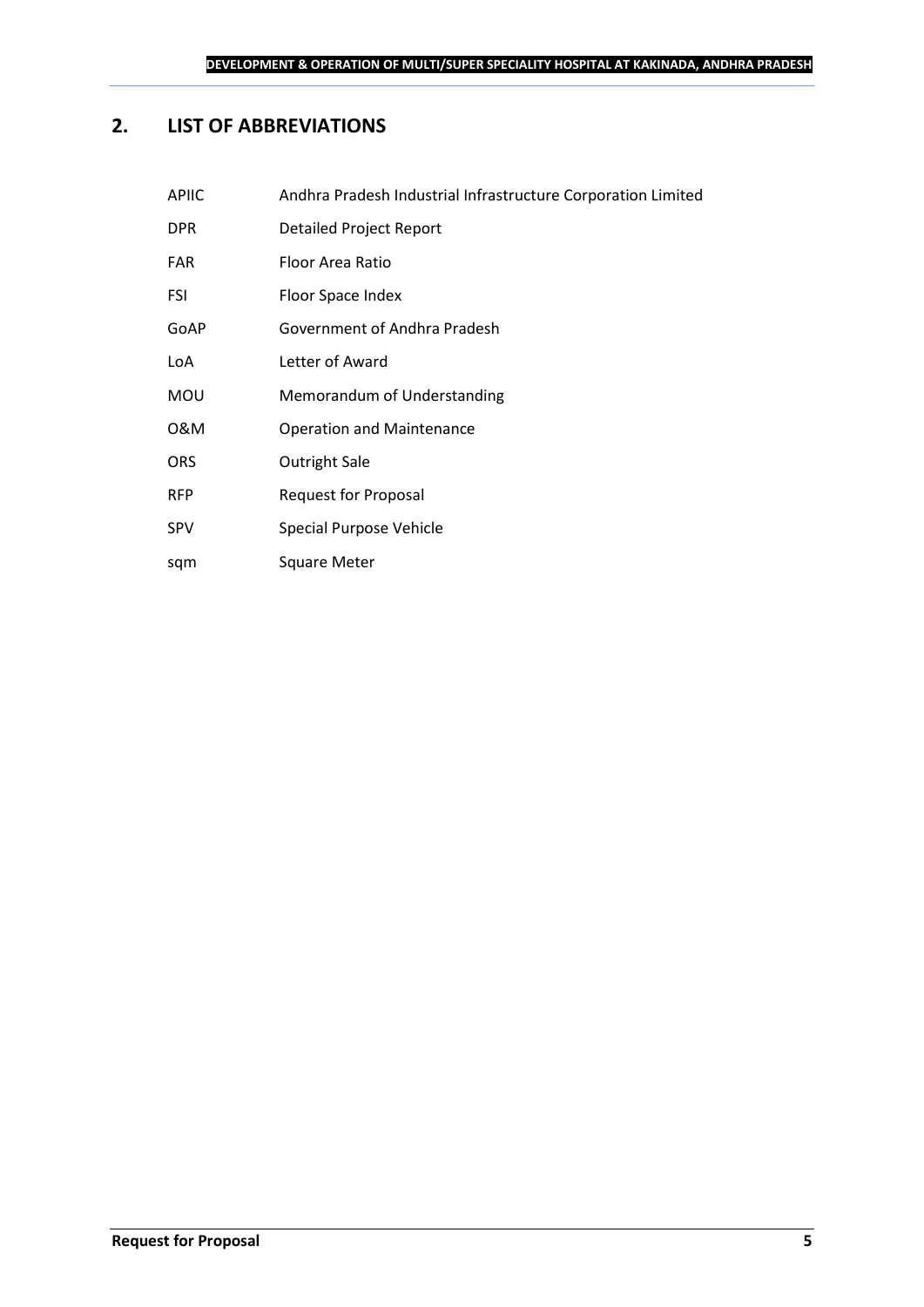## 2. LIST OF ABBREVIATIONS

| | |
|---|---|
| APIIC | Andhra Pradesh Industrial Infrastructure Corporation Limited |
| DPR | Detailed Project Report |
| FAR | Floor Area Ratio |
| FSI | Floor Space Index |
| GoAP | Government of Andhra Pradesh |
| LoA | Letter of Award |
| MOU | Memorandum of Understanding |
| O&M | Operation and Maintenance |
| ORS | Outright Sale |
| RFP | Request for Proposal |
| SPV | Special Purpose Vehicle |
| sqm | Square Meter |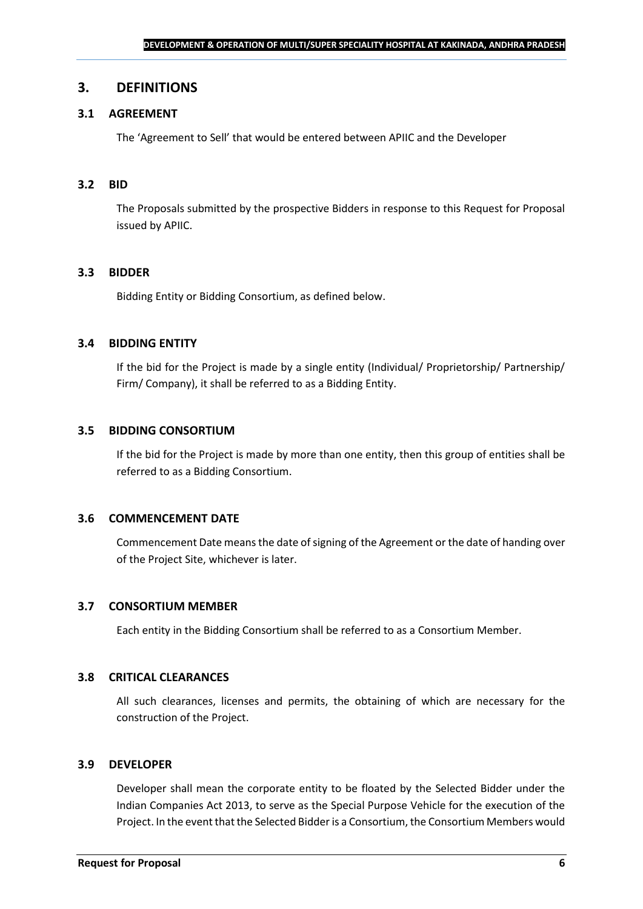## 3. DEFINITIONS

### 3.1 AGREEMENT

The 'Agreement to Sell' that would be entered between APIIC and the Developer

### 3.2 BID

The Proposals submitted by the prospective Bidders in response to this Request for Proposal issued by APIIC.

### 3.3 BIDDER

Bidding Entity or Bidding Consortium, as defined below.

### 3.4 BIDDING ENTITY

If the bid for the Project is made by a single entity (Individual/ Proprietorship/ Partnership/ Firm/ Company), it shall be referred to as a Bidding Entity.

### 3.5 BIDDING CONSORTIUM

If the bid for the Project is made by more than one entity, then this group of entities shall be referred to as a Bidding Consortium.

### 3.6 COMMENCEMENT DATE

Commencement Date means the date of signing of the Agreement or the date of handing over of the Project Site, whichever is later.

### 3.7 CONSORTIUM MEMBER

Each entity in the Bidding Consortium shall be referred to as a Consortium Member.

### 3.8 CRITICAL CLEARANCES

All such clearances, licenses and permits, the obtaining of which are necessary for the construction of the Project.

### 3.9 DEVELOPER

Developer shall mean the corporate entity to be floated by the Selected Bidder under the Indian Companies Act 2013, to serve as the Special Purpose Vehicle for the execution of the Project. In the event that the Selected Bidder is a Consortium, the Consortium Members would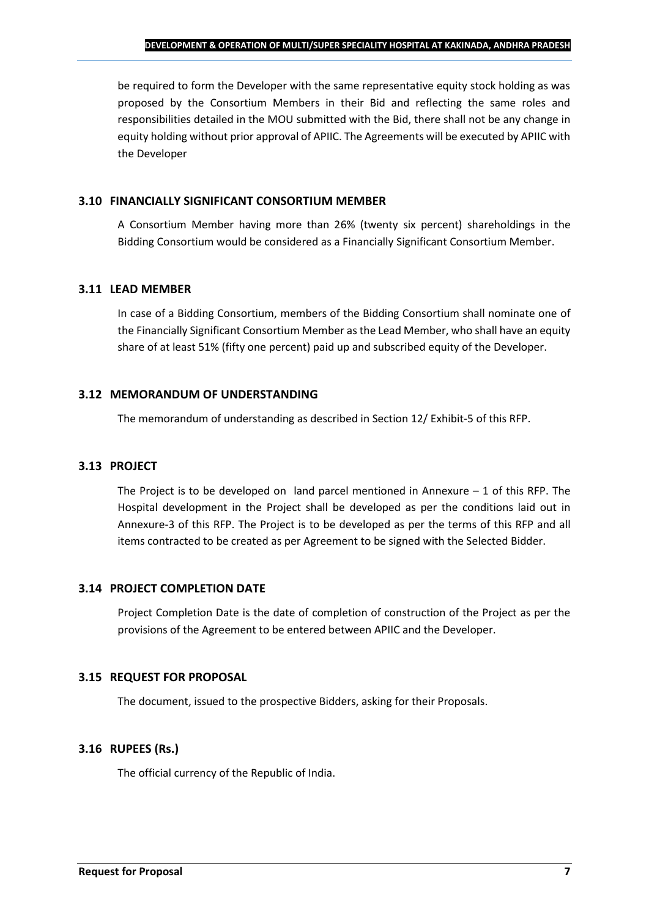be required to form the Developer with the same representative equity stock holding as was proposed by the Consortium Members in their Bid and reflecting the same roles and responsibilities detailed in the MOU submitted with the Bid, there shall not be any change in equity holding without prior approval of APIIC. The Agreements will be executed by APIIC with the Developer

### 3.10 FINANCIALLY SIGNIFICANT CONSORTIUM MEMBER

A Consortium Member having more than 26% (twenty six percent) shareholdings in the Bidding Consortium would be considered as a Financially Significant Consortium Member.

### 3.11 LEAD MEMBER

In case of a Bidding Consortium, members of the Bidding Consortium shall nominate one of the Financially Significant Consortium Member as the Lead Member, who shall have an equity share of at least 51% (fifty one percent) paid up and subscribed equity of the Developer.

### 3.12 MEMORANDUM OF UNDERSTANDING

The memorandum of understanding as described in Section 12/ Exhibit-5 of this RFP.

### 3.13 PROJECT

The Project is to be developed on land parcel mentioned in Annexure – 1 of this RFP. The Hospital development in the Project shall be developed as per the conditions laid out in Annexure-3 of this RFP. The Project is to be developed as per the terms of this RFP and all items contracted to be created as per Agreement to be signed with the Selected Bidder.

### 3.14 PROJECT COMPLETION DATE

Project Completion Date is the date of completion of construction of the Project as per the provisions of the Agreement to be entered between APIIC and the Developer.

### 3.15 REQUEST FOR PROPOSAL

The document, issued to the prospective Bidders, asking for their Proposals.

### 3.16 RUPEES (Rs.)

The official currency of the Republic of India.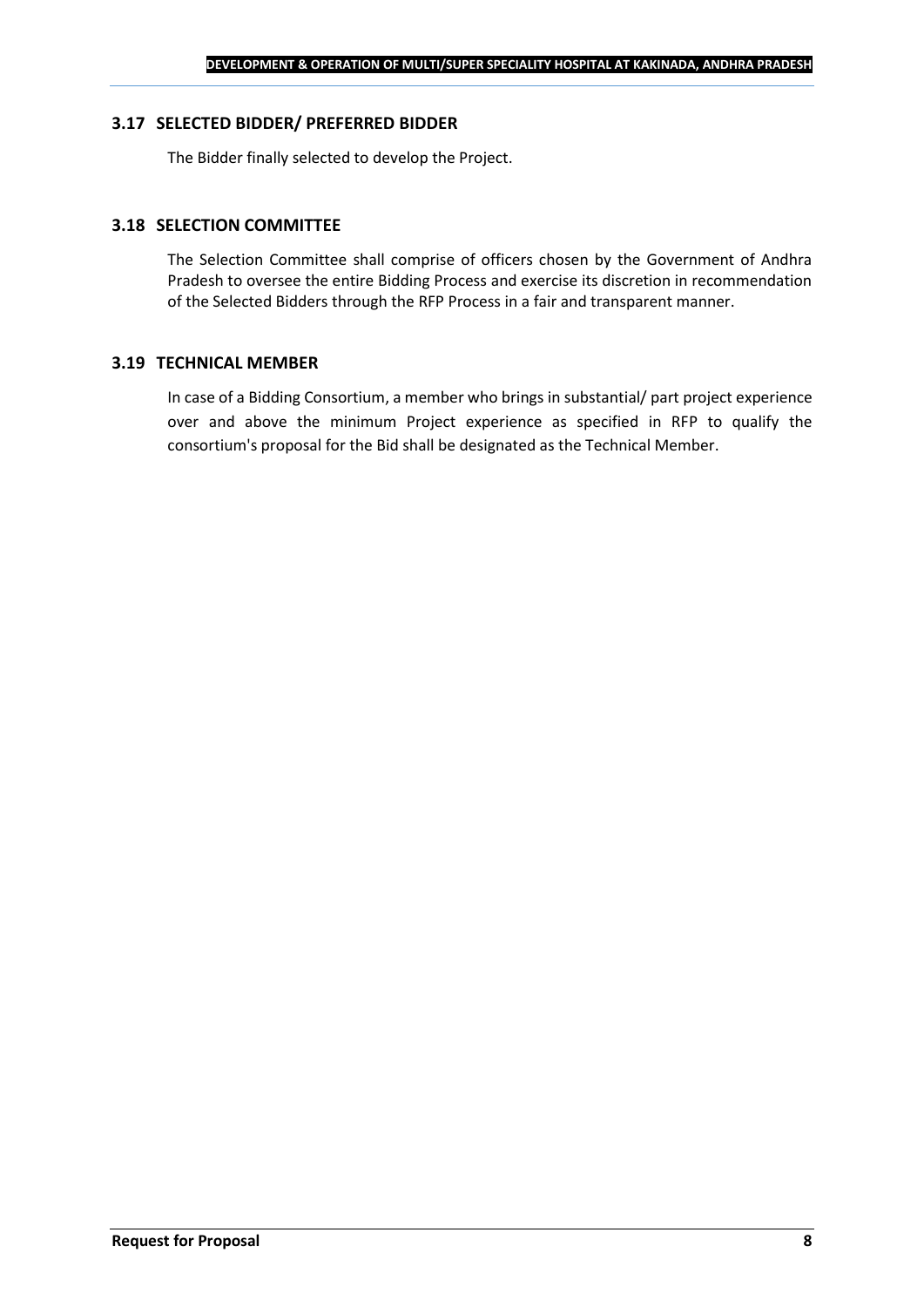### 3.17 SELECTED BIDDER/ PREFERRED BIDDER

The Bidder finally selected to develop the Project.

### 3.18 SELECTION COMMITTEE

The Selection Committee shall comprise of officers chosen by the Government of Andhra Pradesh to oversee the entire Bidding Process and exercise its discretion in recommendation of the Selected Bidders through the RFP Process in a fair and transparent manner.

### 3.19 TECHNICAL MEMBER

In case of a Bidding Consortium, a member who brings in substantial/ part project experience over and above the minimum Project experience as specified in RFP to qualify the consortium's proposal for the Bid shall be designated as the Technical Member.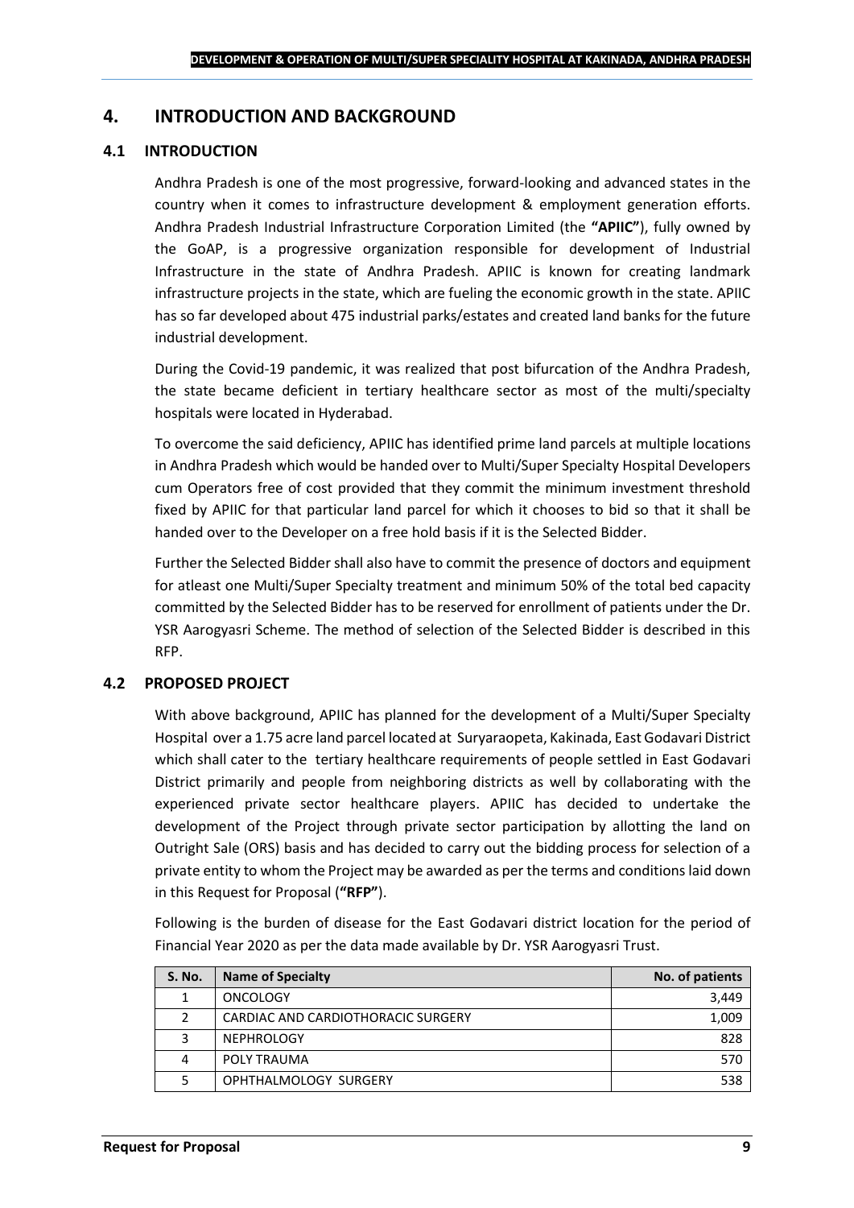## 4. INTRODUCTION AND BACKGROUND

### 4.1 INTRODUCTION

Andhra Pradesh is one of the most progressive, forward-looking and advanced states in the country when it comes to infrastructure development & employment generation efforts. Andhra Pradesh Industrial Infrastructure Corporation Limited (the **"APIIC"**), fully owned by the GoAP, is a progressive organization responsible for development of Industrial Infrastructure in the state of Andhra Pradesh. APIIC is known for creating landmark infrastructure projects in the state, which are fueling the economic growth in the state. APIIC has so far developed about 475 industrial parks/estates and created land banks for the future industrial development.

During the Covid-19 pandemic, it was realized that post bifurcation of the Andhra Pradesh, the state became deficient in tertiary healthcare sector as most of the multi/specialty hospitals were located in Hyderabad.

To overcome the said deficiency, APIIC has identified prime land parcels at multiple locations in Andhra Pradesh which would be handed over to Multi/Super Specialty Hospital Developers cum Operators free of cost provided that they commit the minimum investment threshold fixed by APIIC for that particular land parcel for which it chooses to bid so that it shall be handed over to the Developer on a free hold basis if it is the Selected Bidder.

Further the Selected Bidder shall also have to commit the presence of doctors and equipment for atleast one Multi/Super Specialty treatment and minimum 50% of the total bed capacity committed by the Selected Bidder has to be reserved for enrollment of patients under the Dr. YSR Aarogyasri Scheme. The method of selection of the Selected Bidder is described in this RFP.

### 4.2 PROPOSED PROJECT

With above background, APIIC has planned for the development of a Multi/Super Specialty Hospital over a 1.75 acre land parcel located at Suryaraopeta, Kakinada, East Godavari District which shall cater to the tertiary healthcare requirements of people settled in East Godavari District primarily and people from neighboring districts as well by collaborating with the experienced private sector healthcare players. APIIC has decided to undertake the development of the Project through private sector participation by allotting the land on Outright Sale (ORS) basis and has decided to carry out the bidding process for selection of a private entity to whom the Project may be awarded as per the terms and conditions laid down in this Request for Proposal (**"RFP"**).

Following is the burden of disease for the East Godavari district location for the period of Financial Year 2020 as per the data made available by Dr. YSR Aarogyasri Trust.

| S. No. | Name of Specialty | No. of patients |
|---|---|---|
| 1 | ONCOLOGY | 3,449 |
| 2 | CARDIAC AND CARDIOTHORACIC SURGERY | 1,009 |
| 3 | NEPHROLOGY | 828 |
| 4 | POLY TRAUMA | 570 |
| 5 | OPHTHALMOLOGY SURGERY | 538 |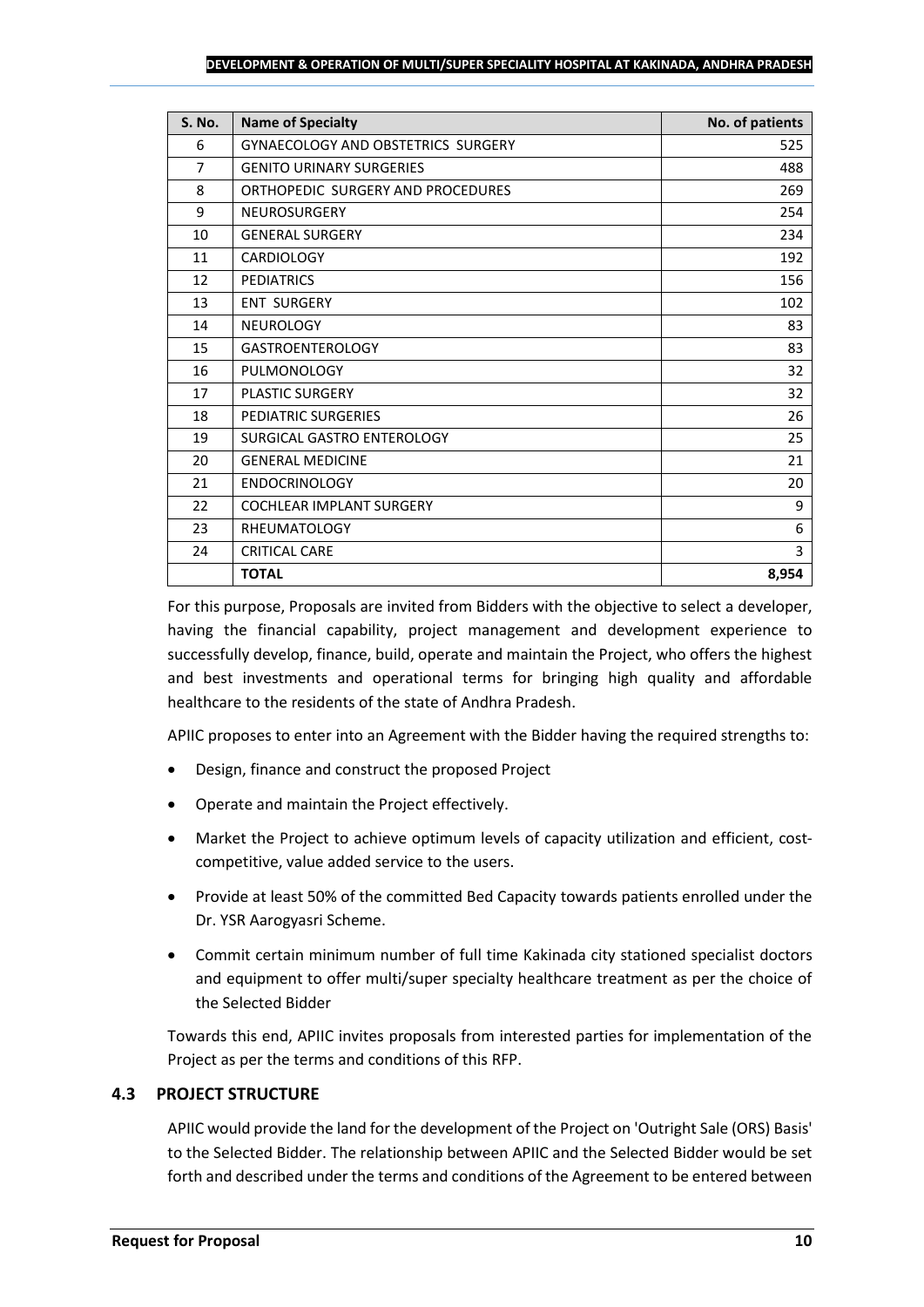| S. No. | Name of Specialty | No. of patients |
|---|---|---|
| 6 | GYNAECOLOGY AND OBSTETRICS SURGERY | 525 |
| 7 | GENITO URINARY SURGERIES | 488 |
| 8 | ORTHOPEDIC SURGERY AND PROCEDURES | 269 |
| 9 | NEUROSURGERY | 254 |
| 10 | GENERAL SURGERY | 234 |
| 11 | CARDIOLOGY | 192 |
| 12 | PEDIATRICS | 156 |
| 13 | ENT SURGERY | 102 |
| 14 | NEUROLOGY | 83 |
| 15 | GASTROENTEROLOGY | 83 |
| 16 | PULMONOLOGY | 32 |
| 17 | PLASTIC SURGERY | 32 |
| 18 | PEDIATRIC SURGERIES | 26 |
| 19 | SURGICAL GASTRO ENTEROLOGY | 25 |
| 20 | GENERAL MEDICINE | 21 |
| 21 | ENDOCRINOLOGY | 20 |
| 22 | COCHLEAR IMPLANT SURGERY | 9 |
| 23 | RHEUMATOLOGY | 6 |
| 24 | CRITICAL CARE | 3 |
| | **TOTAL** | **8,954** |

For this purpose, Proposals are invited from Bidders with the objective to select a developer, having the financial capability, project management and development experience to successfully develop, finance, build, operate and maintain the Project, who offers the highest and best investments and operational terms for bringing high quality and affordable healthcare to the residents of the state of Andhra Pradesh.

APIIC proposes to enter into an Agreement with the Bidder having the required strengths to:

- Design, finance and construct the proposed Project
- Operate and maintain the Project effectively.
- Market the Project to achieve optimum levels of capacity utilization and efficient, cost-competitive, value added service to the users.
- Provide at least 50% of the committed Bed Capacity towards patients enrolled under the Dr. YSR Aarogyasri Scheme.
- Commit certain minimum number of full time Kakinada city stationed specialist doctors and equipment to offer multi/super specialty healthcare treatment as per the choice of the Selected Bidder

Towards this end, APIIC invites proposals from interested parties for implementation of the Project as per the terms and conditions of this RFP.

### 4.3 PROJECT STRUCTURE

APIIC would provide the land for the development of the Project on 'Outright Sale (ORS) Basis' to the Selected Bidder. The relationship between APIIC and the Selected Bidder would be set forth and described under the terms and conditions of the Agreement to be entered between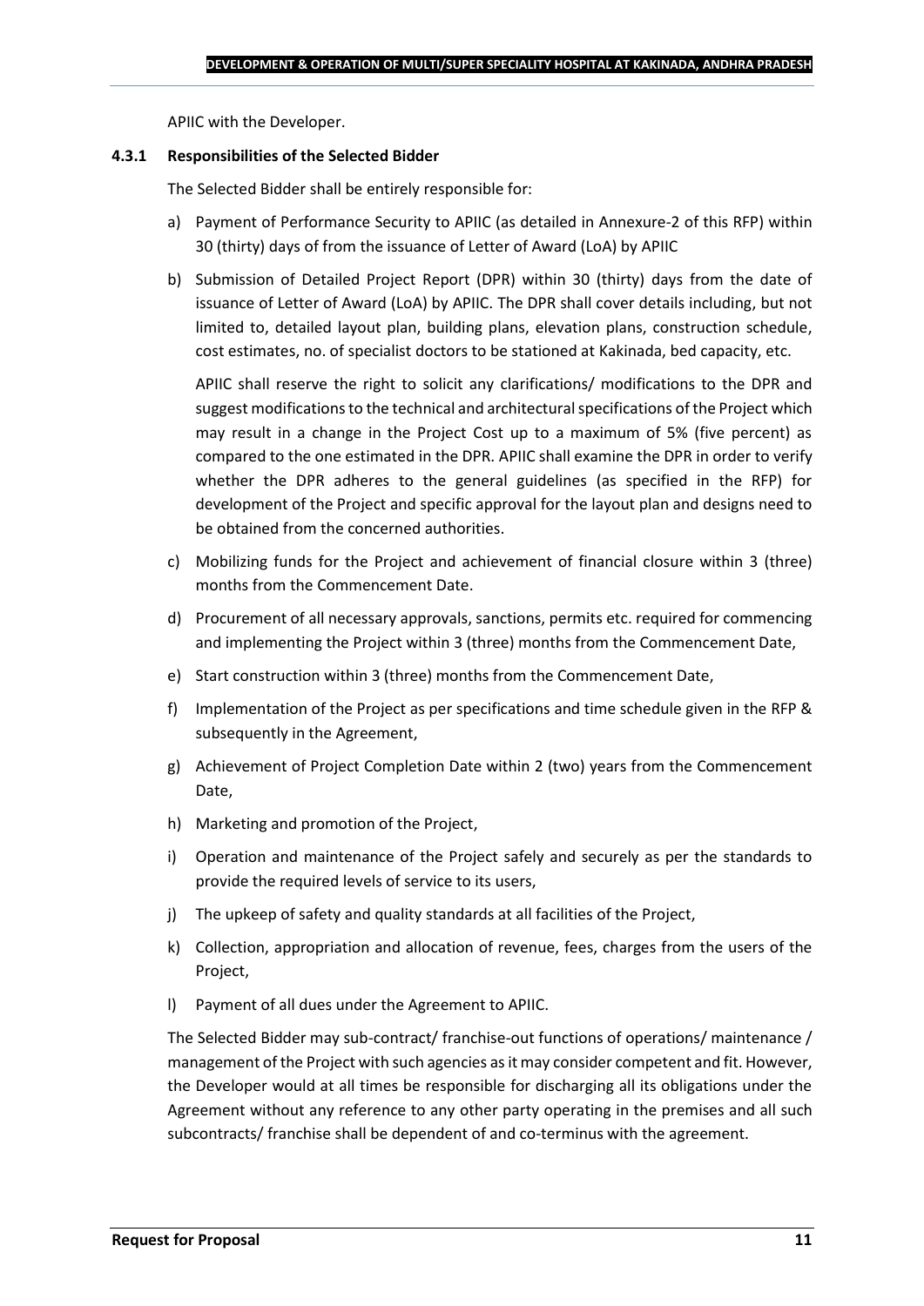APIIC with the Developer.

### 4.3.1 Responsibilities of the Selected Bidder

The Selected Bidder shall be entirely responsible for:

a) Payment of Performance Security to APIIC (as detailed in Annexure-2 of this RFP) within 30 (thirty) days of from the issuance of Letter of Award (LoA) by APIIC

b) Submission of Detailed Project Report (DPR) within 30 (thirty) days from the date of issuance of Letter of Award (LoA) by APIIC. The DPR shall cover details including, but not limited to, detailed layout plan, building plans, elevation plans, construction schedule, cost estimates, no. of specialist doctors to be stationed at Kakinada, bed capacity, etc.

   APIIC shall reserve the right to solicit any clarifications/ modifications to the DPR and suggest modifications to the technical and architectural specifications of the Project which may result in a change in the Project Cost up to a maximum of 5% (five percent) as compared to the one estimated in the DPR. APIIC shall examine the DPR in order to verify whether the DPR adheres to the general guidelines (as specified in the RFP) for development of the Project and specific approval for the layout plan and designs need to be obtained from the concerned authorities.

c) Mobilizing funds for the Project and achievement of financial closure within 3 (three) months from the Commencement Date.

d) Procurement of all necessary approvals, sanctions, permits etc. required for commencing and implementing the Project within 3 (three) months from the Commencement Date,

e) Start construction within 3 (three) months from the Commencement Date,

f) Implementation of the Project as per specifications and time schedule given in the RFP & subsequently in the Agreement,

g) Achievement of Project Completion Date within 2 (two) years from the Commencement Date,

h) Marketing and promotion of the Project,

i) Operation and maintenance of the Project safely and securely as per the standards to provide the required levels of service to its users,

j) The upkeep of safety and quality standards at all facilities of the Project,

k) Collection, appropriation and allocation of revenue, fees, charges from the users of the Project,

l) Payment of all dues under the Agreement to APIIC.

The Selected Bidder may sub-contract/ franchise-out functions of operations/ maintenance / management of the Project with such agencies as it may consider competent and fit. However, the Developer would at all times be responsible for discharging all its obligations under the Agreement without any reference to any other party operating in the premises and all such subcontracts/ franchise shall be dependent of and co-terminus with the agreement.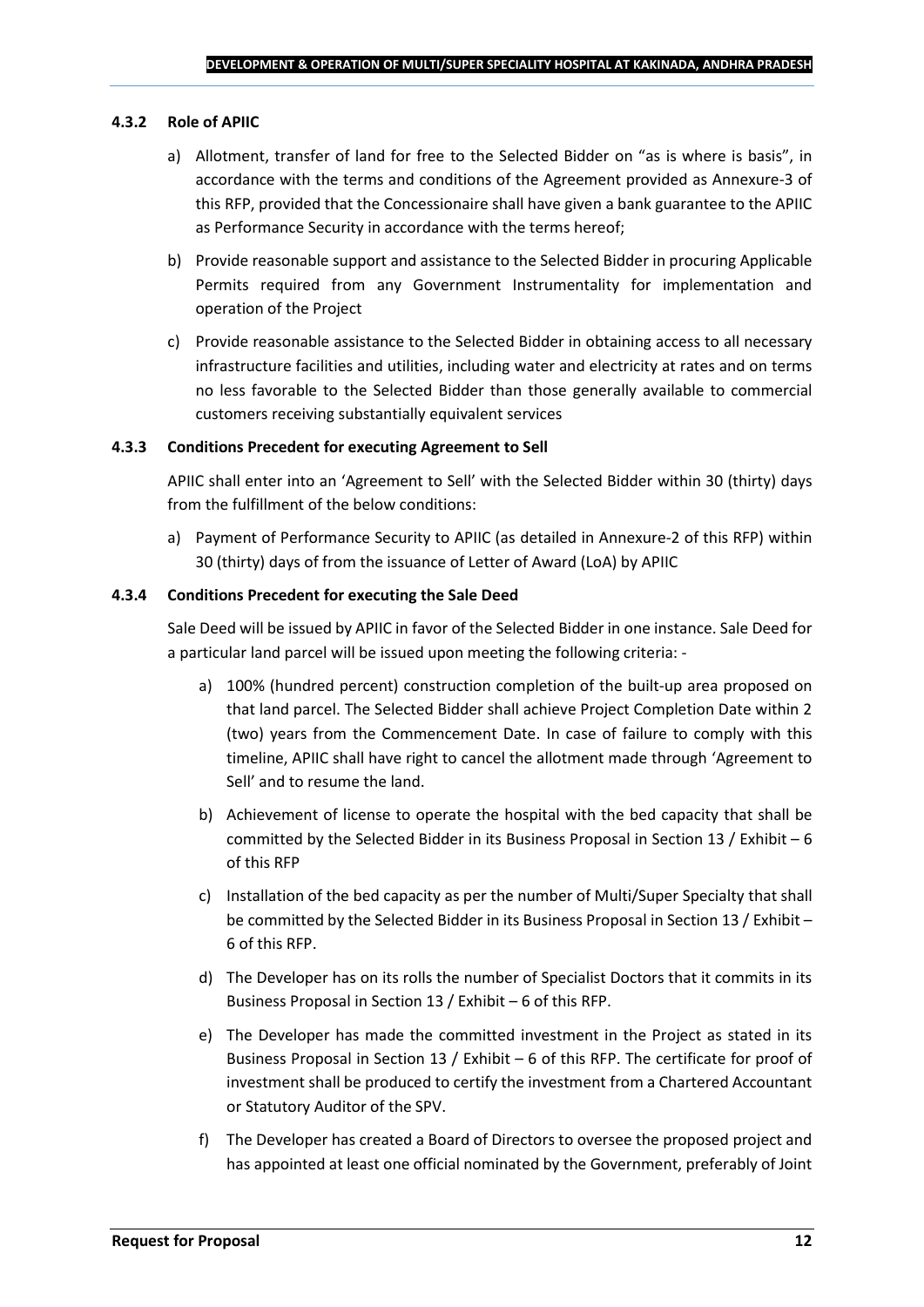#### 4.3.2 Role of APIIC

a) Allotment, transfer of land for free to the Selected Bidder on "as is where is basis", in accordance with the terms and conditions of the Agreement provided as Annexure-3 of this RFP, provided that the Concessionaire shall have given a bank guarantee to the APIIC as Performance Security in accordance with the terms hereof;

b) Provide reasonable support and assistance to the Selected Bidder in procuring Applicable Permits required from any Government Instrumentality for implementation and operation of the Project

c) Provide reasonable assistance to the Selected Bidder in obtaining access to all necessary infrastructure facilities and utilities, including water and electricity at rates and on terms no less favorable to the Selected Bidder than those generally available to commercial customers receiving substantially equivalent services

#### 4.3.3 Conditions Precedent for executing Agreement to Sell

APIIC shall enter into an 'Agreement to Sell' with the Selected Bidder within 30 (thirty) days from the fulfillment of the below conditions:

a) Payment of Performance Security to APIIC (as detailed in Annexure-2 of this RFP) within 30 (thirty) days of from the issuance of Letter of Award (LoA) by APIIC

#### 4.3.4 Conditions Precedent for executing the Sale Deed

Sale Deed will be issued by APIIC in favor of the Selected Bidder in one instance. Sale Deed for a particular land parcel will be issued upon meeting the following criteria: -

a) 100% (hundred percent) construction completion of the built-up area proposed on that land parcel. The Selected Bidder shall achieve Project Completion Date within 2 (two) years from the Commencement Date. In case of failure to comply with this timeline, APIIC shall have right to cancel the allotment made through 'Agreement to Sell' and to resume the land.

b) Achievement of license to operate the hospital with the bed capacity that shall be committed by the Selected Bidder in its Business Proposal in Section 13 / Exhibit – 6 of this RFP

c) Installation of the bed capacity as per the number of Multi/Super Specialty that shall be committed by the Selected Bidder in its Business Proposal in Section 13 / Exhibit – 6 of this RFP.

d) The Developer has on its rolls the number of Specialist Doctors that it commits in its Business Proposal in Section 13 / Exhibit – 6 of this RFP.

e) The Developer has made the committed investment in the Project as stated in its Business Proposal in Section 13 / Exhibit – 6 of this RFP. The certificate for proof of investment shall be produced to certify the investment from a Chartered Accountant or Statutory Auditor of the SPV.

f) The Developer has created a Board of Directors to oversee the proposed project and has appointed at least one official nominated by the Government, preferably of Joint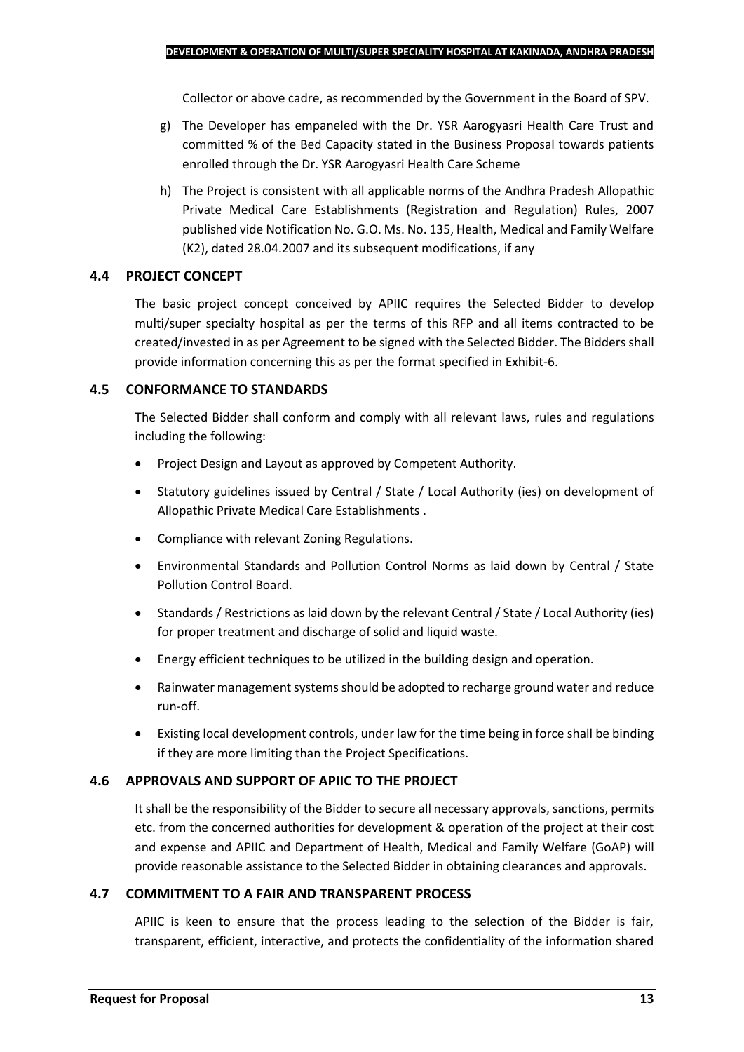Collector or above cadre, as recommended by the Government in the Board of SPV.

g) The Developer has empaneled with the Dr. YSR Aarogyasri Health Care Trust and committed % of the Bed Capacity stated in the Business Proposal towards patients enrolled through the Dr. YSR Aarogyasri Health Care Scheme

h) The Project is consistent with all applicable norms of the Andhra Pradesh Allopathic Private Medical Care Establishments (Registration and Regulation) Rules, 2007 published vide Notification No. G.O. Ms. No. 135, Health, Medical and Family Welfare (K2), dated 28.04.2007 and its subsequent modifications, if any

### 4.4 PROJECT CONCEPT

The basic project concept conceived by APIIC requires the Selected Bidder to develop multi/super specialty hospital as per the terms of this RFP and all items contracted to be created/invested in as per Agreement to be signed with the Selected Bidder. The Bidders shall provide information concerning this as per the format specified in Exhibit-6.

### 4.5 CONFORMANCE TO STANDARDS

The Selected Bidder shall conform and comply with all relevant laws, rules and regulations including the following:

- Project Design and Layout as approved by Competent Authority.
- Statutory guidelines issued by Central / State / Local Authority (ies) on development of Allopathic Private Medical Care Establishments .
- Compliance with relevant Zoning Regulations.
- Environmental Standards and Pollution Control Norms as laid down by Central / State Pollution Control Board.
- Standards / Restrictions as laid down by the relevant Central / State / Local Authority (ies) for proper treatment and discharge of solid and liquid waste.
- Energy efficient techniques to be utilized in the building design and operation.
- Rainwater management systems should be adopted to recharge ground water and reduce run-off.
- Existing local development controls, under law for the time being in force shall be binding if they are more limiting than the Project Specifications.

### 4.6 APPROVALS AND SUPPORT OF APIIC TO THE PROJECT

It shall be the responsibility of the Bidder to secure all necessary approvals, sanctions, permits etc. from the concerned authorities for development & operation of the project at their cost and expense and APIIC and Department of Health, Medical and Family Welfare (GoAP) will provide reasonable assistance to the Selected Bidder in obtaining clearances and approvals.

### 4.7 COMMITMENT TO A FAIR AND TRANSPARENT PROCESS

APIIC is keen to ensure that the process leading to the selection of the Bidder is fair, transparent, efficient, interactive, and protects the confidentiality of the information shared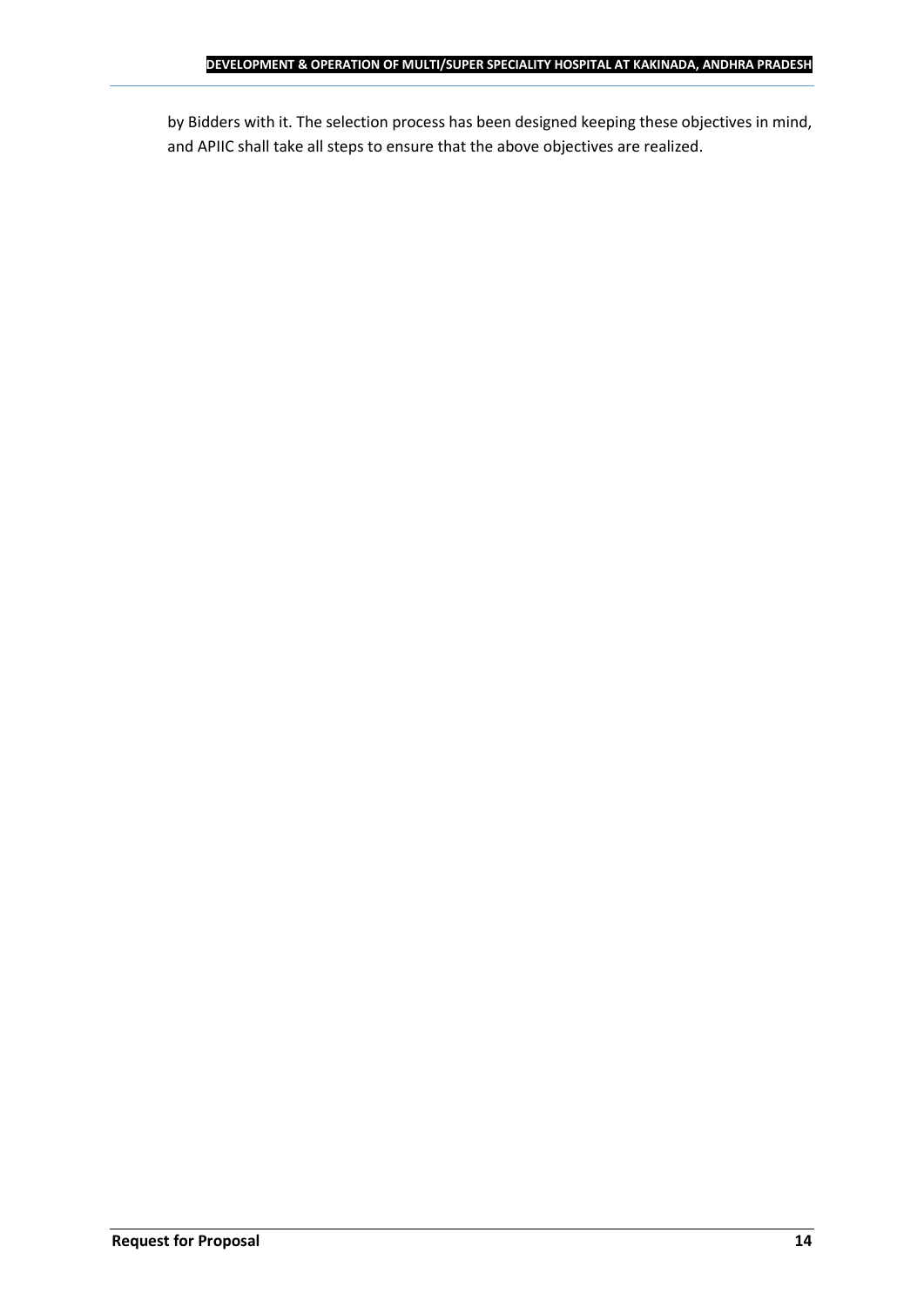by Bidders with it. The selection process has been designed keeping these objectives in mind, and APIIC shall take all steps to ensure that the above objectives are realized.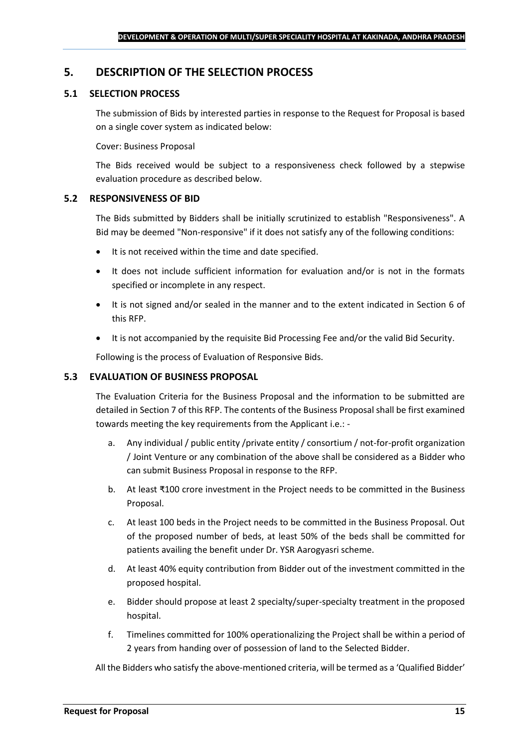## 5. DESCRIPTION OF THE SELECTION PROCESS

### 5.1 SELECTION PROCESS

The submission of Bids by interested parties in response to the Request for Proposal is based on a single cover system as indicated below:

Cover: Business Proposal

The Bids received would be subject to a responsiveness check followed by a stepwise evaluation procedure as described below.

### 5.2 RESPONSIVENESS OF BID

The Bids submitted by Bidders shall be initially scrutinized to establish "Responsiveness". A Bid may be deemed "Non-responsive" if it does not satisfy any of the following conditions:

- It is not received within the time and date specified.
- It does not include sufficient information for evaluation and/or is not in the formats specified or incomplete in any respect.
- It is not signed and/or sealed in the manner and to the extent indicated in Section 6 of this RFP.
- It is not accompanied by the requisite Bid Processing Fee and/or the valid Bid Security.

Following is the process of Evaluation of Responsive Bids.

### 5.3 EVALUATION OF BUSINESS PROPOSAL

The Evaluation Criteria for the Business Proposal and the information to be submitted are detailed in Section 7 of this RFP. The contents of the Business Proposal shall be first examined towards meeting the key requirements from the Applicant i.e.: -

a. Any individual / public entity /private entity / consortium / not-for-profit organization / Joint Venture or any combination of the above shall be considered as a Bidder who can submit Business Proposal in response to the RFP.

b. At least ₹100 crore investment in the Project needs to be committed in the Business Proposal.

c. At least 100 beds in the Project needs to be committed in the Business Proposal. Out of the proposed number of beds, at least 50% of the beds shall be committed for patients availing the benefit under Dr. YSR Aarogyasri scheme.

d. At least 40% equity contribution from Bidder out of the investment committed in the proposed hospital.

e. Bidder should propose at least 2 specialty/super-specialty treatment in the proposed hospital.

f. Timelines committed for 100% operationalizing the Project shall be within a period of 2 years from handing over of possession of land to the Selected Bidder.

All the Bidders who satisfy the above-mentioned criteria, will be termed as a 'Qualified Bidder'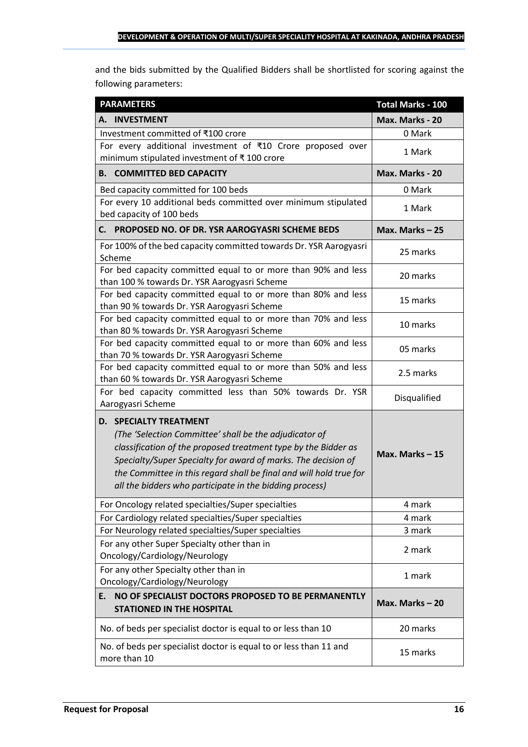and the bids submitted by the Qualified Bidders shall be shortlisted for scoring against the following parameters:

| **PARAMETERS** | **Total Marks - 100** |
|---|---|
| **A. INVESTMENT** | **Max. Marks - 20** |
| Investment committed of ₹100 crore | 0 Mark |
| For every additional investment of ₹10 Crore proposed over minimum stipulated investment of ₹ 100 crore | 1 Mark |
| **B. COMMITTED BED CAPACITY** | **Max. Marks - 20** |
| Bed capacity committed for 100 beds | 0 Mark |
| For every 10 additional beds committed over minimum stipulated bed capacity of 100 beds | 1 Mark |
| **C. PROPOSED NO. OF DR. YSR AAROGYASRI SCHEME BEDS** | **Max. Marks – 25** |
| For 100% of the bed capacity committed towards Dr. YSR Aarogyasri Scheme | 25 marks |
| For bed capacity committed equal to or more than 90% and less than 100 % towards Dr. YSR Aarogyasri Scheme | 20 marks |
| For bed capacity committed equal to or more than 80% and less than 90 % towards Dr. YSR Aarogyasri Scheme | 15 marks |
| For bed capacity committed equal to or more than 70% and less than 80 % towards Dr. YSR Aarogyasri Scheme | 10 marks |
| For bed capacity committed equal to or more than 60% and less than 70 % towards Dr. YSR Aarogyasri Scheme | 05 marks |
| For bed capacity committed equal to or more than 50% and less than 60 % towards Dr. YSR Aarogyasri Scheme | 2.5 marks |
| For bed capacity committed less than 50% towards Dr. YSR Aarogyasri Scheme | Disqualified |
| **D. SPECIALTY TREATMENT** *(The 'Selection Committee' shall be the adjudicator of classification of the proposed treatment type by the Bidder as Specialty/Super Specialty for award of marks. The decision of the Committee in this regard shall be final and will hold true for all the bidders who participate in the bidding process)* | **Max. Marks – 15** |
| For Oncology related specialties/Super specialties | 4 mark |
| For Cardiology related specialties/Super specialties | 4 mark |
| For Neurology related specialties/Super specialties | 3 mark |
| For any other Super Specialty other than in Oncology/Cardiology/Neurology | 2 mark |
| For any other Specialty other than in Oncology/Cardiology/Neurology | 1 mark |
| **E. NO OF SPECIALIST DOCTORS PROPOSED TO BE PERMANENTLY STATIONED IN THE HOSPITAL** | **Max. Marks – 20** |
| No. of beds per specialist doctor is equal to or less than 10 | 20 marks |
| No. of beds per specialist doctor is equal to or less than 11 and more than 10 | 15 marks |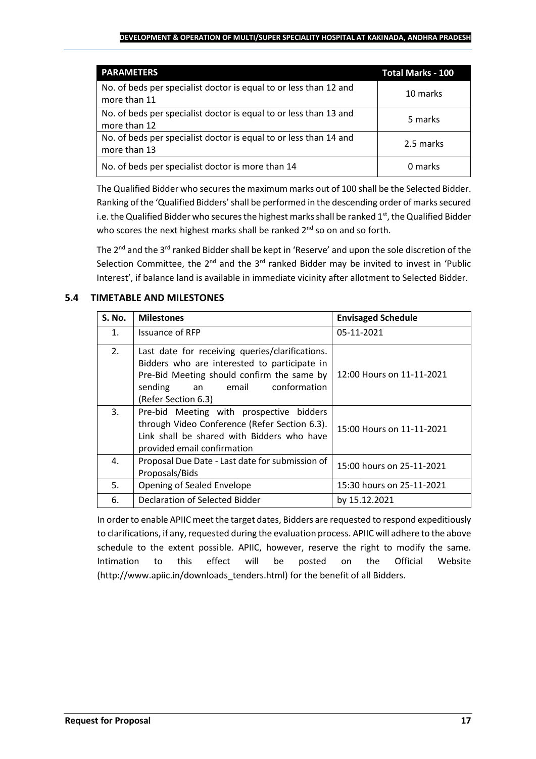| PARAMETERS | Total Marks - 100 |
| --- | --- |
| No. of beds per specialist doctor is equal to or less than 12 and more than 11 | 10 marks |
| No. of beds per specialist doctor is equal to or less than 13 and more than 12 | 5 marks |
| No. of beds per specialist doctor is equal to or less than 14 and more than 13 | 2.5 marks |
| No. of beds per specialist doctor is more than 14 | 0 marks |

The Qualified Bidder who secures the maximum marks out of 100 shall be the Selected Bidder. Ranking of the 'Qualified Bidders' shall be performed in the descending order of marks secured i.e. the Qualified Bidder who secures the highest marks shall be ranked 1st, the Qualified Bidder who scores the next highest marks shall be ranked 2nd so on and so forth.

The 2nd and the 3rd ranked Bidder shall be kept in 'Reserve' and upon the sole discretion of the Selection Committee, the 2nd and the 3rd ranked Bidder may be invited to invest in 'Public Interest', if balance land is available in immediate vicinity after allotment to Selected Bidder.

## 5.4 TIMETABLE AND MILESTONES

| S. No. | Milestones | Envisaged Schedule |
| --- | --- | --- |
| 1. | Issuance of RFP | 05-11-2021 |
| 2. | Last date for receiving queries/clarifications. Bidders who are interested to participate in Pre-Bid Meeting should confirm the same by sending an email conformation (Refer Section 6.3) | 12:00 Hours on 11-11-2021 |
| 3. | Pre-bid Meeting with prospective bidders through Video Conference (Refer Section 6.3). Link shall be shared with Bidders who have provided email confirmation | 15:00 Hours on 11-11-2021 |
| 4. | Proposal Due Date - Last date for submission of Proposals/Bids | 15:00 hours on 25-11-2021 |
| 5. | Opening of Sealed Envelope | 15:30 hours on 25-11-2021 |
| 6. | Declaration of Selected Bidder | by 15.12.2021 |

In order to enable APIIC meet the target dates, Bidders are requested to respond expeditiously to clarifications, if any, requested during the evaluation process. APIIC will adhere to the above schedule to the extent possible. APIIC, however, reserve the right to modify the same. Intimation to this effect will be posted on the Official Website (http://www.apiic.in/downloads_tenders.html) for the benefit of all Bidders.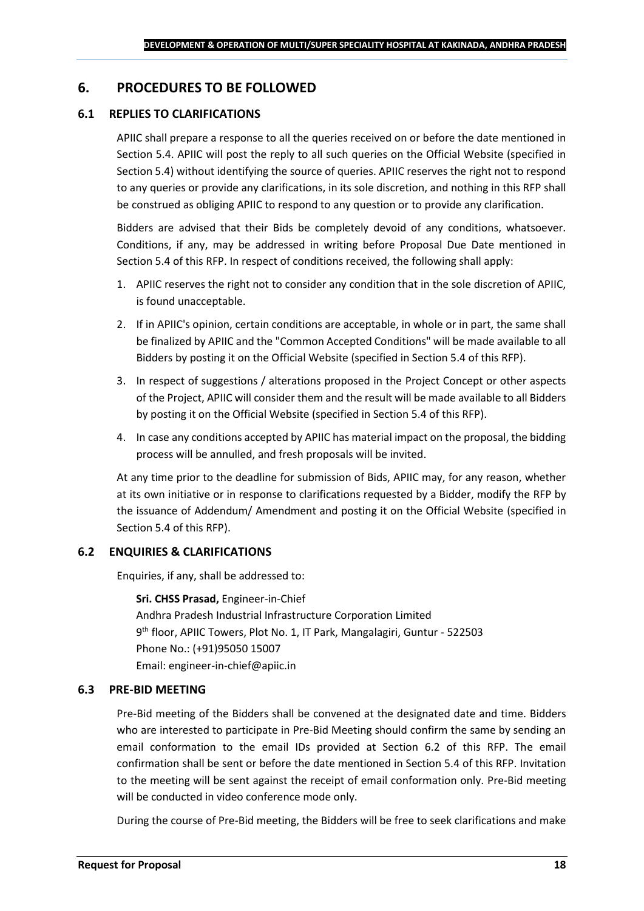# 6. PROCEDURES TO BE FOLLOWED

## 6.1 REPLIES TO CLARIFICATIONS

APIIC shall prepare a response to all the queries received on or before the date mentioned in Section 5.4. APIIC will post the reply to all such queries on the Official Website (specified in Section 5.4) without identifying the source of queries. APIIC reserves the right not to respond to any queries or provide any clarifications, in its sole discretion, and nothing in this RFP shall be construed as obliging APIIC to respond to any question or to provide any clarification.

Bidders are advised that their Bids be completely devoid of any conditions, whatsoever. Conditions, if any, may be addressed in writing before Proposal Due Date mentioned in Section 5.4 of this RFP. In respect of conditions received, the following shall apply:

1. APIIC reserves the right not to consider any condition that in the sole discretion of APIIC, is found unacceptable.
2. If in APIIC's opinion, certain conditions are acceptable, in whole or in part, the same shall be finalized by APIIC and the "Common Accepted Conditions" will be made available to all Bidders by posting it on the Official Website (specified in Section 5.4 of this RFP).
3. In respect of suggestions / alterations proposed in the Project Concept or other aspects of the Project, APIIC will consider them and the result will be made available to all Bidders by posting it on the Official Website (specified in Section 5.4 of this RFP).
4. In case any conditions accepted by APIIC has material impact on the proposal, the bidding process will be annulled, and fresh proposals will be invited.

At any time prior to the deadline for submission of Bids, APIIC may, for any reason, whether at its own initiative or in response to clarifications requested by a Bidder, modify the RFP by the issuance of Addendum/ Amendment and posting it on the Official Website (specified in Section 5.4 of this RFP).

## 6.2 ENQUIRIES & CLARIFICATIONS

Enquiries, if any, shall be addressed to:

**Sri. CHSS Prasad,** Engineer-in-Chief
Andhra Pradesh Industrial Infrastructure Corporation Limited
9th floor, APIIC Towers, Plot No. 1, IT Park, Mangalagiri, Guntur - 522503
Phone No.: (+91)95050 15007
Email: engineer-in-chief@apiic.in

## 6.3 PRE-BID MEETING

Pre-Bid meeting of the Bidders shall be convened at the designated date and time. Bidders who are interested to participate in Pre-Bid Meeting should confirm the same by sending an email conformation to the email IDs provided at Section 6.2 of this RFP. The email confirmation shall be sent or before the date mentioned in Section 5.4 of this RFP. Invitation to the meeting will be sent against the receipt of email conformation only. Pre-Bid meeting will be conducted in video conference mode only.

During the course of Pre-Bid meeting, the Bidders will be free to seek clarifications and make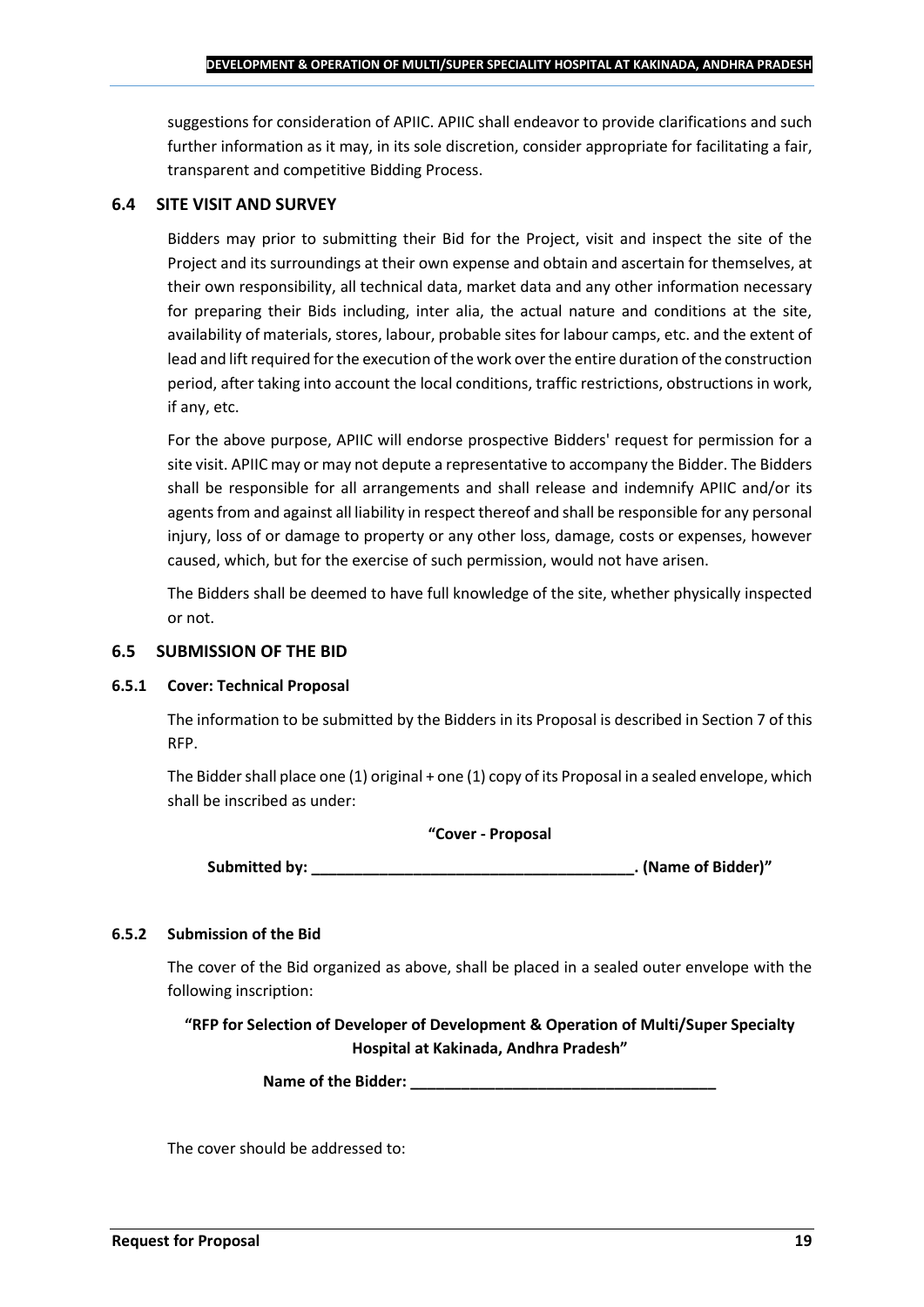suggestions for consideration of APIIC. APIIC shall endeavor to provide clarifications and such further information as it may, in its sole discretion, consider appropriate for facilitating a fair, transparent and competitive Bidding Process.

## 6.4 SITE VISIT AND SURVEY

Bidders may prior to submitting their Bid for the Project, visit and inspect the site of the Project and its surroundings at their own expense and obtain and ascertain for themselves, at their own responsibility, all technical data, market data and any other information necessary for preparing their Bids including, inter alia, the actual nature and conditions at the site, availability of materials, stores, labour, probable sites for labour camps, etc. and the extent of lead and lift required for the execution of the work over the entire duration of the construction period, after taking into account the local conditions, traffic restrictions, obstructions in work, if any, etc.

For the above purpose, APIIC will endorse prospective Bidders' request for permission for a site visit. APIIC may or may not depute a representative to accompany the Bidder. The Bidders shall be responsible for all arrangements and shall release and indemnify APIIC and/or its agents from and against all liability in respect thereof and shall be responsible for any personal injury, loss of or damage to property or any other loss, damage, costs or expenses, however caused, which, but for the exercise of such permission, would not have arisen.

The Bidders shall be deemed to have full knowledge of the site, whether physically inspected or not.

## 6.5 SUBMISSION OF THE BID

### 6.5.1 Cover: Technical Proposal

The information to be submitted by the Bidders in its Proposal is described in Section 7 of this RFP.

The Bidder shall place one (1) original + one (1) copy of its Proposal in a sealed envelope, which shall be inscribed as under:

**"Cover - Proposal**

**Submitted by: ______________________________________. (Name of Bidder)"**

### 6.5.2 Submission of the Bid

The cover of the Bid organized as above, shall be placed in a sealed outer envelope with the following inscription:

**"RFP for Selection of Developer of Development & Operation of Multi/Super Specialty Hospital at Kakinada, Andhra Pradesh"**

**Name of the Bidder: ____________________________________**

The cover should be addressed to: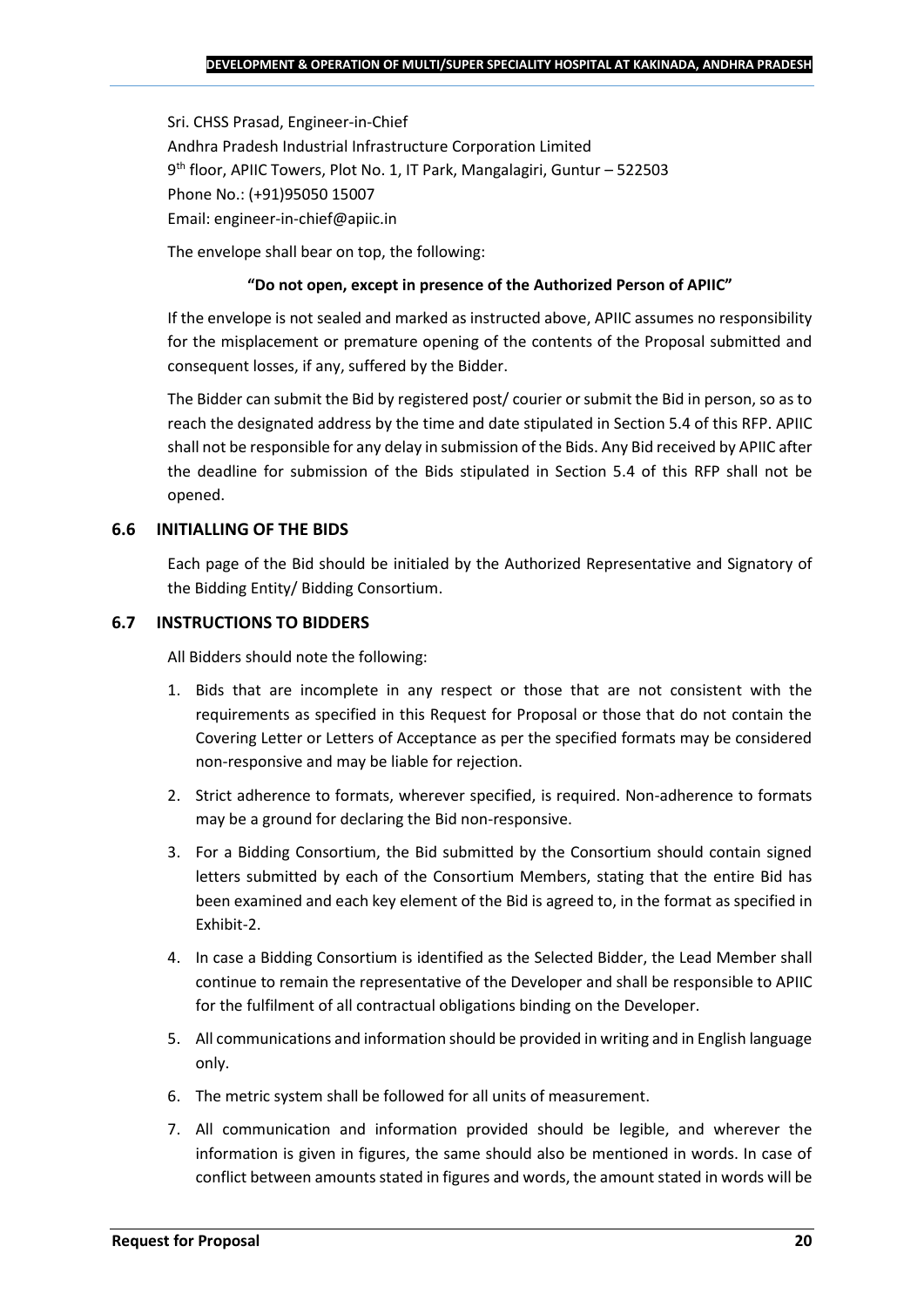Sri. CHSS Prasad, Engineer-in-Chief
Andhra Pradesh Industrial Infrastructure Corporation Limited
9th floor, APIIC Towers, Plot No. 1, IT Park, Mangalagiri, Guntur – 522503
Phone No.: (+91)95050 15007
Email: engineer-in-chief@apiic.in

The envelope shall bear on top, the following:

**"Do not open, except in presence of the Authorized Person of APIIC"**

If the envelope is not sealed and marked as instructed above, APIIC assumes no responsibility for the misplacement or premature opening of the contents of the Proposal submitted and consequent losses, if any, suffered by the Bidder.

The Bidder can submit the Bid by registered post/ courier or submit the Bid in person, so as to reach the designated address by the time and date stipulated in Section 5.4 of this RFP. APIIC shall not be responsible for any delay in submission of the Bids. Any Bid received by APIIC after the deadline for submission of the Bids stipulated in Section 5.4 of this RFP shall not be opened.

### 6.6 INITIALLING OF THE BIDS

Each page of the Bid should be initialed by the Authorized Representative and Signatory of the Bidding Entity/ Bidding Consortium.

### 6.7 INSTRUCTIONS TO BIDDERS

All Bidders should note the following:

1. Bids that are incomplete in any respect or those that are not consistent with the requirements as specified in this Request for Proposal or those that do not contain the Covering Letter or Letters of Acceptance as per the specified formats may be considered non-responsive and may be liable for rejection.
2. Strict adherence to formats, wherever specified, is required. Non-adherence to formats may be a ground for declaring the Bid non-responsive.
3. For a Bidding Consortium, the Bid submitted by the Consortium should contain signed letters submitted by each of the Consortium Members, stating that the entire Bid has been examined and each key element of the Bid is agreed to, in the format as specified in Exhibit-2.
4. In case a Bidding Consortium is identified as the Selected Bidder, the Lead Member shall continue to remain the representative of the Developer and shall be responsible to APIIC for the fulfilment of all contractual obligations binding on the Developer.
5. All communications and information should be provided in writing and in English language only.
6. The metric system shall be followed for all units of measurement.
7. All communication and information provided should be legible, and wherever the information is given in figures, the same should also be mentioned in words. In case of conflict between amounts stated in figures and words, the amount stated in words will be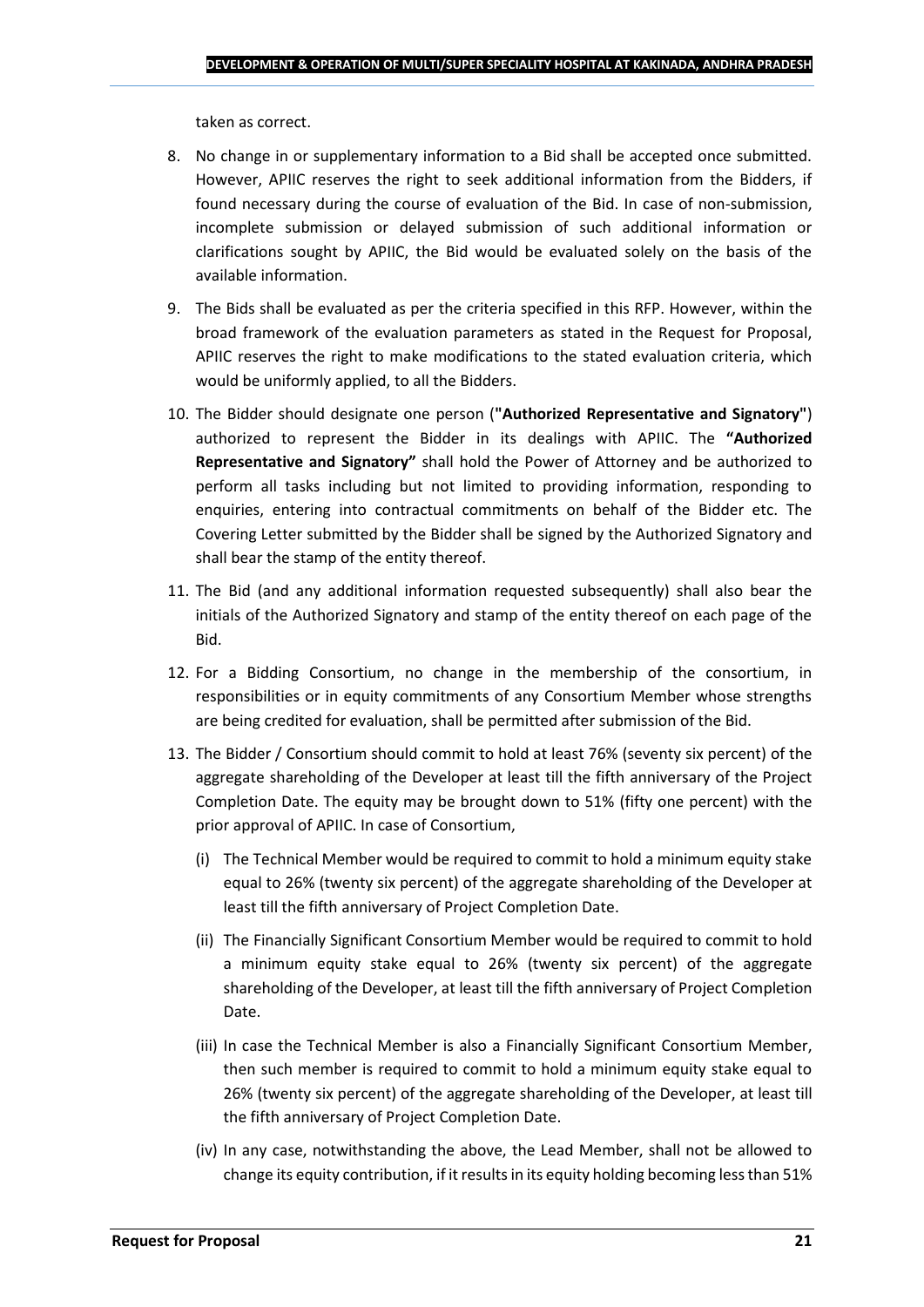taken as correct.

8. No change in or supplementary information to a Bid shall be accepted once submitted. However, APIIC reserves the right to seek additional information from the Bidders, if found necessary during the course of evaluation of the Bid. In case of non-submission, incomplete submission or delayed submission of such additional information or clarifications sought by APIIC, the Bid would be evaluated solely on the basis of the available information.

9. The Bids shall be evaluated as per the criteria specified in this RFP. However, within the broad framework of the evaluation parameters as stated in the Request for Proposal, APIIC reserves the right to make modifications to the stated evaluation criteria, which would be uniformly applied, to all the Bidders.

10. The Bidder should designate one person (**"Authorized Representative and Signatory"**) authorized to represent the Bidder in its dealings with APIIC. The **"Authorized Representative and Signatory"** shall hold the Power of Attorney and be authorized to perform all tasks including but not limited to providing information, responding to enquiries, entering into contractual commitments on behalf of the Bidder etc. The Covering Letter submitted by the Bidder shall be signed by the Authorized Signatory and shall bear the stamp of the entity thereof.

11. The Bid (and any additional information requested subsequently) shall also bear the initials of the Authorized Signatory and stamp of the entity thereof on each page of the Bid.

12. For a Bidding Consortium, no change in the membership of the consortium, in responsibilities or in equity commitments of any Consortium Member whose strengths are being credited for evaluation, shall be permitted after submission of the Bid.

13. The Bidder / Consortium should commit to hold at least 76% (seventy six percent) of the aggregate shareholding of the Developer at least till the fifth anniversary of the Project Completion Date. The equity may be brought down to 51% (fifty one percent) with the prior approval of APIIC. In case of Consortium,

    (i) The Technical Member would be required to commit to hold a minimum equity stake equal to 26% (twenty six percent) of the aggregate shareholding of the Developer at least till the fifth anniversary of Project Completion Date.

    (ii) The Financially Significant Consortium Member would be required to commit to hold a minimum equity stake equal to 26% (twenty six percent) of the aggregate shareholding of the Developer, at least till the fifth anniversary of Project Completion Date.

    (iii) In case the Technical Member is also a Financially Significant Consortium Member, then such member is required to commit to hold a minimum equity stake equal to 26% (twenty six percent) of the aggregate shareholding of the Developer, at least till the fifth anniversary of Project Completion Date.

    (iv) In any case, notwithstanding the above, the Lead Member, shall not be allowed to change its equity contribution, if it results in its equity holding becoming less than 51%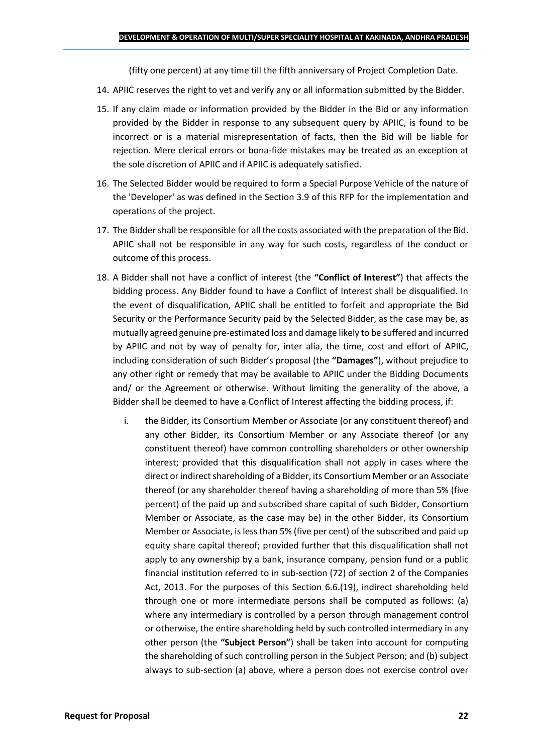(fifty one percent) at any time till the fifth anniversary of Project Completion Date.

14. APIIC reserves the right to vet and verify any or all information submitted by the Bidder.
15. If any claim made or information provided by the Bidder in the Bid or any information provided by the Bidder in response to any subsequent query by APIIC, is found to be incorrect or is a material misrepresentation of facts, then the Bid will be liable for rejection. Mere clerical errors or bona-fide mistakes may be treated as an exception at the sole discretion of APIIC and if APIIC is adequately satisfied.
16. The Selected Bidder would be required to form a Special Purpose Vehicle of the nature of the 'Developer' as was defined in the Section 3.9 of this RFP for the implementation and operations of the project.
17. The Bidder shall be responsible for all the costs associated with the preparation of the Bid. APIIC shall not be responsible in any way for such costs, regardless of the conduct or outcome of this process.
18. A Bidder shall not have a conflict of interest (the **"Conflict of Interest"**) that affects the bidding process. Any Bidder found to have a Conflict of Interest shall be disqualified. In the event of disqualification, APIIC shall be entitled to forfeit and appropriate the Bid Security or the Performance Security paid by the Selected Bidder, as the case may be, as mutually agreed genuine pre-estimated loss and damage likely to be suffered and incurred by APIIC and not by way of penalty for, inter alia, the time, cost and effort of APIIC, including consideration of such Bidder's proposal (the **"Damages"**), without prejudice to any other right or remedy that may be available to APIIC under the Bidding Documents and/ or the Agreement or otherwise. Without limiting the generality of the above, a Bidder shall be deemed to have a Conflict of Interest affecting the bidding process, if:
    i. the Bidder, its Consortium Member or Associate (or any constituent thereof) and any other Bidder, its Consortium Member or any Associate thereof (or any constituent thereof) have common controlling shareholders or other ownership interest; provided that this disqualification shall not apply in cases where the direct or indirect shareholding of a Bidder, its Consortium Member or an Associate thereof (or any shareholder thereof having a shareholding of more than 5% (five percent) of the paid up and subscribed share capital of such Bidder, Consortium Member or Associate, as the case may be) in the other Bidder, its Consortium Member or Associate, is less than 5% (five per cent) of the subscribed and paid up equity share capital thereof; provided further that this disqualification shall not apply to any ownership by a bank, insurance company, pension fund or a public financial institution referred to in sub-section (72) of section 2 of the Companies Act, 2013. For the purposes of this Section 6.6.(19), indirect shareholding held through one or more intermediate persons shall be computed as follows: (a) where any intermediary is controlled by a person through management control or otherwise, the entire shareholding held by such controlled intermediary in any other person (the **"Subject Person"**) shall be taken into account for computing the shareholding of such controlling person in the Subject Person; and (b) subject always to sub-section (a) above, where a person does not exercise control over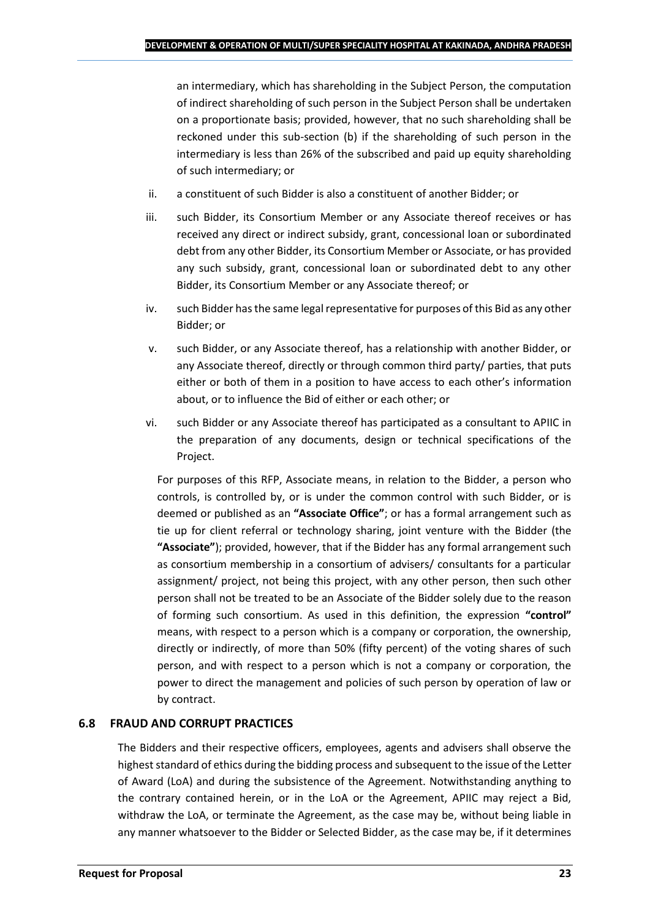an intermediary, which has shareholding in the Subject Person, the computation of indirect shareholding of such person in the Subject Person shall be undertaken on a proportionate basis; provided, however, that no such shareholding shall be reckoned under this sub-section (b) if the shareholding of such person in the intermediary is less than 26% of the subscribed and paid up equity shareholding of such intermediary; or

ii. a constituent of such Bidder is also a constituent of another Bidder; or

iii. such Bidder, its Consortium Member or any Associate thereof receives or has received any direct or indirect subsidy, grant, concessional loan or subordinated debt from any other Bidder, its Consortium Member or Associate, or has provided any such subsidy, grant, concessional loan or subordinated debt to any other Bidder, its Consortium Member or any Associate thereof; or

iv. such Bidder has the same legal representative for purposes of this Bid as any other Bidder; or

v. such Bidder, or any Associate thereof, has a relationship with another Bidder, or any Associate thereof, directly or through common third party/ parties, that puts either or both of them in a position to have access to each other's information about, or to influence the Bid of either or each other; or

vi. such Bidder or any Associate thereof has participated as a consultant to APIIC in the preparation of any documents, design or technical specifications of the Project.

For purposes of this RFP, Associate means, in relation to the Bidder, a person who controls, is controlled by, or is under the common control with such Bidder, or is deemed or published as an **"Associate Office"**; or has a formal arrangement such as tie up for client referral or technology sharing, joint venture with the Bidder (the **"Associate"**); provided, however, that if the Bidder has any formal arrangement such as consortium membership in a consortium of advisers/ consultants for a particular assignment/ project, not being this project, with any other person, then such other person shall not be treated to be an Associate of the Bidder solely due to the reason of forming such consortium. As used in this definition, the expression **"control"** means, with respect to a person which is a company or corporation, the ownership, directly or indirectly, of more than 50% (fifty percent) of the voting shares of such person, and with respect to a person which is not a company or corporation, the power to direct the management and policies of such person by operation of law or by contract.

### 6.8 FRAUD AND CORRUPT PRACTICES

The Bidders and their respective officers, employees, agents and advisers shall observe the highest standard of ethics during the bidding process and subsequent to the issue of the Letter of Award (LoA) and during the subsistence of the Agreement. Notwithstanding anything to the contrary contained herein, or in the LoA or the Agreement, APIIC may reject a Bid, withdraw the LoA, or terminate the Agreement, as the case may be, without being liable in any manner whatsoever to the Bidder or Selected Bidder, as the case may be, if it determines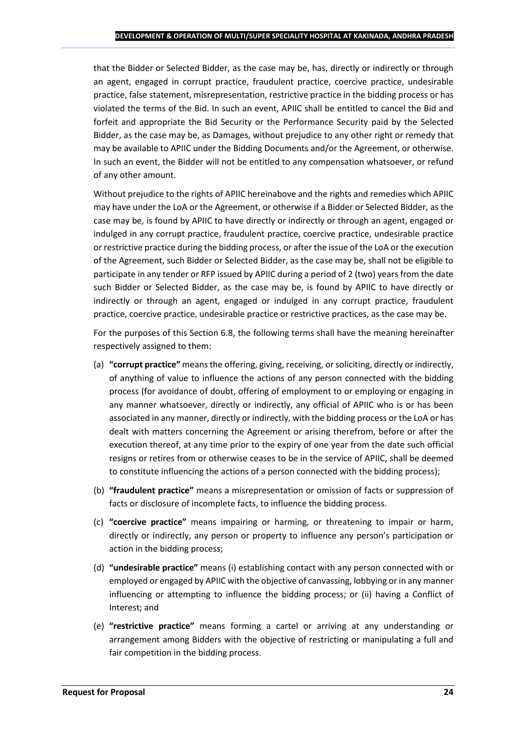that the Bidder or Selected Bidder, as the case may be, has, directly or indirectly or through an agent, engaged in corrupt practice, fraudulent practice, coercive practice, undesirable practice, false statement, misrepresentation, restrictive practice in the bidding process or has violated the terms of the Bid. In such an event, APIIC shall be entitled to cancel the Bid and forfeit and appropriate the Bid Security or the Performance Security paid by the Selected Bidder, as the case may be, as Damages, without prejudice to any other right or remedy that may be available to APIIC under the Bidding Documents and/or the Agreement, or otherwise. In such an event, the Bidder will not be entitled to any compensation whatsoever, or refund of any other amount.

Without prejudice to the rights of APIIC hereinabove and the rights and remedies which APIIC may have under the LoA or the Agreement, or otherwise if a Bidder or Selected Bidder, as the case may be, is found by APIIC to have directly or indirectly or through an agent, engaged or indulged in any corrupt practice, fraudulent practice, coercive practice, undesirable practice or restrictive practice during the bidding process, or after the issue of the LoA or the execution of the Agreement, such Bidder or Selected Bidder, as the case may be, shall not be eligible to participate in any tender or RFP issued by APIIC during a period of 2 (two) years from the date such Bidder or Selected Bidder, as the case may be, is found by APIIC to have directly or indirectly or through an agent, engaged or indulged in any corrupt practice, fraudulent practice, coercive practice, undesirable practice or restrictive practices, as the case may be.

For the purposes of this Section 6.8, the following terms shall have the meaning hereinafter respectively assigned to them:

(a) **"corrupt practice"** means the offering, giving, receiving, or soliciting, directly or indirectly, of anything of value to influence the actions of any person connected with the bidding process (for avoidance of doubt, offering of employment to or employing or engaging in any manner whatsoever, directly or indirectly, any official of APIIC who is or has been associated in any manner, directly or indirectly, with the bidding process or the LoA or has dealt with matters concerning the Agreement or arising therefrom, before or after the execution thereof, at any time prior to the expiry of one year from the date such official resigns or retires from or otherwise ceases to be in the service of APIIC, shall be deemed to constitute influencing the actions of a person connected with the bidding process);

(b) **"fraudulent practice"** means a misrepresentation or omission of facts or suppression of facts or disclosure of incomplete facts, to influence the bidding process.

(c) **"coercive practice"** means impairing or harming, or threatening to impair or harm, directly or indirectly, any person or property to influence any person's participation or action in the bidding process;

(d) **"undesirable practice"** means (i) establishing contact with any person connected with or employed or engaged by APIIC with the objective of canvassing, lobbying or in any manner influencing or attempting to influence the bidding process; or (ii) having a Conflict of Interest; and

(e) **"restrictive practice"** means forming a cartel or arriving at any understanding or arrangement among Bidders with the objective of restricting or manipulating a full and fair competition in the bidding process.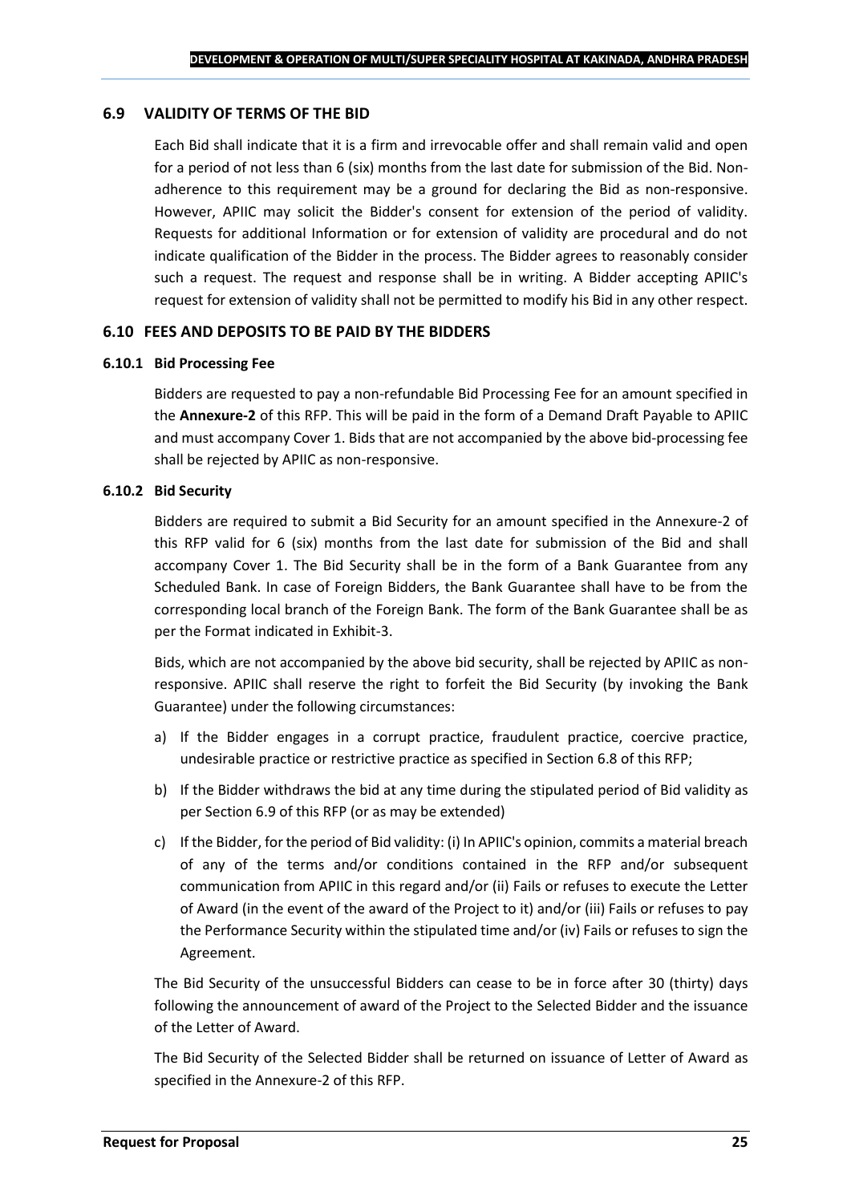### 6.9 VALIDITY OF TERMS OF THE BID

Each Bid shall indicate that it is a firm and irrevocable offer and shall remain valid and open for a period of not less than 6 (six) months from the last date for submission of the Bid. Non-adherence to this requirement may be a ground for declaring the Bid as non-responsive. However, APIIC may solicit the Bidder's consent for extension of the period of validity. Requests for additional Information or for extension of validity are procedural and do not indicate qualification of the Bidder in the process. The Bidder agrees to reasonably consider such a request. The request and response shall be in writing. A Bidder accepting APIIC's request for extension of validity shall not be permitted to modify his Bid in any other respect.

### 6.10 FEES AND DEPOSITS TO BE PAID BY THE BIDDERS

#### 6.10.1 Bid Processing Fee

Bidders are requested to pay a non-refundable Bid Processing Fee for an amount specified in the **Annexure-2** of this RFP. This will be paid in the form of a Demand Draft Payable to APIIC and must accompany Cover 1. Bids that are not accompanied by the above bid-processing fee shall be rejected by APIIC as non-responsive.

#### 6.10.2 Bid Security

Bidders are required to submit a Bid Security for an amount specified in the Annexure-2 of this RFP valid for 6 (six) months from the last date for submission of the Bid and shall accompany Cover 1. The Bid Security shall be in the form of a Bank Guarantee from any Scheduled Bank. In case of Foreign Bidders, the Bank Guarantee shall have to be from the corresponding local branch of the Foreign Bank. The form of the Bank Guarantee shall be as per the Format indicated in Exhibit-3.

Bids, which are not accompanied by the above bid security, shall be rejected by APIIC as non-responsive. APIIC shall reserve the right to forfeit the Bid Security (by invoking the Bank Guarantee) under the following circumstances:

a) If the Bidder engages in a corrupt practice, fraudulent practice, coercive practice, undesirable practice or restrictive practice as specified in Section 6.8 of this RFP;

b) If the Bidder withdraws the bid at any time during the stipulated period of Bid validity as per Section 6.9 of this RFP (or as may be extended)

c) If the Bidder, for the period of Bid validity: (i) In APIIC's opinion, commits a material breach of any of the terms and/or conditions contained in the RFP and/or subsequent communication from APIIC in this regard and/or (ii) Fails or refuses to execute the Letter of Award (in the event of the award of the Project to it) and/or (iii) Fails or refuses to pay the Performance Security within the stipulated time and/or (iv) Fails or refuses to sign the Agreement.

The Bid Security of the unsuccessful Bidders can cease to be in force after 30 (thirty) days following the announcement of award of the Project to the Selected Bidder and the issuance of the Letter of Award.

The Bid Security of the Selected Bidder shall be returned on issuance of Letter of Award as specified in the Annexure-2 of this RFP.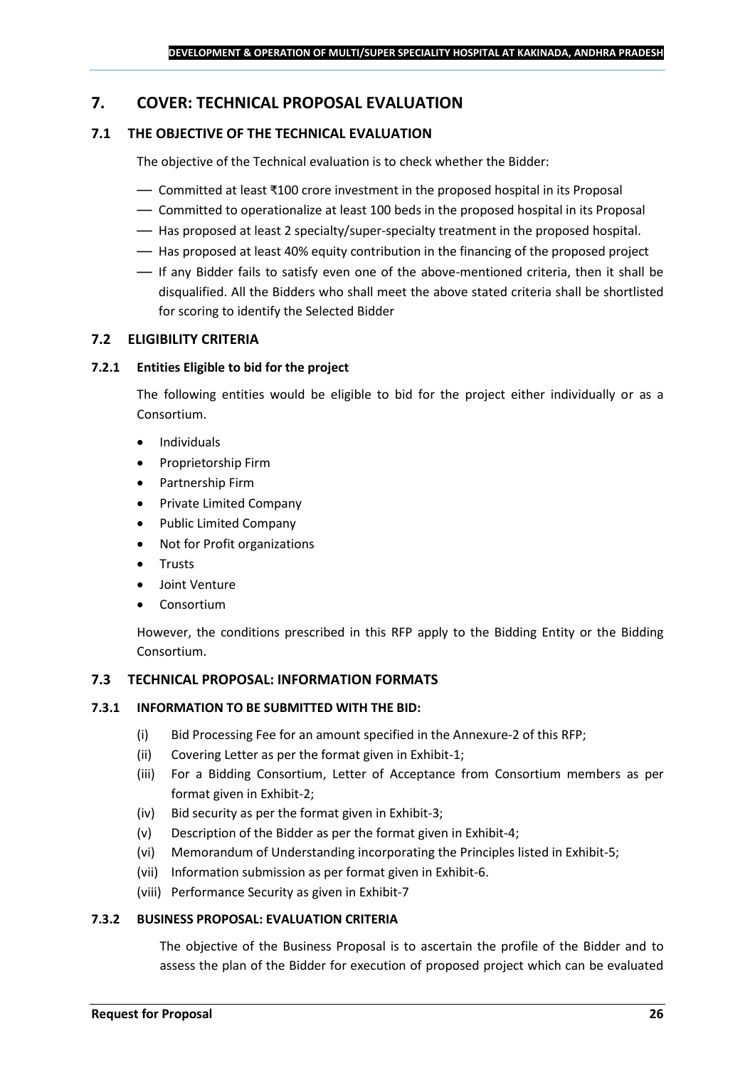## 7. COVER: TECHNICAL PROPOSAL EVALUATION

### 7.1 THE OBJECTIVE OF THE TECHNICAL EVALUATION

The objective of the Technical evaluation is to check whether the Bidder:

- Committed at least ₹100 crore investment in the proposed hospital in its Proposal
- Committed to operationalize at least 100 beds in the proposed hospital in its Proposal
- Has proposed at least 2 specialty/super-specialty treatment in the proposed hospital.
- Has proposed at least 40% equity contribution in the financing of the proposed project
- If any Bidder fails to satisfy even one of the above-mentioned criteria, then it shall be disqualified. All the Bidders who shall meet the above stated criteria shall be shortlisted for scoring to identify the Selected Bidder

### 7.2 ELIGIBILITY CRITERIA

#### 7.2.1 Entities Eligible to bid for the project

The following entities would be eligible to bid for the project either individually or as a Consortium.

- Individuals
- Proprietorship Firm
- Partnership Firm
- Private Limited Company
- Public Limited Company
- Not for Profit organizations
- Trusts
- Joint Venture
- Consortium

However, the conditions prescribed in this RFP apply to the Bidding Entity or the Bidding Consortium.

### 7.3 TECHNICAL PROPOSAL: INFORMATION FORMATS

#### 7.3.1 INFORMATION TO BE SUBMITTED WITH THE BID:

(i) Bid Processing Fee for an amount specified in the Annexure-2 of this RFP;

(ii) Covering Letter as per the format given in Exhibit-1;

(iii) For a Bidding Consortium, Letter of Acceptance from Consortium members as per format given in Exhibit-2;

(iv) Bid security as per the format given in Exhibit-3;

(v) Description of the Bidder as per the format given in Exhibit-4;

(vi) Memorandum of Understanding incorporating the Principles listed in Exhibit-5;

(vii) Information submission as per format given in Exhibit-6.

(viii) Performance Security as given in Exhibit-7

#### 7.3.2 BUSINESS PROPOSAL: EVALUATION CRITERIA

The objective of the Business Proposal is to ascertain the profile of the Bidder and to assess the plan of the Bidder for execution of proposed project which can be evaluated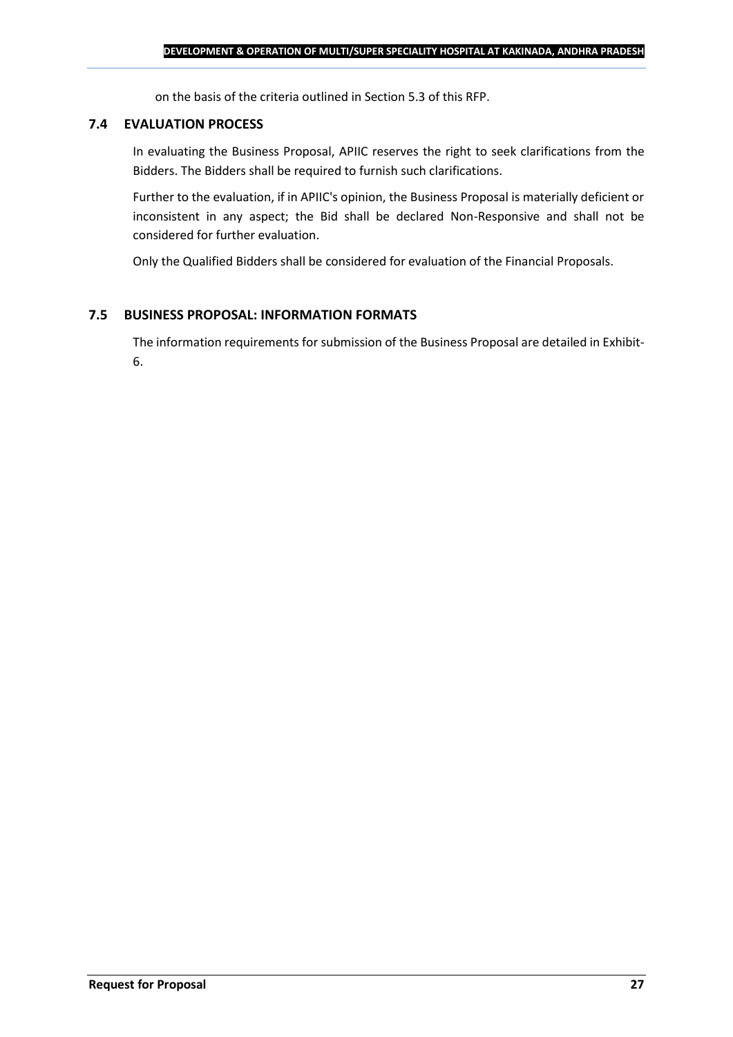on the basis of the criteria outlined in Section 5.3 of this RFP.

## 7.4 EVALUATION PROCESS

In evaluating the Business Proposal, APIIC reserves the right to seek clarifications from the Bidders. The Bidders shall be required to furnish such clarifications.

Further to the evaluation, if in APIIC's opinion, the Business Proposal is materially deficient or inconsistent in any aspect; the Bid shall be declared Non-Responsive and shall not be considered for further evaluation.

Only the Qualified Bidders shall be considered for evaluation of the Financial Proposals.

## 7.5 BUSINESS PROPOSAL: INFORMATION FORMATS

The information requirements for submission of the Business Proposal are detailed in Exhibit-6.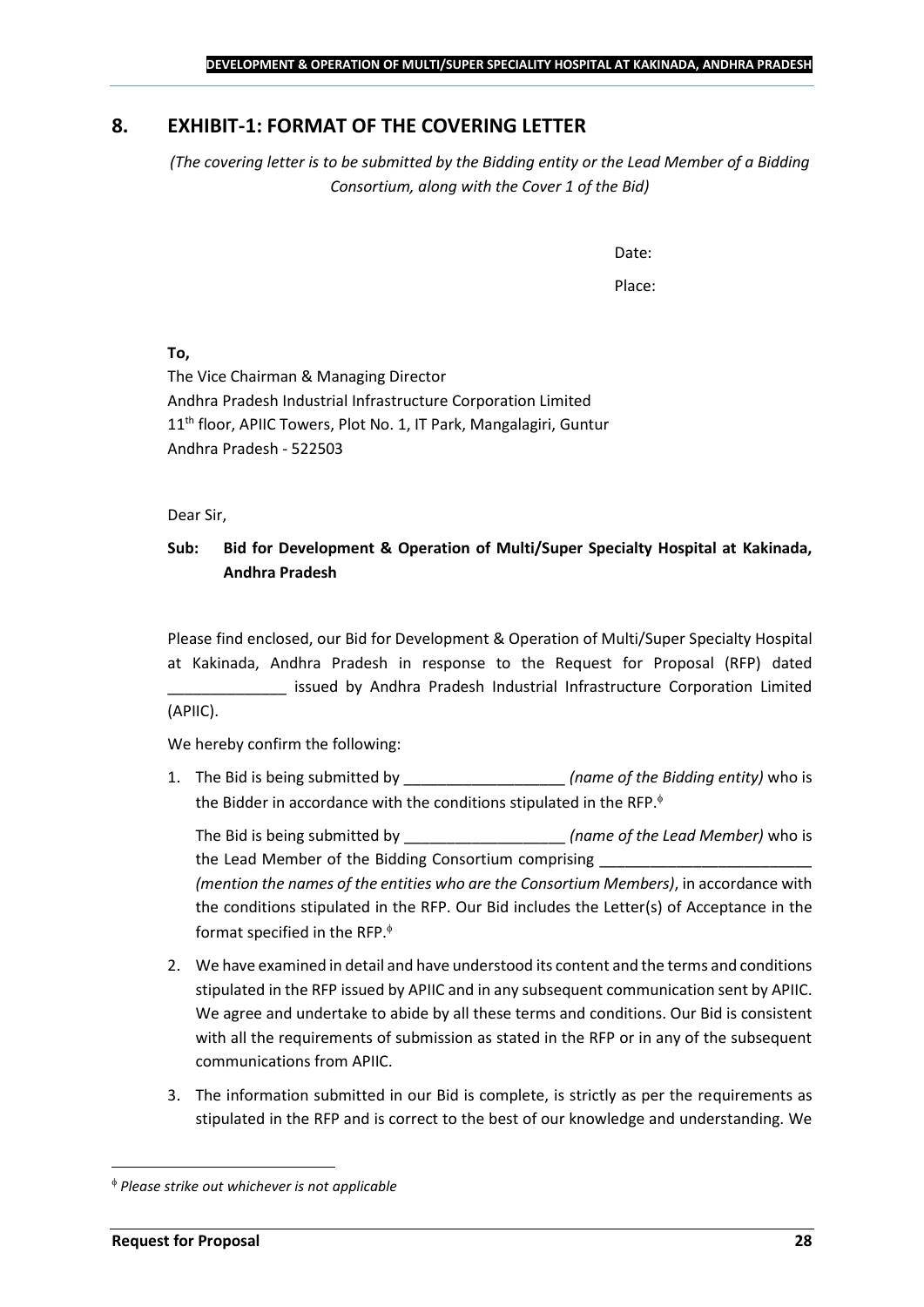## 8. EXHIBIT-1: FORMAT OF THE COVERING LETTER

*(The covering letter is to be submitted by the Bidding entity or the Lead Member of a Bidding Consortium, along with the Cover 1 of the Bid)*

Date:

Place:

**To,**

The Vice Chairman & Managing Director
Andhra Pradesh Industrial Infrastructure Corporation Limited
11th floor, APIIC Towers, Plot No. 1, IT Park, Mangalagiri, Guntur
Andhra Pradesh - 522503

Dear Sir,

**Sub: Bid for Development & Operation of Multi/Super Specialty Hospital at Kakinada, Andhra Pradesh**

Please find enclosed, our Bid for Development & Operation of Multi/Super Specialty Hospital at Kakinada, Andhra Pradesh in response to the Request for Proposal (RFP) dated ______________ issued by Andhra Pradesh Industrial Infrastructure Corporation Limited (APIIC).

We hereby confirm the following:

1. The Bid is being submitted by ___________________ *(name of the Bidding entity)* who is the Bidder in accordance with the conditions stipulated in the RFP.[ɸ]

   The Bid is being submitted by ___________________ *(name of the Lead Member)* who is the Lead Member of the Bidding Consortium comprising _________________________ *(mention the names of the entities who are the Consortium Members)*, in accordance with the conditions stipulated in the RFP. Our Bid includes the Letter(s) of Acceptance in the format specified in the RFP.[ɸ]

2. We have examined in detail and have understood its content and the terms and conditions stipulated in the RFP issued by APIIC and in any subsequent communication sent by APIIC. We agree and undertake to abide by all these terms and conditions. Our Bid is consistent with all the requirements of submission as stated in the RFP or in any of the subsequent communications from APIIC.

3. The information submitted in our Bid is complete, is strictly as per the requirements as stipulated in the RFP and is correct to the best of our knowledge and understanding. We

---

[ɸ] *Please strike out whichever is not applicable*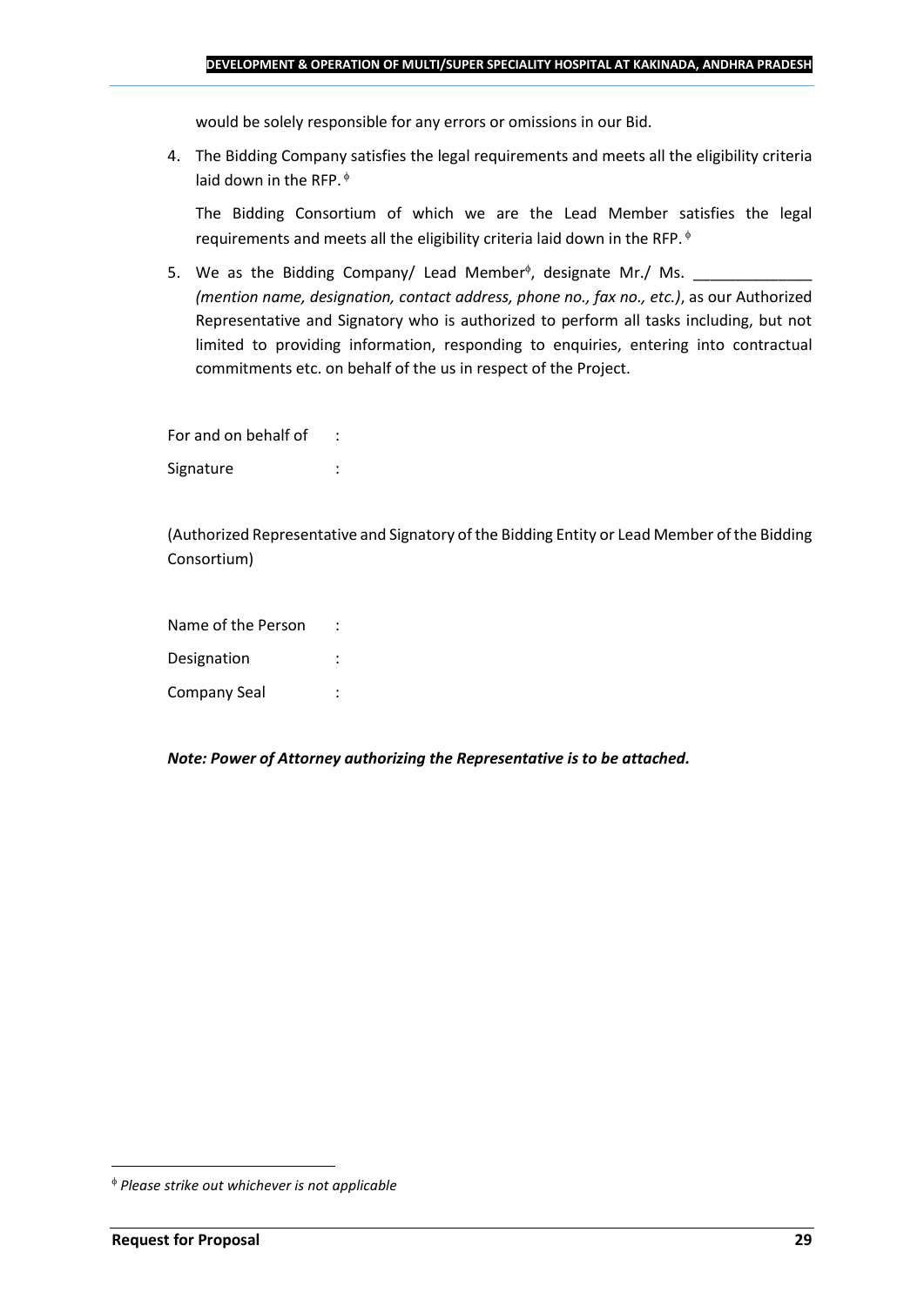would be solely responsible for any errors or omissions in our Bid.

4. The Bidding Company satisfies the legal requirements and meets all the eligibility criteria laid down in the RFP. [ϕ]

   The Bidding Consortium of which we are the Lead Member satisfies the legal requirements and meets all the eligibility criteria laid down in the RFP. [ϕ]

5. We as the Bidding Company/ Lead Member[ϕ], designate Mr./ Ms. ______________ *(mention name, designation, contact address, phone no., fax no., etc.)*, as our Authorized Representative and Signatory who is authorized to perform all tasks including, but not limited to providing information, responding to enquiries, entering into contractual commitments etc. on behalf of the us in respect of the Project.

For and on behalf of :

Signature :

(Authorized Representative and Signatory of the Bidding Entity or Lead Member of the Bidding Consortium)

Name of the Person :

Designation :

Company Seal :

***Note: Power of Attorney authorizing the Representative is to be attached.***

[ϕ] *Please strike out whichever is not applicable*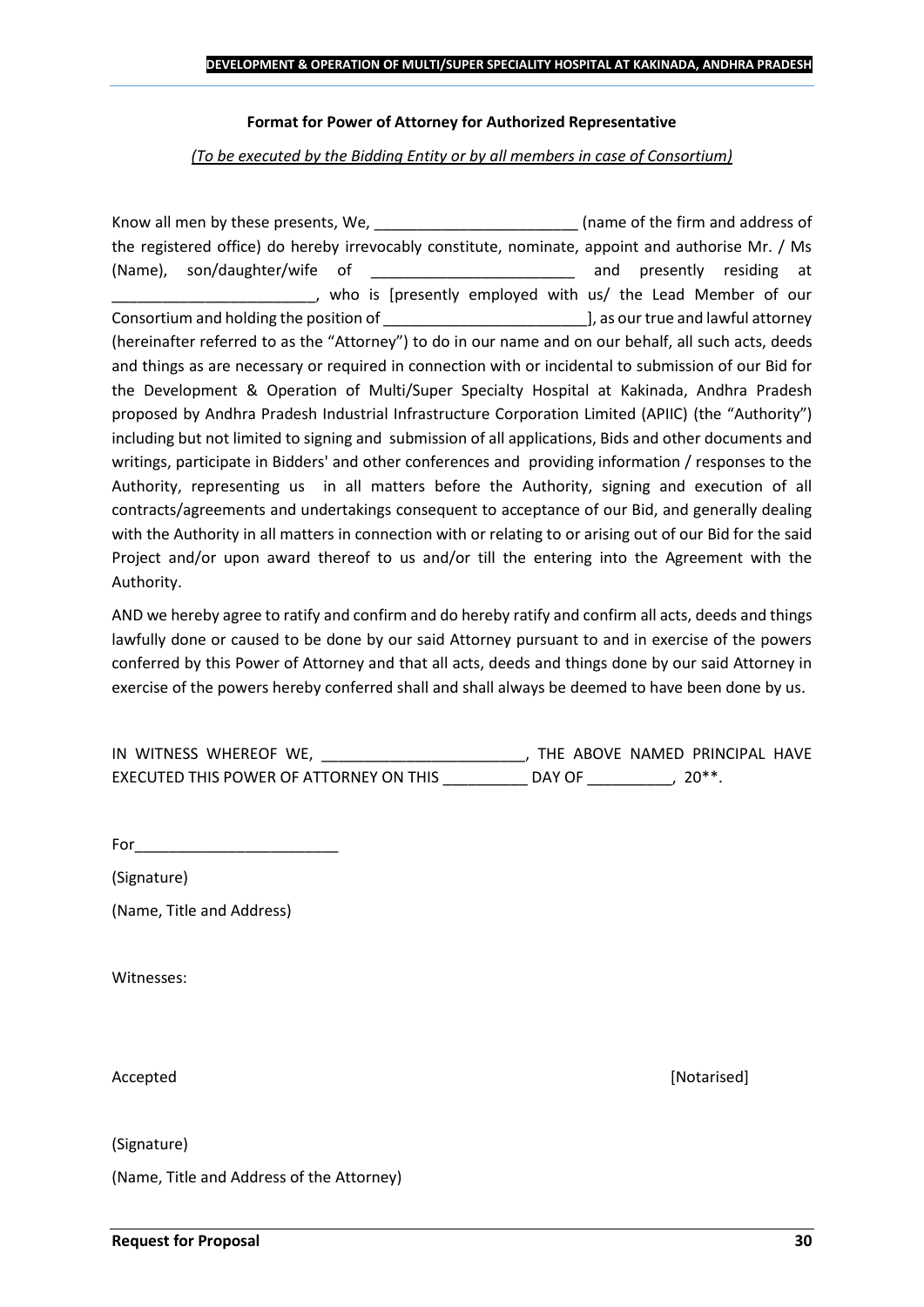**Format for Power of Attorney for Authorized Representative**

*(To be executed by the Bidding Entity or by all members in case of Consortium)*

Know all men by these presents, We, ________________________ (name of the firm and address of the registered office) do hereby irrevocably constitute, nominate, appoint and authorise Mr. / Ms (Name), son/daughter/wife of ________________________ and presently residing at ________________________, who is [presently employed with us/ the Lead Member of our Consortium and holding the position of ________________________], as our true and lawful attorney (hereinafter referred to as the "Attorney") to do in our name and on our behalf, all such acts, deeds and things as are necessary or required in connection with or incidental to submission of our Bid for the Development & Operation of Multi/Super Specialty Hospital at Kakinada, Andhra Pradesh proposed by Andhra Pradesh Industrial Infrastructure Corporation Limited (APIIC) (the "Authority") including but not limited to signing and submission of all applications, Bids and other documents and writings, participate in Bidders' and other conferences and providing information / responses to the Authority, representing us in all matters before the Authority, signing and execution of all contracts/agreements and undertakings consequent to acceptance of our Bid, and generally dealing with the Authority in all matters in connection with or relating to or arising out of our Bid for the said Project and/or upon award thereof to us and/or till the entering into the Agreement with the Authority.

AND we hereby agree to ratify and confirm and do hereby ratify and confirm all acts, deeds and things lawfully done or caused to be done by our said Attorney pursuant to and in exercise of the powers conferred by this Power of Attorney and that all acts, deeds and things done by our said Attorney in exercise of the powers hereby conferred shall and shall always be deemed to have been done by us.

IN WITNESS WHEREOF WE, ________________________, THE ABOVE NAMED PRINCIPAL HAVE EXECUTED THIS POWER OF ATTORNEY ON THIS __________ DAY OF __________, 20**.

For________________________

(Signature)

(Name, Title and Address)

Witnesses:

Accepted [Notarised]

(Signature)

(Name, Title and Address of the Attorney)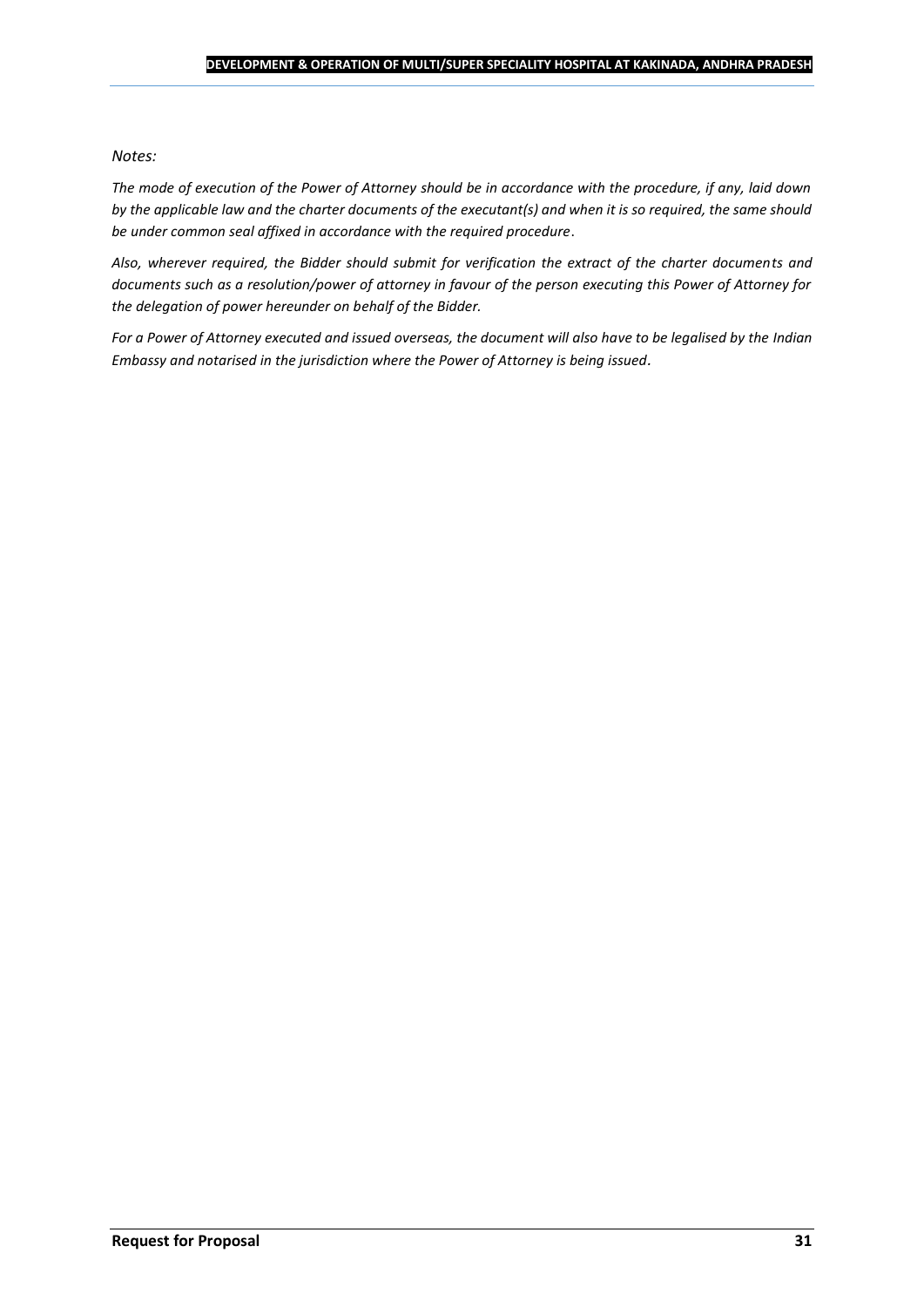*Notes:*

*The mode of execution of the Power of Attorney should be in accordance with the procedure, if any, laid down by the applicable law and the charter documents of the executant(s) and when it is so required, the same should be under common seal affixed in accordance with the required procedure.*

*Also, wherever required, the Bidder should submit for verification the extract of the charter documents and documents such as a resolution/power of attorney in favour of the person executing this Power of Attorney for the delegation of power hereunder on behalf of the Bidder.*

*For a Power of Attorney executed and issued overseas, the document will also have to be legalised by the Indian Embassy and notarised in the jurisdiction where the Power of Attorney is being issued.*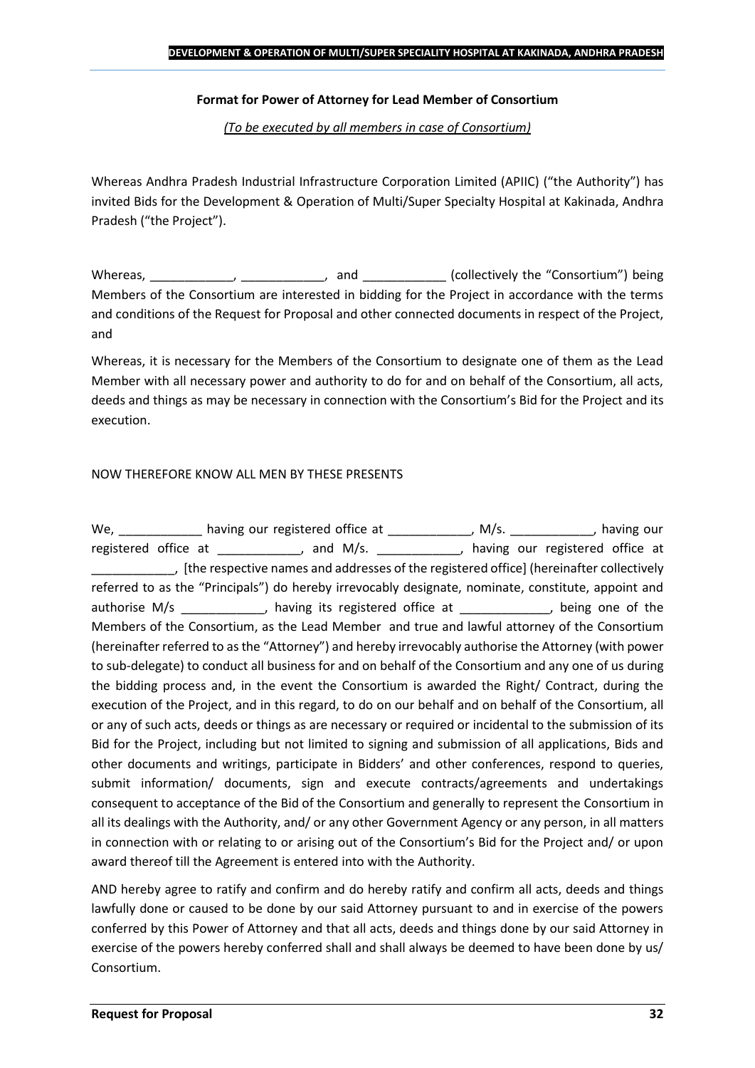**Format for Power of Attorney for Lead Member of Consortium**

*(To be executed by all members in case of Consortium)*

Whereas Andhra Pradesh Industrial Infrastructure Corporation Limited (APIIC) ("the Authority") has invited Bids for the Development & Operation of Multi/Super Specialty Hospital at Kakinada, Andhra Pradesh ("the Project").

Whereas, ____________, ____________, and ____________ (collectively the "Consortium") being Members of the Consortium are interested in bidding for the Project in accordance with the terms and conditions of the Request for Proposal and other connected documents in respect of the Project, and

Whereas, it is necessary for the Members of the Consortium to designate one of them as the Lead Member with all necessary power and authority to do for and on behalf of the Consortium, all acts, deeds and things as may be necessary in connection with the Consortium's Bid for the Project and its execution.

NOW THEREFORE KNOW ALL MEN BY THESE PRESENTS

We, ____________ having our registered office at ____________, M/s. ____________, having our registered office at ____________, and M/s. ____________, having our registered office at ____________, [the respective names and addresses of the registered office] (hereinafter collectively referred to as the "Principals") do hereby irrevocably designate, nominate, constitute, appoint and authorise M/s ____________, having its registered office at _____________, being one of the Members of the Consortium, as the Lead Member and true and lawful attorney of the Consortium (hereinafter referred to as the "Attorney") and hereby irrevocably authorise the Attorney (with power to sub-delegate) to conduct all business for and on behalf of the Consortium and any one of us during the bidding process and, in the event the Consortium is awarded the Right/ Contract, during the execution of the Project, and in this regard, to do on our behalf and on behalf of the Consortium, all or any of such acts, deeds or things as are necessary or required or incidental to the submission of its Bid for the Project, including but not limited to signing and submission of all applications, Bids and other documents and writings, participate in Bidders' and other conferences, respond to queries, submit information/ documents, sign and execute contracts/agreements and undertakings consequent to acceptance of the Bid of the Consortium and generally to represent the Consortium in all its dealings with the Authority, and/ or any other Government Agency or any person, in all matters in connection with or relating to or arising out of the Consortium's Bid for the Project and/ or upon award thereof till the Agreement is entered into with the Authority.

AND hereby agree to ratify and confirm and do hereby ratify and confirm all acts, deeds and things lawfully done or caused to be done by our said Attorney pursuant to and in exercise of the powers conferred by this Power of Attorney and that all acts, deeds and things done by our said Attorney in exercise of the powers hereby conferred shall and shall always be deemed to have been done by us/ Consortium.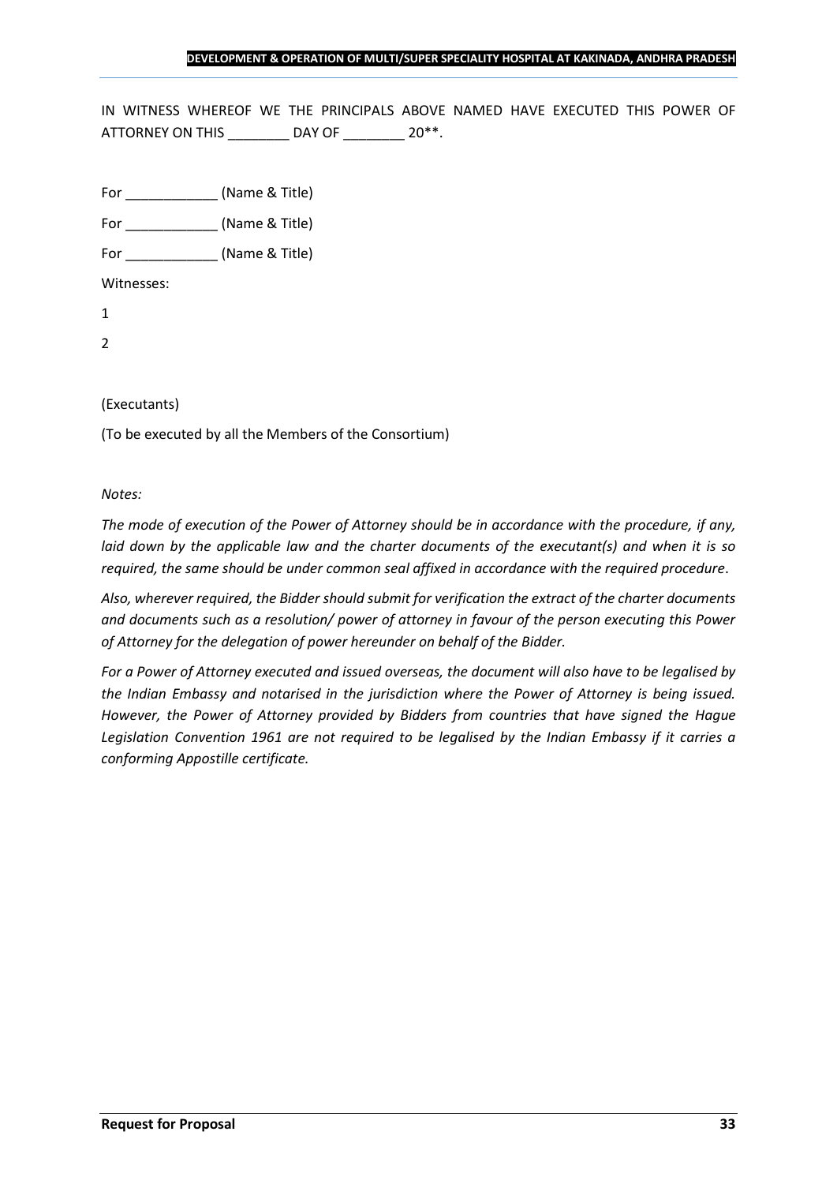IN WITNESS WHEREOF WE THE PRINCIPALS ABOVE NAMED HAVE EXECUTED THIS POWER OF ATTORNEY ON THIS ________ DAY OF ________ 20**.

For ____________ (Name & Title)

For ____________ (Name & Title)

For ____________ (Name & Title)

Witnesses:

1

2

(Executants)

(To be executed by all the Members of the Consortium)

*Notes:*

*The mode of execution of the Power of Attorney should be in accordance with the procedure, if any, laid down by the applicable law and the charter documents of the executant(s) and when it is so required, the same should be under common seal affixed in accordance with the required procedure.*

*Also, wherever required, the Bidder should submit for verification the extract of the charter documents and documents such as a resolution/ power of attorney in favour of the person executing this Power of Attorney for the delegation of power hereunder on behalf of the Bidder.*

*For a Power of Attorney executed and issued overseas, the document will also have to be legalised by the Indian Embassy and notarised in the jurisdiction where the Power of Attorney is being issued. However, the Power of Attorney provided by Bidders from countries that have signed the Hague Legislation Convention 1961 are not required to be legalised by the Indian Embassy if it carries a conforming Appostille certificate.*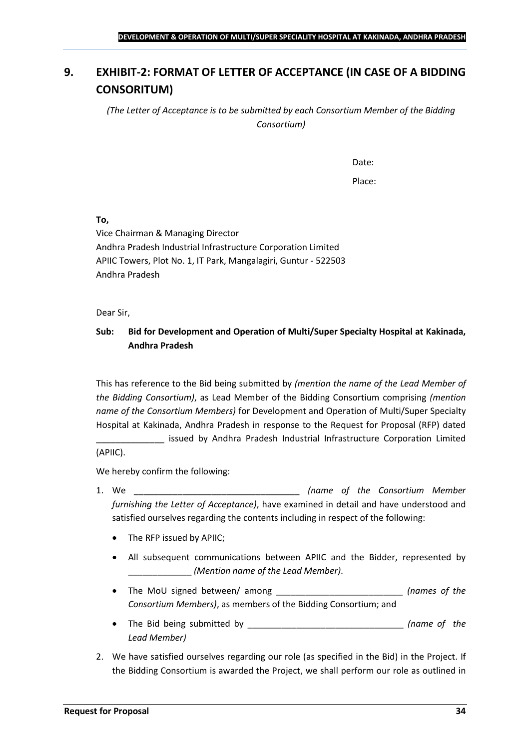## 9. EXHIBIT-2: FORMAT OF LETTER OF ACCEPTANCE (IN CASE OF A BIDDING CONSORITUM)

*(The Letter of Acceptance is to be submitted by each Consortium Member of the Bidding Consortium)*

Date:

Place:

**To,**

Vice Chairman & Managing Director
Andhra Pradesh Industrial Infrastructure Corporation Limited
APIIC Towers, Plot No. 1, IT Park, Mangalagiri, Guntur - 522503
Andhra Pradesh

Dear Sir,

**Sub: Bid for Development and Operation of Multi/Super Specialty Hospital at Kakinada, Andhra Pradesh**

This has reference to the Bid being submitted by *(mention the name of the Lead Member of the Bidding Consortium)*, as Lead Member of the Bidding Consortium comprising *(mention name of the Consortium Members)* for Development and Operation of Multi/Super Specialty Hospital at Kakinada, Andhra Pradesh in response to the Request for Proposal (RFP) dated ______________ issued by Andhra Pradesh Industrial Infrastructure Corporation Limited (APIIC).

We hereby confirm the following:

1. We __________________________________ *(name of the Consortium Member furnishing the Letter of Acceptance)*, have examined in detail and have understood and satisfied ourselves regarding the contents including in respect of the following:
   - The RFP issued by APIIC;
   - All subsequent communications between APIIC and the Bidder, represented by _____________ *(Mention name of the Lead Member)*.
   - The MoU signed between/ among __________________________ *(names of the Consortium Members)*, as members of the Bidding Consortium; and
   - The Bid being submitted by ________________________________ *(name of the Lead Member)*
2. We have satisfied ourselves regarding our role (as specified in the Bid) in the Project. If the Bidding Consortium is awarded the Project, we shall perform our role as outlined in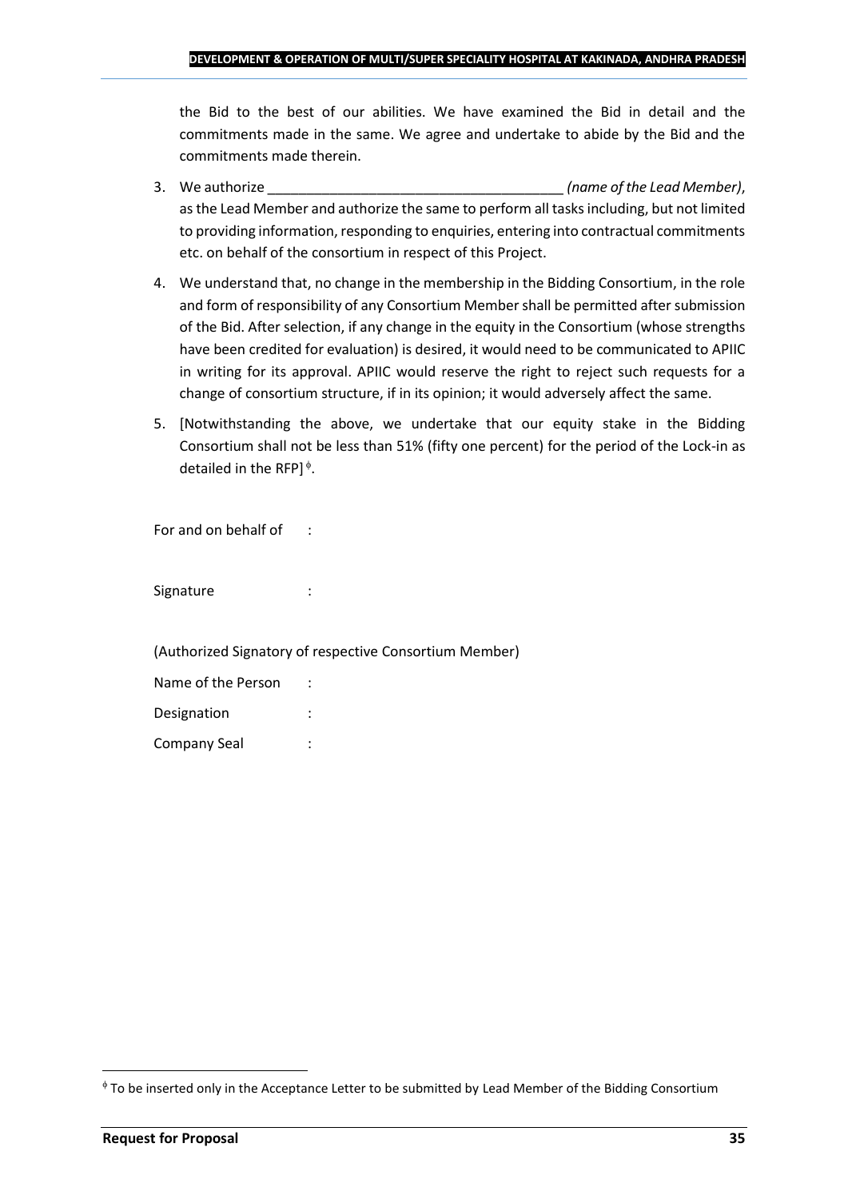the Bid to the best of our abilities. We have examined the Bid in detail and the commitments made in the same. We agree and undertake to abide by the Bid and the commitments made therein.

3. We authorize ______________________________________ *(name of the Lead Member)*, as the Lead Member and authorize the same to perform all tasks including, but not limited to providing information, responding to enquiries, entering into contractual commitments etc. on behalf of the consortium in respect of this Project.
4. We understand that, no change in the membership in the Bidding Consortium, in the role and form of responsibility of any Consortium Member shall be permitted after submission of the Bid. After selection, if any change in the equity in the Consortium (whose strengths have been credited for evaluation) is desired, it would need to be communicated to APIIC in writing for its approval. APIIC would reserve the right to reject such requests for a change of consortium structure, if in its opinion; it would adversely affect the same.
5. [Notwithstanding the above, we undertake that our equity stake in the Bidding Consortium shall not be less than 51% (fifty one percent) for the period of the Lock-in as detailed in the RFP][ϕ].

For and on behalf of :

Signature :

(Authorized Signatory of respective Consortium Member)

Name of the Person :

Designation :

Company Seal :

---

[ϕ] To be inserted only in the Acceptance Letter to be submitted by Lead Member of the Bidding Consortium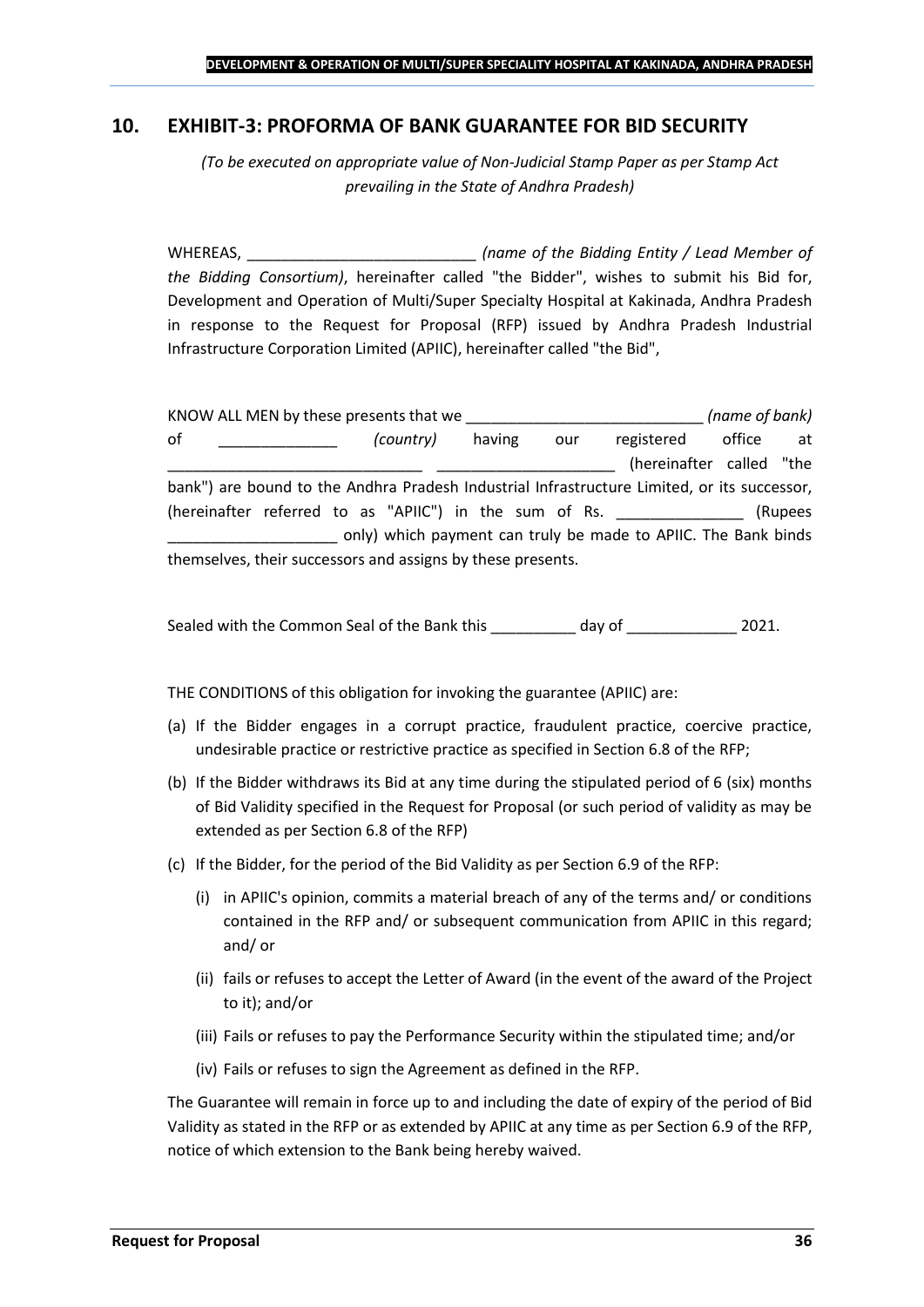## 10. EXHIBIT-3: PROFORMA OF BANK GUARANTEE FOR BID SECURITY

*(To be executed on appropriate value of Non-Judicial Stamp Paper as per Stamp Act prevailing in the State of Andhra Pradesh)*

WHEREAS, ___________________________ *(name of the Bidding Entity / Lead Member of the Bidding Consortium)*, hereinafter called "the Bidder", wishes to submit his Bid for, Development and Operation of Multi/Super Specialty Hospital at Kakinada, Andhra Pradesh in response to the Request for Proposal (RFP) issued by Andhra Pradesh Industrial Infrastructure Corporation Limited (APIIC), hereinafter called "the Bid",

KNOW ALL MEN by these presents that we ____________________________ *(name of bank)* of ______________ *(country)* having our registered office at ______________________________ _____________________ (hereinafter called "the bank") are bound to the Andhra Pradesh Industrial Infrastructure Limited, or its successor, (hereinafter referred to as "APIIC") in the sum of Rs. _______________ (Rupees ____________________ only) which payment can truly be made to APIIC. The Bank binds themselves, their successors and assigns by these presents.

Sealed with the Common Seal of the Bank this __________ day of _____________ 2021.

THE CONDITIONS of this obligation for invoking the guarantee (APIIC) are:

(a) If the Bidder engages in a corrupt practice, fraudulent practice, coercive practice, undesirable practice or restrictive practice as specified in Section 6.8 of the RFP;

(b) If the Bidder withdraws its Bid at any time during the stipulated period of 6 (six) months of Bid Validity specified in the Request for Proposal (or such period of validity as may be extended as per Section 6.8 of the RFP)

(c) If the Bidder, for the period of the Bid Validity as per Section 6.9 of the RFP:

   (i) in APIIC's opinion, commits a material breach of any of the terms and/ or conditions contained in the RFP and/ or subsequent communication from APIIC in this regard; and/ or

   (ii) fails or refuses to accept the Letter of Award (in the event of the award of the Project to it); and/or

   (iii) Fails or refuses to pay the Performance Security within the stipulated time; and/or

   (iv) Fails or refuses to sign the Agreement as defined in the RFP.

The Guarantee will remain in force up to and including the date of expiry of the period of Bid Validity as stated in the RFP or as extended by APIIC at any time as per Section 6.9 of the RFP, notice of which extension to the Bank being hereby waived.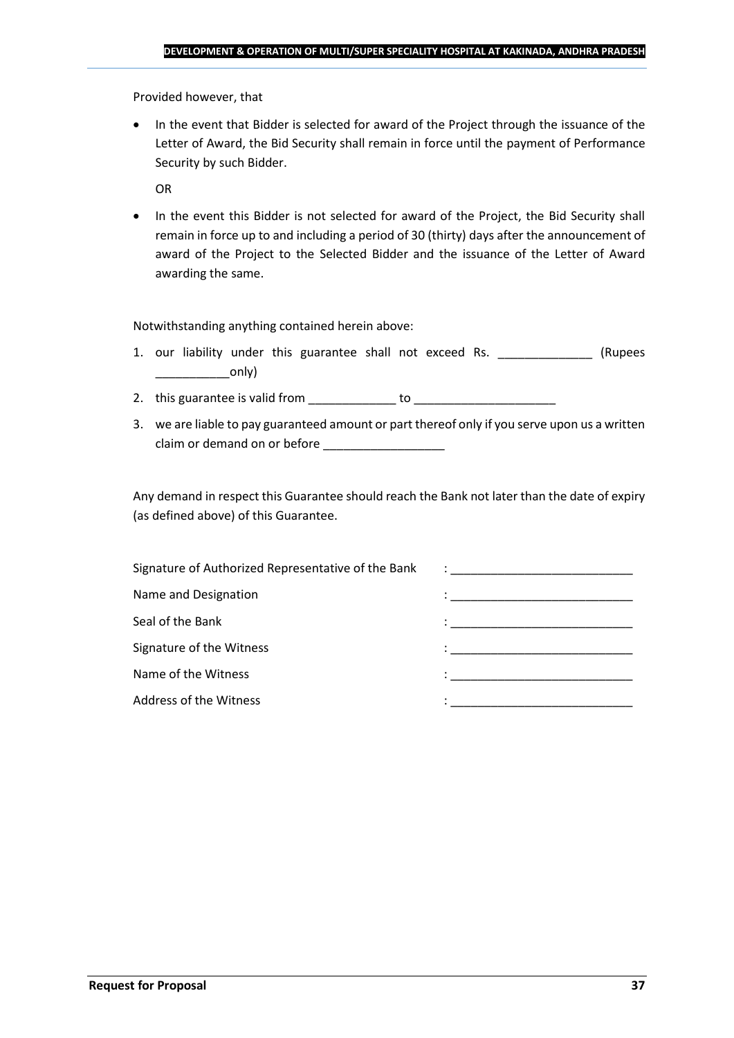Provided however, that

- In the event that Bidder is selected for award of the Project through the issuance of the Letter of Award, the Bid Security shall remain in force until the payment of Performance Security by such Bidder.

  OR

- In the event this Bidder is not selected for award of the Project, the Bid Security shall remain in force up to and including a period of 30 (thirty) days after the announcement of award of the Project to the Selected Bidder and the issuance of the Letter of Award awarding the same.

Notwithstanding anything contained herein above:

1. our liability under this guarantee shall not exceed Rs. ______________ (Rupees ___________only)
2. this guarantee is valid from _____________ to _____________________
3. we are liable to pay guaranteed amount or part thereof only if you serve upon us a written claim or demand on or before __________________

Any demand in respect this Guarantee should reach the Bank not later than the date of expiry (as defined above) of this Guarantee.

Signature of Authorized Representative of the Bank : ___________________________

Name and Designation : ___________________________

Seal of the Bank : ___________________________

Signature of the Witness : ___________________________

Name of the Witness : ___________________________

Address of the Witness : ___________________________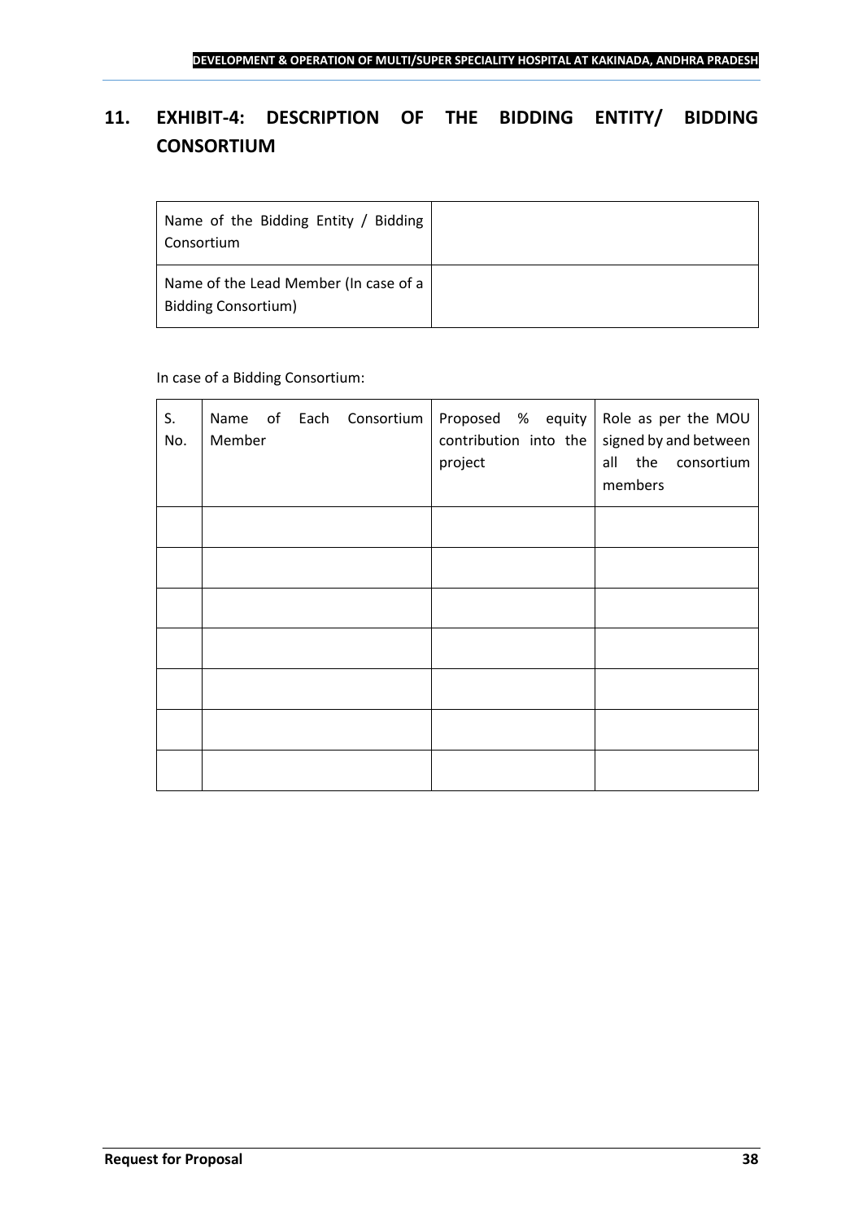## 11. EXHIBIT-4: DESCRIPTION OF THE BIDDING ENTITY/ BIDDING CONSORTIUM

| Name of the Bidding Entity / Bidding Consortium | |
|---|---|
| Name of the Lead Member (In case of a Bidding Consortium) | |

In case of a Bidding Consortium:

| S. No. | Name of Each Consortium Member | Proposed % equity contribution into the project | Role as per the MOU signed by and between all the consortium members |
|---|---|---|---|
| | | | |
| | | | |
| | | | |
| | | | |
| | | | |
| | | | |
| | | | |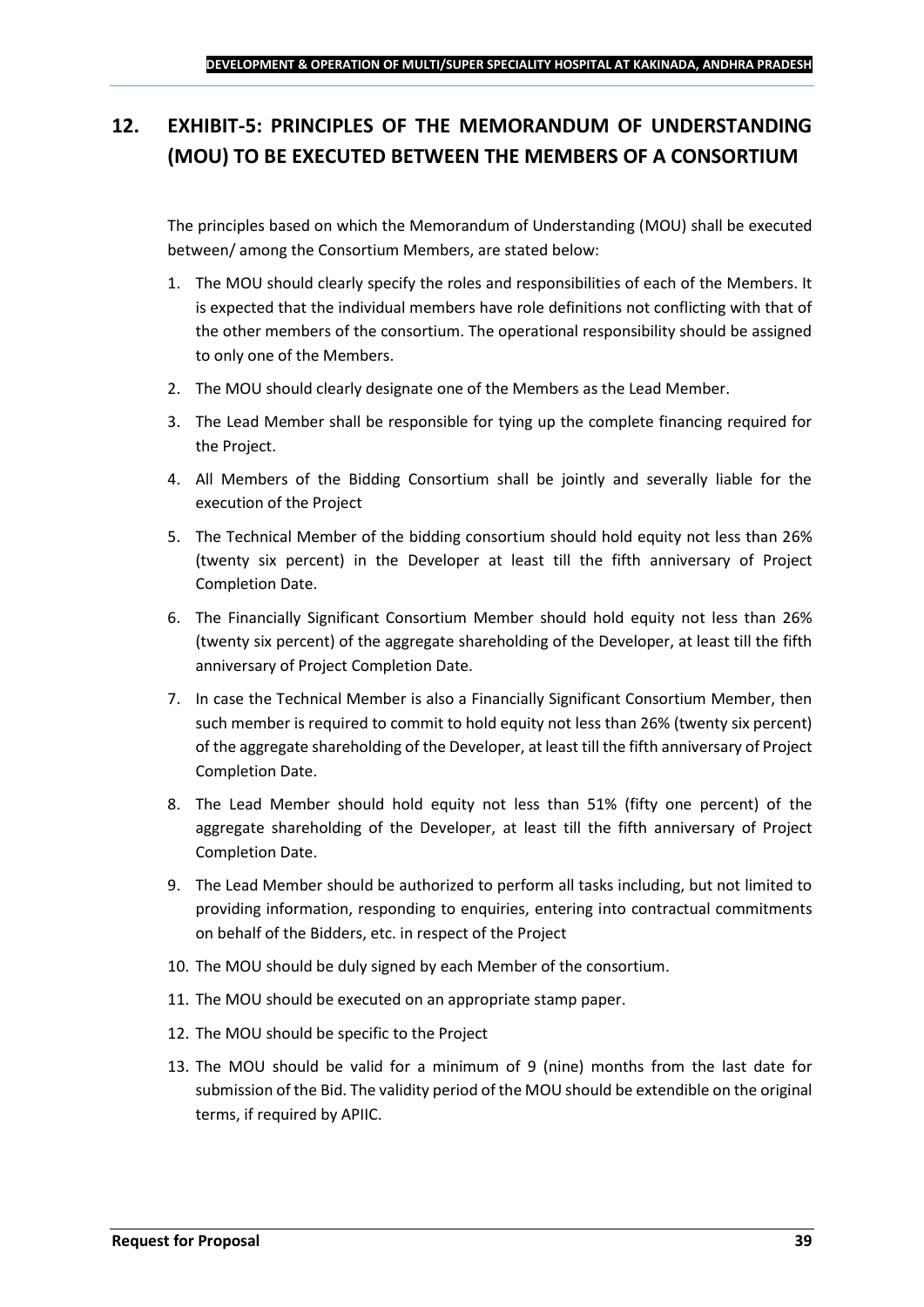## 12. EXHIBIT-5: PRINCIPLES OF THE MEMORANDUM OF UNDERSTANDING (MOU) TO BE EXECUTED BETWEEN THE MEMBERS OF A CONSORTIUM

The principles based on which the Memorandum of Understanding (MOU) shall be executed between/ among the Consortium Members, are stated below:

1. The MOU should clearly specify the roles and responsibilities of each of the Members. It is expected that the individual members have role definitions not conflicting with that of the other members of the consortium. The operational responsibility should be assigned to only one of the Members.
2. The MOU should clearly designate one of the Members as the Lead Member.
3. The Lead Member shall be responsible for tying up the complete financing required for the Project.
4. All Members of the Bidding Consortium shall be jointly and severally liable for the execution of the Project
5. The Technical Member of the bidding consortium should hold equity not less than 26% (twenty six percent) in the Developer at least till the fifth anniversary of Project Completion Date.
6. The Financially Significant Consortium Member should hold equity not less than 26% (twenty six percent) of the aggregate shareholding of the Developer, at least till the fifth anniversary of Project Completion Date.
7. In case the Technical Member is also a Financially Significant Consortium Member, then such member is required to commit to hold equity not less than 26% (twenty six percent) of the aggregate shareholding of the Developer, at least till the fifth anniversary of Project Completion Date.
8. The Lead Member should hold equity not less than 51% (fifty one percent) of the aggregate shareholding of the Developer, at least till the fifth anniversary of Project Completion Date.
9. The Lead Member should be authorized to perform all tasks including, but not limited to providing information, responding to enquiries, entering into contractual commitments on behalf of the Bidders, etc. in respect of the Project
10. The MOU should be duly signed by each Member of the consortium.
11. The MOU should be executed on an appropriate stamp paper.
12. The MOU should be specific to the Project
13. The MOU should be valid for a minimum of 9 (nine) months from the last date for submission of the Bid. The validity period of the MOU should be extendible on the original terms, if required by APIIC.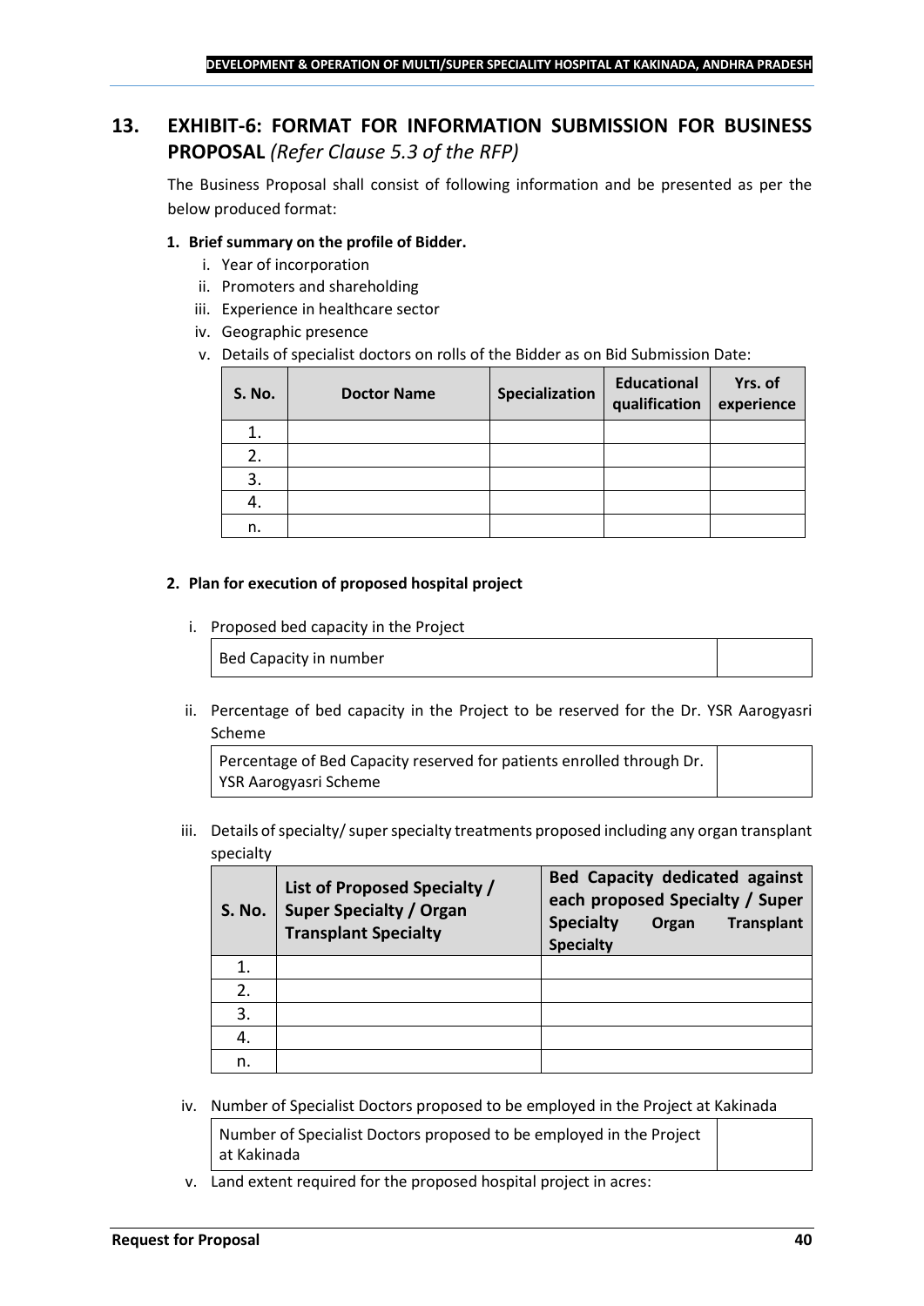## 13. EXHIBIT-6: FORMAT FOR INFORMATION SUBMISSION FOR BUSINESS PROPOSAL *(Refer Clause 5.3 of the RFP)*

The Business Proposal shall consist of following information and be presented as per the below produced format:

**1. Brief summary on the profile of Bidder.**

i. Year of incorporation
ii. Promoters and shareholding
iii. Experience in healthcare sector
iv. Geographic presence
v. Details of specialist doctors on rolls of the Bidder as on Bid Submission Date:

| S. No. | Doctor Name | Specialization | Educational qualification | Yrs. of experience |
|---|---|---|---|---|
| 1. | | | | |
| 2. | | | | |
| 3. | | | | |
| 4. | | | | |
| n. | | | | |

**2. Plan for execution of proposed hospital project**

i. Proposed bed capacity in the Project

| Bed Capacity in number | |
|---|---|

ii. Percentage of bed capacity in the Project to be reserved for the Dr. YSR Aarogyasri Scheme

| Percentage of Bed Capacity reserved for patients enrolled through Dr. YSR Aarogyasri Scheme | |
|---|---|

iii. Details of specialty/ super specialty treatments proposed including any organ transplant specialty

| S. No. | List of Proposed Specialty / Super Specialty / Organ Transplant Specialty | Bed Capacity dedicated against each proposed Specialty / Super Specialty Organ Transplant Specialty |
|---|---|---|
| 1. | | |
| 2. | | |
| 3. | | |
| 4. | | |
| n. | | |

iv. Number of Specialist Doctors proposed to be employed in the Project at Kakinada

| Number of Specialist Doctors proposed to be employed in the Project at Kakinada | |
|---|---|

v. Land extent required for the proposed hospital project in acres: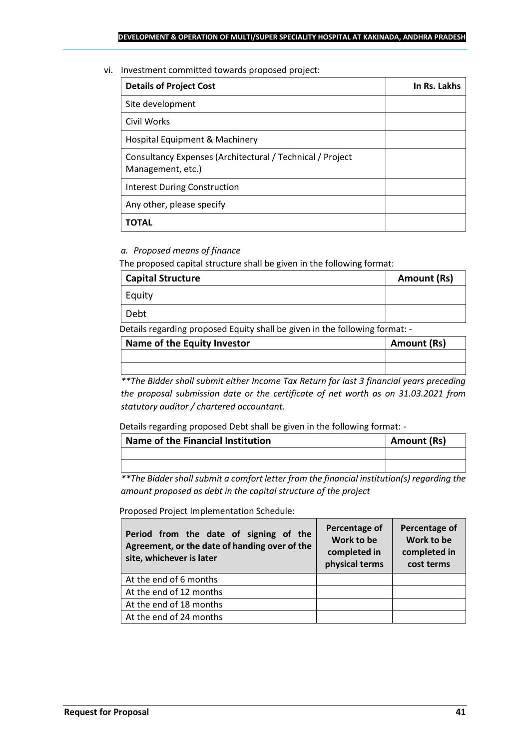vi. Investment committed towards proposed project:

| Details of Project Cost | In Rs. Lakhs |
|---|---|
| Site development | |
| Civil Works | |
| Hospital Equipment & Machinery | |
| Consultancy Expenses (Architectural / Technical / Project Management, etc.) | |
| Interest During Construction | |
| Any other, please specify | |
| **TOTAL** | |

*a. Proposed means of finance*

The proposed capital structure shall be given in the following format:

| Capital Structure | Amount (Rs) |
|---|---|
| Equity | |
| Debt | |

Details regarding proposed Equity shall be given in the following format: -

| Name of the Equity Investor | Amount (Rs) |
|---|---|
| | |
| | |

*\*\*The Bidder shall submit either Income Tax Return for last 3 financial years preceding the proposal submission date or the certificate of net worth as on 31.03.2021 from statutory auditor / chartered accountant.*

Details regarding proposed Debt shall be given in the following format: -

| Name of the Financial Institution | Amount (Rs) |
|---|---|
| | |
| | |

*\*\*The Bidder shall submit a comfort letter from the financial institution(s) regarding the amount proposed as debt in the capital structure of the project*

Proposed Project Implementation Schedule:

| Period from the date of signing of the Agreement, or the date of handing over of the site, whichever is later | Percentage of Work to be completed in physical terms | Percentage of Work to be completed in cost terms |
|---|---|---|
| At the end of 6 months | | |
| At the end of 12 months | | |
| At the end of 18 months | | |
| At the end of 24 months | | |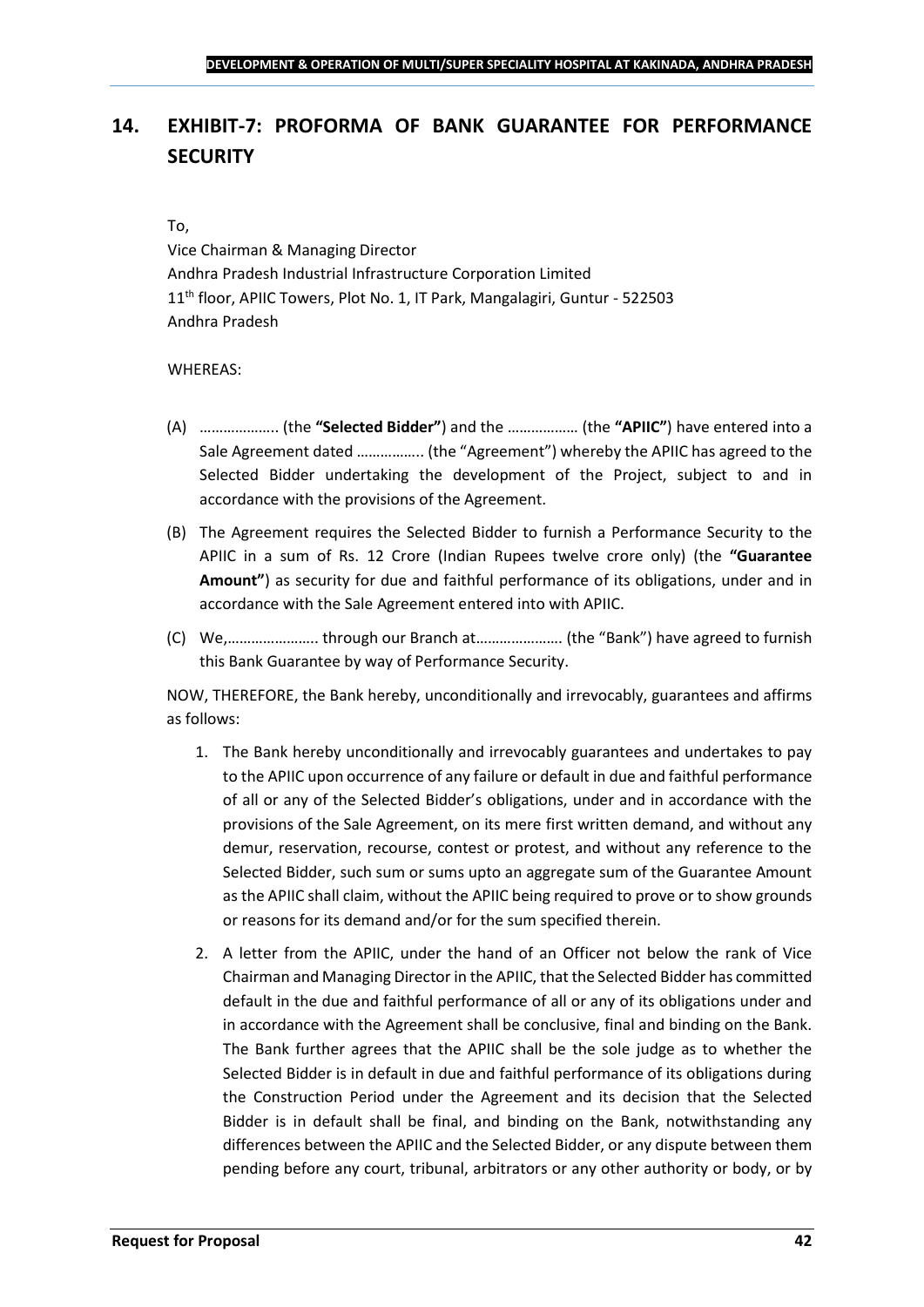## 14. EXHIBIT-7: PROFORMA OF BANK GUARANTEE FOR PERFORMANCE SECURITY

To,

Vice Chairman & Managing Director
Andhra Pradesh Industrial Infrastructure Corporation Limited
11th floor, APIIC Towers, Plot No. 1, IT Park, Mangalagiri, Guntur - 522503
Andhra Pradesh

WHEREAS:

(A) ……………….. (the **"Selected Bidder"**) and the ……………… (the **"APIIC"**) have entered into a Sale Agreement dated ……………. (the "Agreement") whereby the APIIC has agreed to the Selected Bidder undertaking the development of the Project, subject to and in accordance with the provisions of the Agreement.

(B) The Agreement requires the Selected Bidder to furnish a Performance Security to the APIIC in a sum of Rs. 12 Crore (Indian Rupees twelve crore only) (the **"Guarantee Amount"**) as security for due and faithful performance of its obligations, under and in accordance with the Sale Agreement entered into with APIIC.

(C) We,………………….. through our Branch at…………………. (the "Bank") have agreed to furnish this Bank Guarantee by way of Performance Security.

NOW, THEREFORE, the Bank hereby, unconditionally and irrevocably, guarantees and affirms as follows:

1. The Bank hereby unconditionally and irrevocably guarantees and undertakes to pay to the APIIC upon occurrence of any failure or default in due and faithful performance of all or any of the Selected Bidder's obligations, under and in accordance with the provisions of the Sale Agreement, on its mere first written demand, and without any demur, reservation, recourse, contest or protest, and without any reference to the Selected Bidder, such sum or sums upto an aggregate sum of the Guarantee Amount as the APIIC shall claim, without the APIIC being required to prove or to show grounds or reasons for its demand and/or for the sum specified therein.

2. A letter from the APIIC, under the hand of an Officer not below the rank of Vice Chairman and Managing Director in the APIIC, that the Selected Bidder has committed default in the due and faithful performance of all or any of its obligations under and in accordance with the Agreement shall be conclusive, final and binding on the Bank. The Bank further agrees that the APIIC shall be the sole judge as to whether the Selected Bidder is in default in due and faithful performance of its obligations during the Construction Period under the Agreement and its decision that the Selected Bidder is in default shall be final, and binding on the Bank, notwithstanding any differences between the APIIC and the Selected Bidder, or any dispute between them pending before any court, tribunal, arbitrators or any other authority or body, or by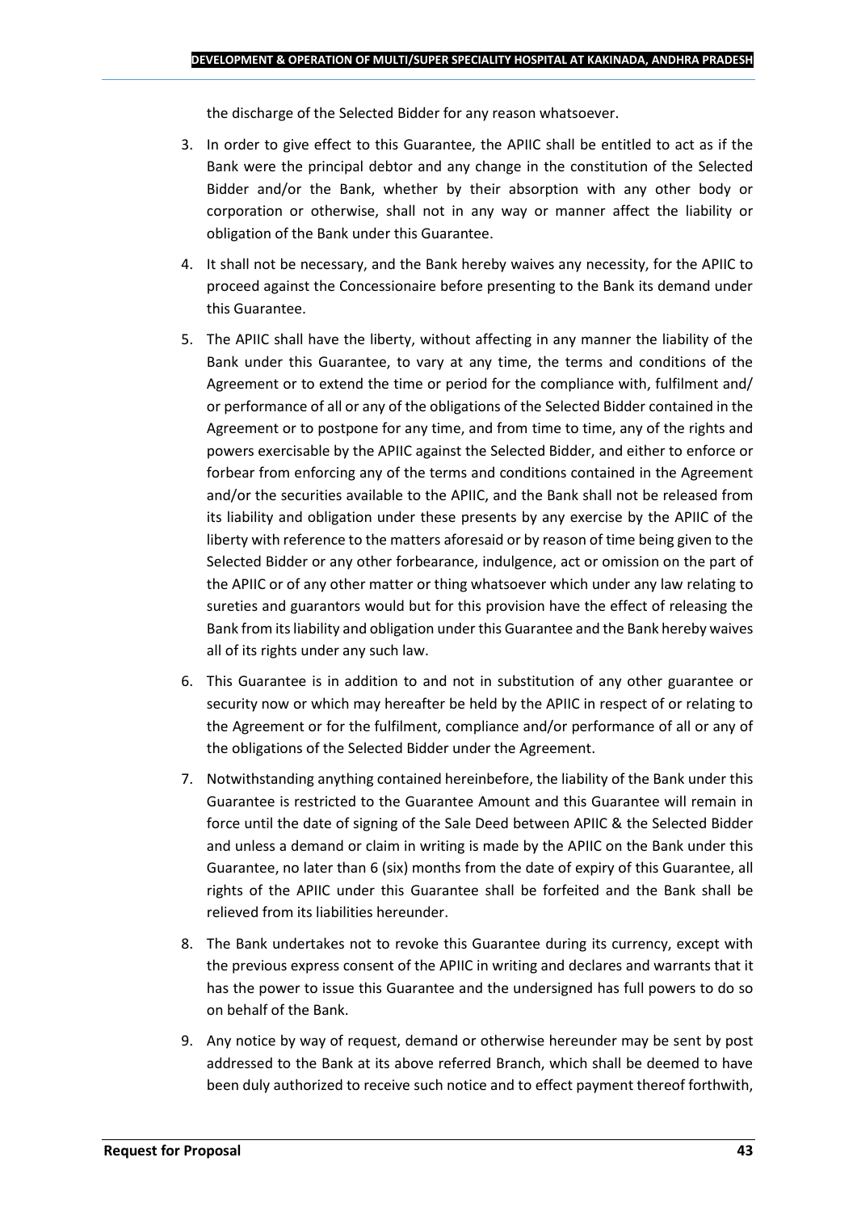the discharge of the Selected Bidder for any reason whatsoever.

3. In order to give effect to this Guarantee, the APIIC shall be entitled to act as if the Bank were the principal debtor and any change in the constitution of the Selected Bidder and/or the Bank, whether by their absorption with any other body or corporation or otherwise, shall not in any way or manner affect the liability or obligation of the Bank under this Guarantee.

4. It shall not be necessary, and the Bank hereby waives any necessity, for the APIIC to proceed against the Concessionaire before presenting to the Bank its demand under this Guarantee.

5. The APIIC shall have the liberty, without affecting in any manner the liability of the Bank under this Guarantee, to vary at any time, the terms and conditions of the Agreement or to extend the time or period for the compliance with, fulfilment and/ or performance of all or any of the obligations of the Selected Bidder contained in the Agreement or to postpone for any time, and from time to time, any of the rights and powers exercisable by the APIIC against the Selected Bidder, and either to enforce or forbear from enforcing any of the terms and conditions contained in the Agreement and/or the securities available to the APIIC, and the Bank shall not be released from its liability and obligation under these presents by any exercise by the APIIC of the liberty with reference to the matters aforesaid or by reason of time being given to the Selected Bidder or any other forbearance, indulgence, act or omission on the part of the APIIC or of any other matter or thing whatsoever which under any law relating to sureties and guarantors would but for this provision have the effect of releasing the Bank from its liability and obligation under this Guarantee and the Bank hereby waives all of its rights under any such law.

6. This Guarantee is in addition to and not in substitution of any other guarantee or security now or which may hereafter be held by the APIIC in respect of or relating to the Agreement or for the fulfilment, compliance and/or performance of all or any of the obligations of the Selected Bidder under the Agreement.

7. Notwithstanding anything contained hereinbefore, the liability of the Bank under this Guarantee is restricted to the Guarantee Amount and this Guarantee will remain in force until the date of signing of the Sale Deed between APIIC & the Selected Bidder and unless a demand or claim in writing is made by the APIIC on the Bank under this Guarantee, no later than 6 (six) months from the date of expiry of this Guarantee, all rights of the APIIC under this Guarantee shall be forfeited and the Bank shall be relieved from its liabilities hereunder.

8. The Bank undertakes not to revoke this Guarantee during its currency, except with the previous express consent of the APIIC in writing and declares and warrants that it has the power to issue this Guarantee and the undersigned has full powers to do so on behalf of the Bank.

9. Any notice by way of request, demand or otherwise hereunder may be sent by post addressed to the Bank at its above referred Branch, which shall be deemed to have been duly authorized to receive such notice and to effect payment thereof forthwith,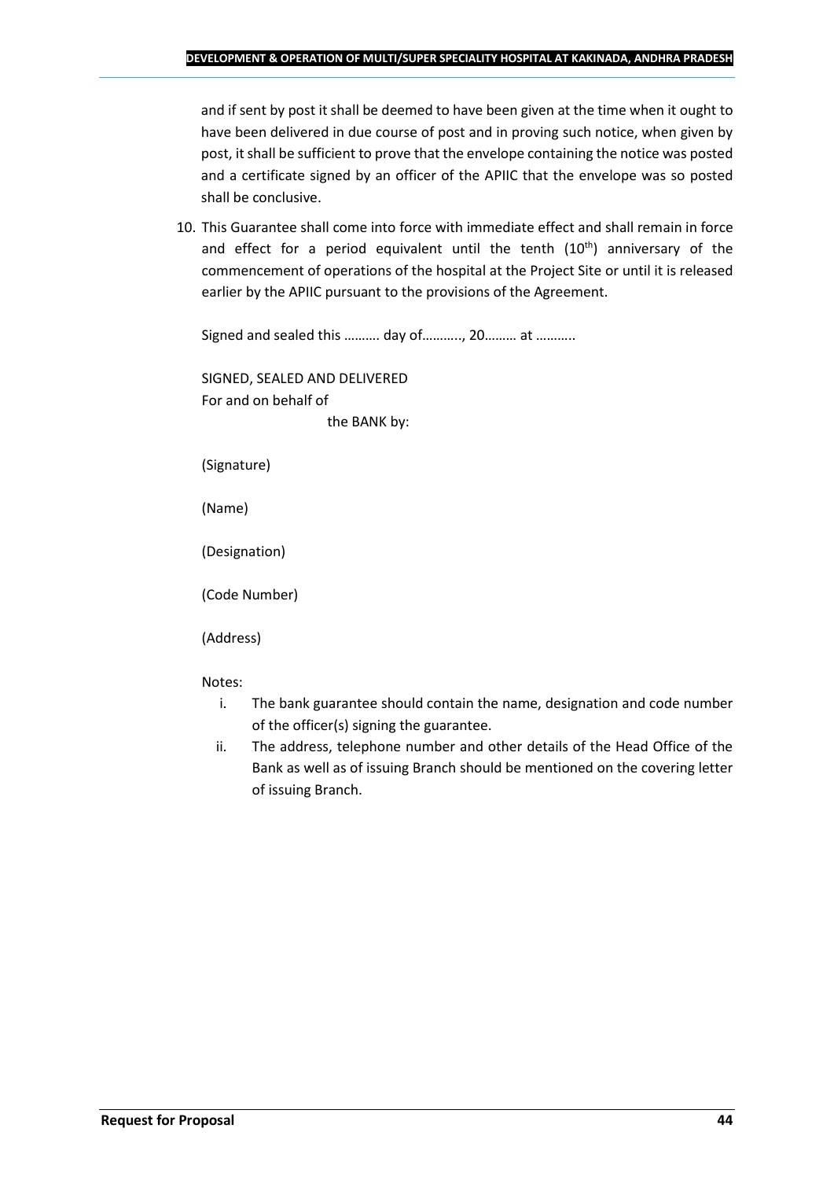and if sent by post it shall be deemed to have been given at the time when it ought to have been delivered in due course of post and in proving such notice, when given by post, it shall be sufficient to prove that the envelope containing the notice was posted and a certificate signed by an officer of the APIIC that the envelope was so posted shall be conclusive.

10. This Guarantee shall come into force with immediate effect and shall remain in force and effect for a period equivalent until the tenth ($10^{th}$) anniversary of the commencement of operations of the hospital at the Project Site or until it is released earlier by the APIIC pursuant to the provisions of the Agreement.

Signed and sealed this ………. day of……….., 20……… at ………..

SIGNED, SEALED AND DELIVERED
For and on behalf of
the BANK by:

(Signature)

(Name)

(Designation)

(Code Number)

(Address)

Notes:

i. The bank guarantee should contain the name, designation and code number of the officer(s) signing the guarantee.
ii. The address, telephone number and other details of the Head Office of the Bank as well as of issuing Branch should be mentioned on the covering letter of issuing Branch.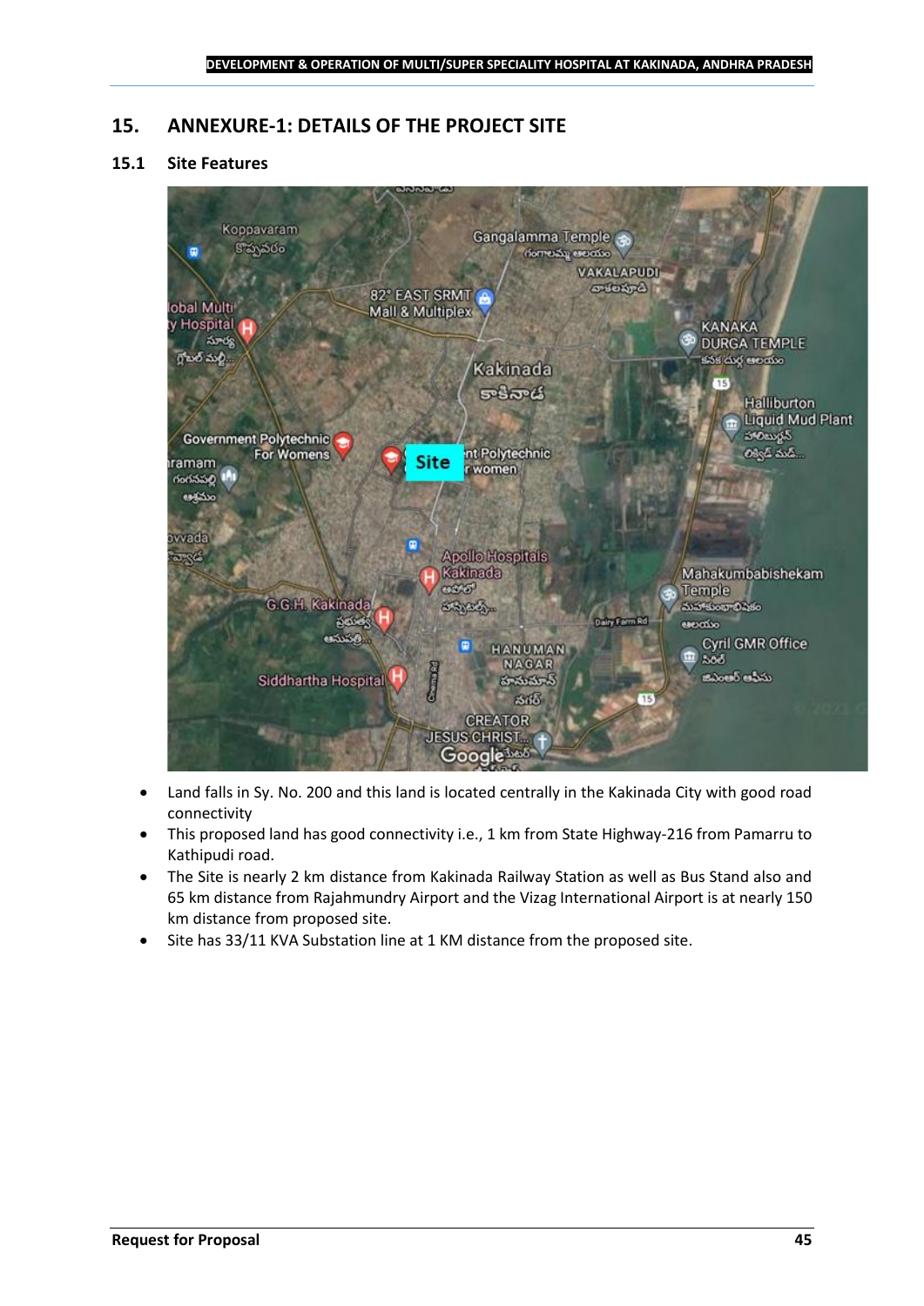## 15. ANNEXURE-1: DETAILS OF THE PROJECT SITE

### 15.1 Site Features

- Land falls in Sy. No. 200 and this land is located centrally in the Kakinada City with good road connectivity
- This proposed land has good connectivity i.e., 1 km from State Highway-216 from Pamarru to Kathipudi road.
- The Site is nearly 2 km distance from Kakinada Railway Station as well as Bus Stand also and 65 km distance from Rajahmundry Airport and the Vizag International Airport is at nearly 150 km distance from proposed site.
- Site has 33/11 KVA Substation line at 1 KM distance from the proposed site.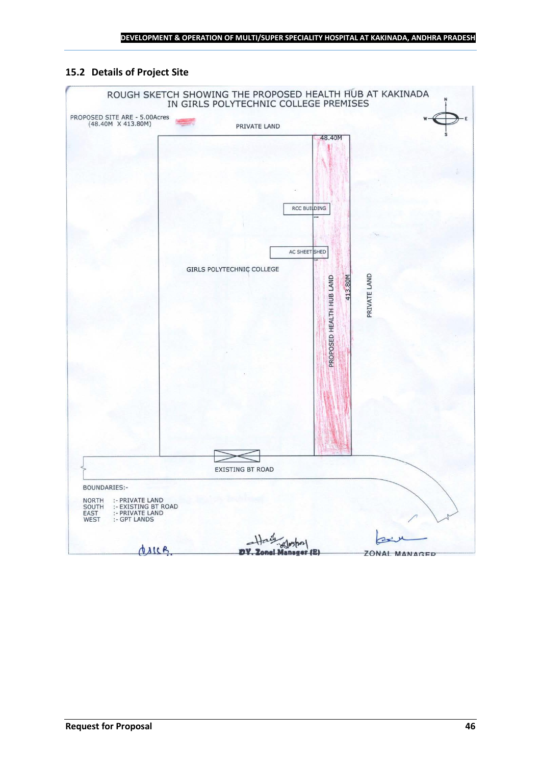## 15.2 Details of Project Site

ROUGH SKETCH SHOWING THE PROPOSED HEALTH HUB AT KAKINADA IN GIRLS POLYTECHNIC COLLEGE PREMISES

PROPOSED SITE ARE - 5.00Acres (48.40M X 413.80M)

PRIVATE LAND

48.40M

RCC BUILDING

AC SHEET SHED

GIRLS POLYTECHNIC COLLEGE

PROPOSED HEALTH HUB LAND

413.80M

PRIVATE LAND

EXISTING BT ROAD

BOUNDARIES:-

NORTH :- PRIVATE LAND
SOUTH :- EXISTING BT ROAD
EAST :- PRIVATE LAND
WEST :- GPT LANDS

DY. Zonal Manager (E)

ZONAL MANAGER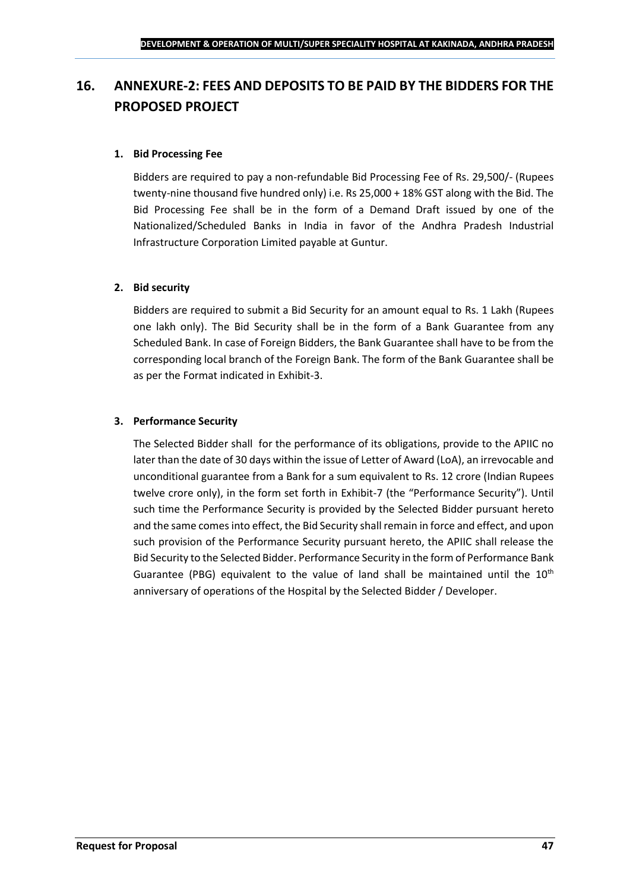## 16. ANNEXURE-2: FEES AND DEPOSITS TO BE PAID BY THE BIDDERS FOR THE PROPOSED PROJECT

**1. Bid Processing Fee**

Bidders are required to pay a non-refundable Bid Processing Fee of Rs. 29,500/- (Rupees twenty-nine thousand five hundred only) i.e. Rs 25,000 + 18% GST along with the Bid. The Bid Processing Fee shall be in the form of a Demand Draft issued by one of the Nationalized/Scheduled Banks in India in favor of the Andhra Pradesh Industrial Infrastructure Corporation Limited payable at Guntur.

**2. Bid security**

Bidders are required to submit a Bid Security for an amount equal to Rs. 1 Lakh (Rupees one lakh only). The Bid Security shall be in the form of a Bank Guarantee from any Scheduled Bank. In case of Foreign Bidders, the Bank Guarantee shall have to be from the corresponding local branch of the Foreign Bank. The form of the Bank Guarantee shall be as per the Format indicated in Exhibit-3.

**3. Performance Security**

The Selected Bidder shall for the performance of its obligations, provide to the APIIC no later than the date of 30 days within the issue of Letter of Award (LoA), an irrevocable and unconditional guarantee from a Bank for a sum equivalent to Rs. 12 crore (Indian Rupees twelve crore only), in the form set forth in Exhibit-7 (the "Performance Security"). Until such time the Performance Security is provided by the Selected Bidder pursuant hereto and the same comes into effect, the Bid Security shall remain in force and effect, and upon such provision of the Performance Security pursuant hereto, the APIIC shall release the Bid Security to the Selected Bidder. Performance Security in the form of Performance Bank Guarantee (PBG) equivalent to the value of land shall be maintained until the 10th anniversary of operations of the Hospital by the Selected Bidder / Developer.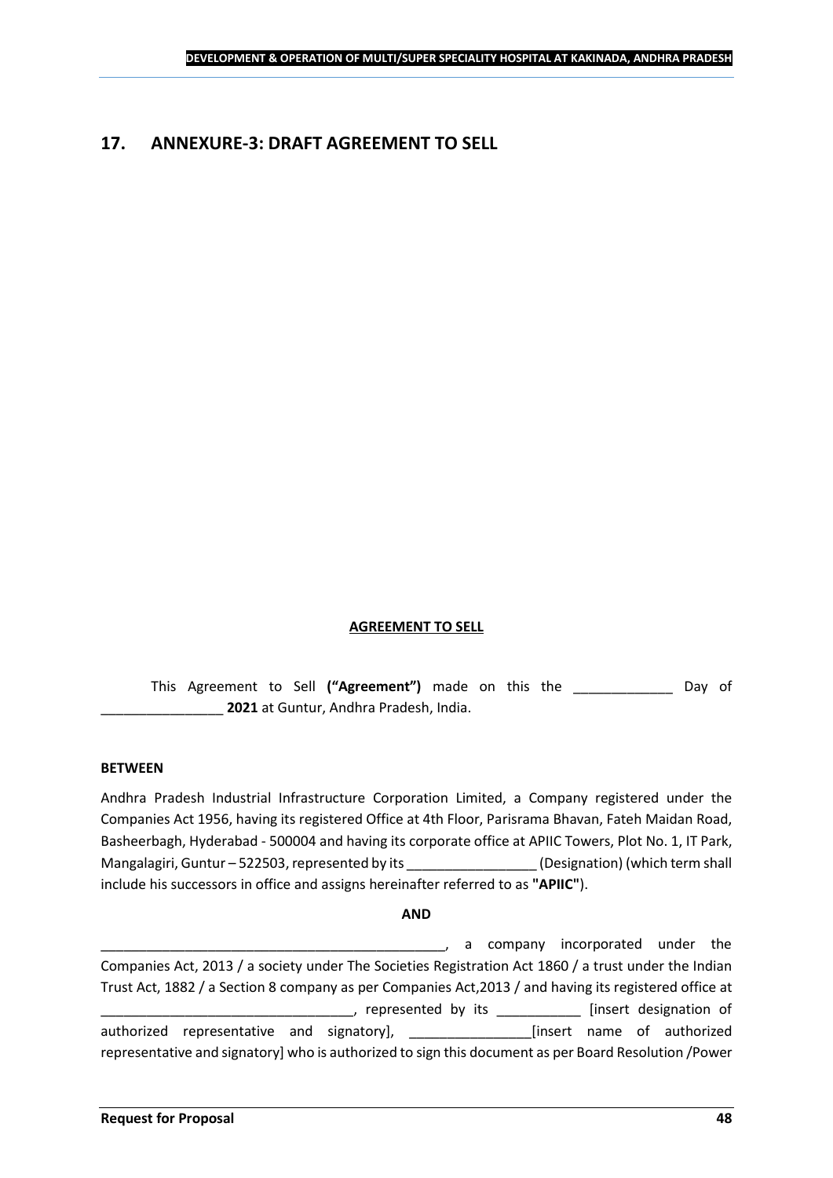## 17. ANNEXURE-3: DRAFT AGREEMENT TO SELL

**AGREEMENT TO SELL**

This Agreement to Sell **("Agreement")** made on this the _____________ Day of ________________ **2021** at Guntur, Andhra Pradesh, India.

**BETWEEN**

Andhra Pradesh Industrial Infrastructure Corporation Limited, a Company registered under the Companies Act 1956, having its registered Office at 4th Floor, Parisrama Bhavan, Fateh Maidan Road, Basheerbagh, Hyderabad - 500004 and having its corporate office at APIIC Towers, Plot No. 1, IT Park, Mangalagiri, Guntur – 522503, represented by its _________________ (Designation) (which term shall include his successors in office and assigns hereinafter referred to as **"APIIC"**).

**AND**

______________________________________________, a company incorporated under the Companies Act, 2013 / a society under The Societies Registration Act 1860 / a trust under the Indian Trust Act, 1882 / a Section 8 company as per Companies Act,2013 / and having its registered office at _________________________________, represented by its ___________ [insert designation of authorized representative and signatory], ________________[insert name of authorized representative and signatory] who is authorized to sign this document as per Board Resolution /Power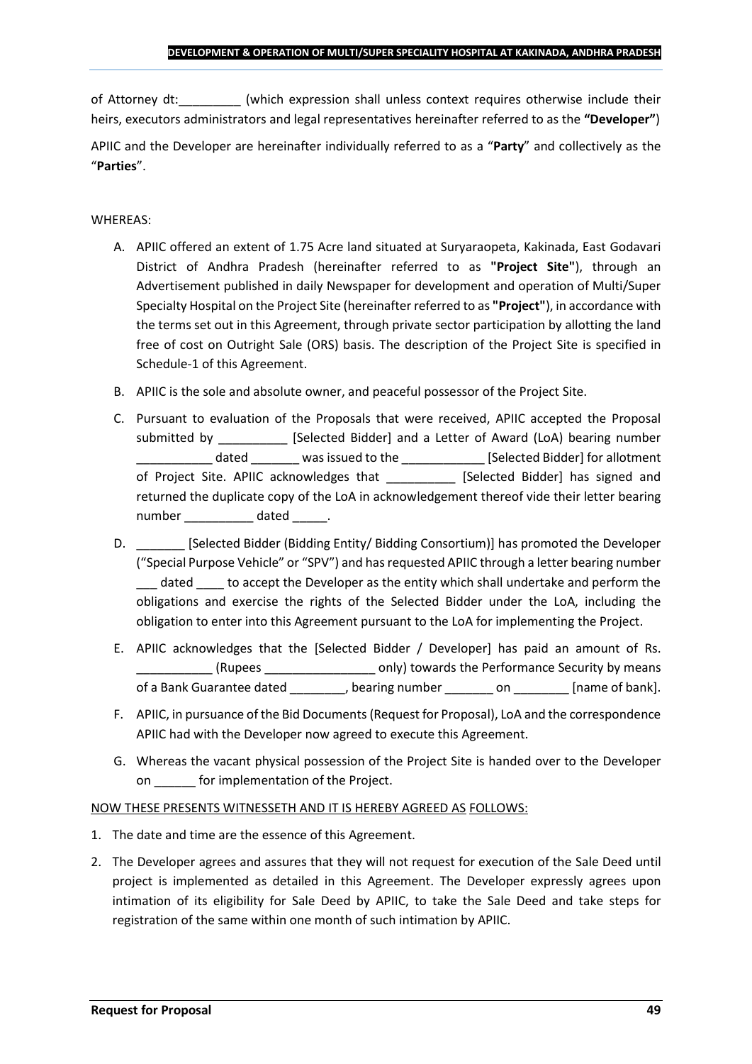of Attorney dt:_________ (which expression shall unless context requires otherwise include their heirs, executors administrators and legal representatives hereinafter referred to as the **"Developer"**)

APIIC and the Developer are hereinafter individually referred to as a "**Party**" and collectively as the "**Parties**".

WHEREAS:

A. APIIC offered an extent of 1.75 Acre land situated at Suryaraopeta, Kakinada, East Godavari District of Andhra Pradesh (hereinafter referred to as **"Project Site"**), through an Advertisement published in daily Newspaper for development and operation of Multi/Super Specialty Hospital on the Project Site (hereinafter referred to as **"Project"**), in accordance with the terms set out in this Agreement, through private sector participation by allotting the land free of cost on Outright Sale (ORS) basis. The description of the Project Site is specified in Schedule-1 of this Agreement.

B. APIIC is the sole and absolute owner, and peaceful possessor of the Project Site.

C. Pursuant to evaluation of the Proposals that were received, APIIC accepted the Proposal submitted by __________ [Selected Bidder] and a Letter of Award (LoA) bearing number ___________ dated _______ was issued to the ____________ [Selected Bidder] for allotment of Project Site. APIIC acknowledges that __________ [Selected Bidder] has signed and returned the duplicate copy of the LoA in acknowledgement thereof vide their letter bearing number __________ dated _____.

D. _______ [Selected Bidder (Bidding Entity/ Bidding Consortium)] has promoted the Developer ("Special Purpose Vehicle" or "SPV") and has requested APIIC through a letter bearing number ___ dated ____ to accept the Developer as the entity which shall undertake and perform the obligations and exercise the rights of the Selected Bidder under the LoA, including the obligation to enter into this Agreement pursuant to the LoA for implementing the Project.

E. APIIC acknowledges that the [Selected Bidder / Developer] has paid an amount of Rs. ___________ (Rupees ________________ only) towards the Performance Security by means of a Bank Guarantee dated ________, bearing number _______ on ________ [name of bank].

F. APIIC, in pursuance of the Bid Documents (Request for Proposal), LoA and the correspondence APIIC had with the Developer now agreed to execute this Agreement.

G. Whereas the vacant physical possession of the Project Site is handed over to the Developer on ______ for implementation of the Project.

<u>NOW THESE PRESENTS WITNESSETH AND IT IS HEREBY AGREED AS FOLLOWS:</u>

1. The date and time are the essence of this Agreement.

2. The Developer agrees and assures that they will not request for execution of the Sale Deed until project is implemented as detailed in this Agreement. The Developer expressly agrees upon intimation of its eligibility for Sale Deed by APIIC, to take the Sale Deed and take steps for registration of the same within one month of such intimation by APIIC.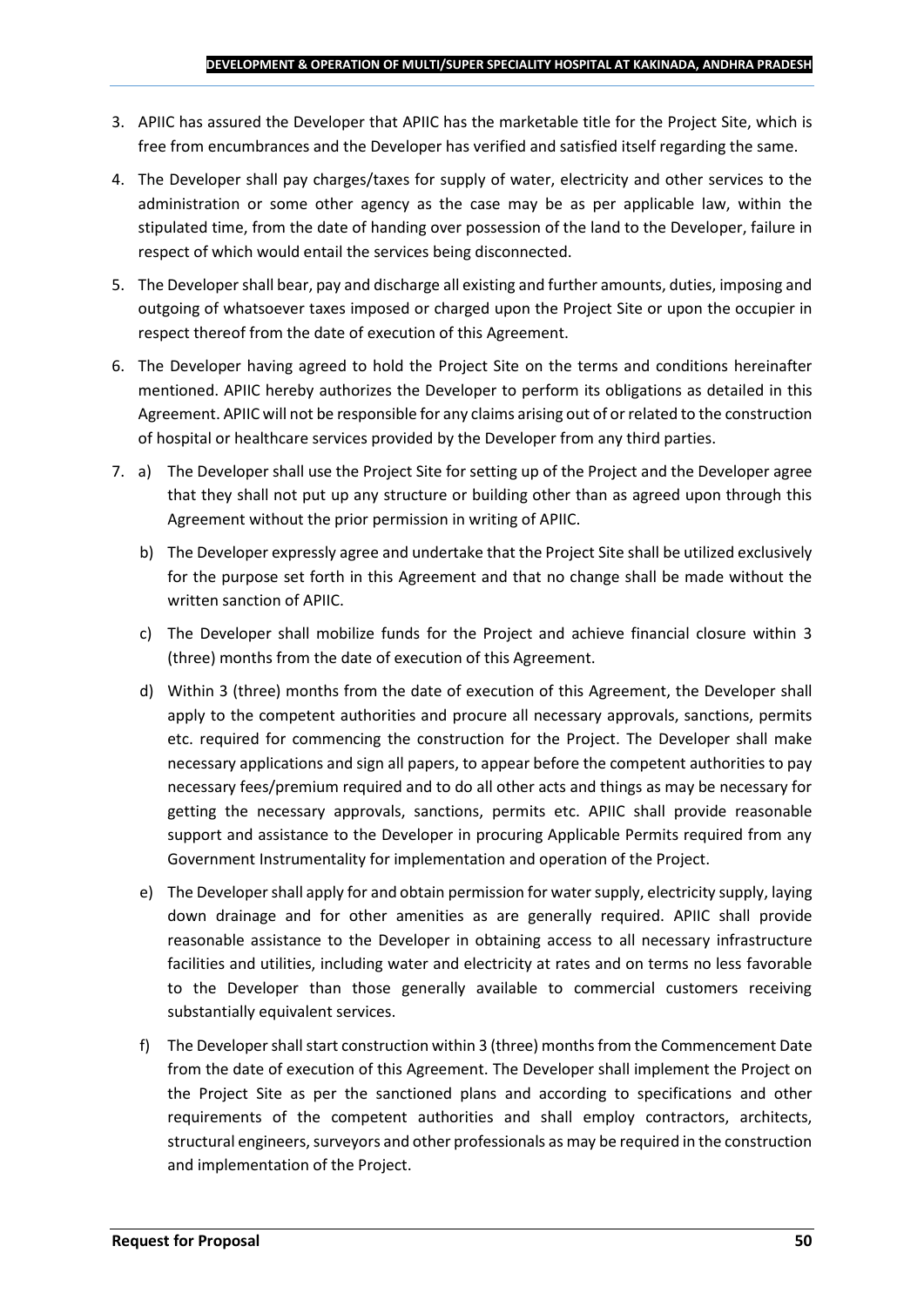3. APIIC has assured the Developer that APIIC has the marketable title for the Project Site, which is free from encumbrances and the Developer has verified and satisfied itself regarding the same.

4. The Developer shall pay charges/taxes for supply of water, electricity and other services to the administration or some other agency as the case may be as per applicable law, within the stipulated time, from the date of handing over possession of the land to the Developer, failure in respect of which would entail the services being disconnected.

5. The Developer shall bear, pay and discharge all existing and further amounts, duties, imposing and outgoing of whatsoever taxes imposed or charged upon the Project Site or upon the occupier in respect thereof from the date of execution of this Agreement.

6. The Developer having agreed to hold the Project Site on the terms and conditions hereinafter mentioned. APIIC hereby authorizes the Developer to perform its obligations as detailed in this Agreement. APIIC will not be responsible for any claims arising out of or related to the construction of hospital or healthcare services provided by the Developer from any third parties.

7. a) The Developer shall use the Project Site for setting up of the Project and the Developer agree that they shall not put up any structure or building other than as agreed upon through this Agreement without the prior permission in writing of APIIC.

   b) The Developer expressly agree and undertake that the Project Site shall be utilized exclusively for the purpose set forth in this Agreement and that no change shall be made without the written sanction of APIIC.

   c) The Developer shall mobilize funds for the Project and achieve financial closure within 3 (three) months from the date of execution of this Agreement.

   d) Within 3 (three) months from the date of execution of this Agreement, the Developer shall apply to the competent authorities and procure all necessary approvals, sanctions, permits etc. required for commencing the construction for the Project. The Developer shall make necessary applications and sign all papers, to appear before the competent authorities to pay necessary fees/premium required and to do all other acts and things as may be necessary for getting the necessary approvals, sanctions, permits etc. APIIC shall provide reasonable support and assistance to the Developer in procuring Applicable Permits required from any Government Instrumentality for implementation and operation of the Project.

   e) The Developer shall apply for and obtain permission for water supply, electricity supply, laying down drainage and for other amenities as are generally required. APIIC shall provide reasonable assistance to the Developer in obtaining access to all necessary infrastructure facilities and utilities, including water and electricity at rates and on terms no less favorable to the Developer than those generally available to commercial customers receiving substantially equivalent services.

   f) The Developer shall start construction within 3 (three) months from the Commencement Date from the date of execution of this Agreement. The Developer shall implement the Project on the Project Site as per the sanctioned plans and according to specifications and other requirements of the competent authorities and shall employ contractors, architects, structural engineers, surveyors and other professionals as may be required in the construction and implementation of the Project.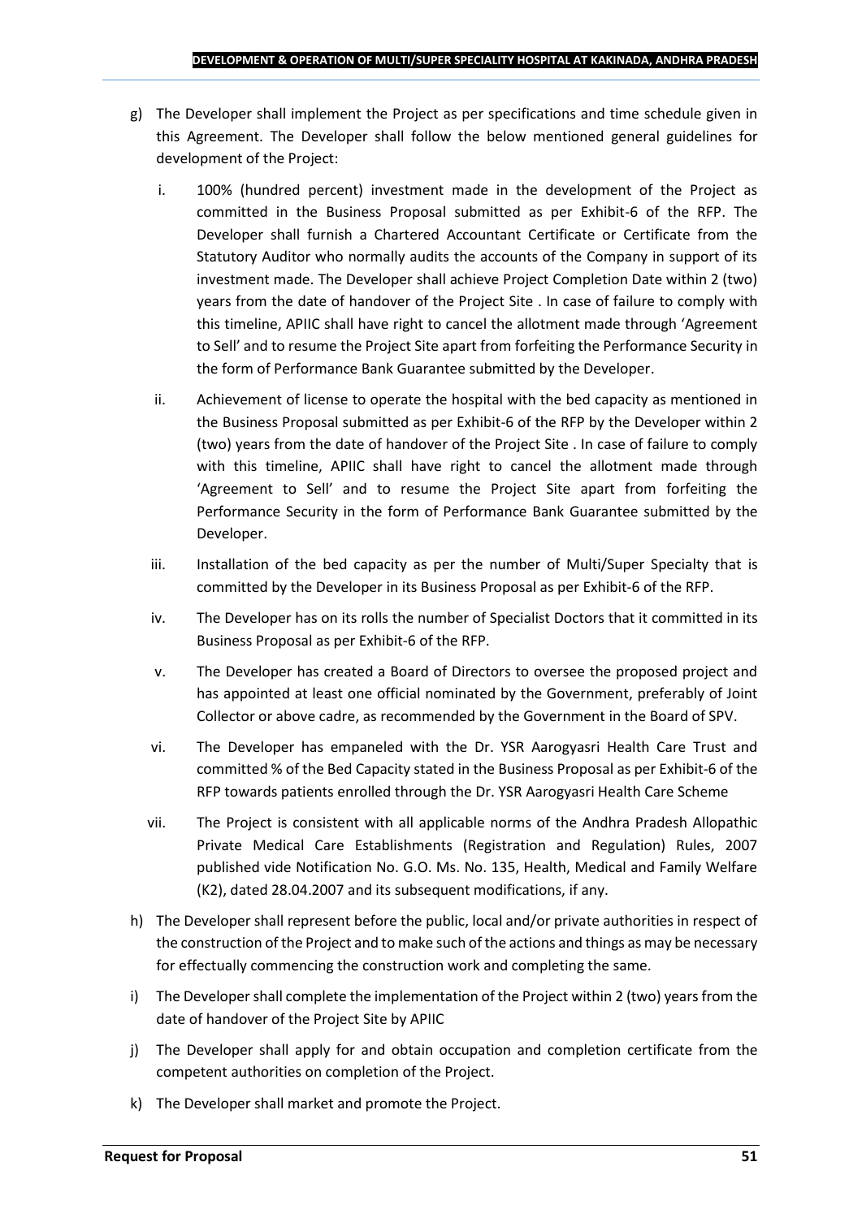g) The Developer shall implement the Project as per specifications and time schedule given in this Agreement. The Developer shall follow the below mentioned general guidelines for development of the Project:

   i. 100% (hundred percent) investment made in the development of the Project as committed in the Business Proposal submitted as per Exhibit-6 of the RFP. The Developer shall furnish a Chartered Accountant Certificate or Certificate from the Statutory Auditor who normally audits the accounts of the Company in support of its investment made. The Developer shall achieve Project Completion Date within 2 (two) years from the date of handover of the Project Site . In case of failure to comply with this timeline, APIIC shall have right to cancel the allotment made through 'Agreement to Sell' and to resume the Project Site apart from forfeiting the Performance Security in the form of Performance Bank Guarantee submitted by the Developer.

   ii. Achievement of license to operate the hospital with the bed capacity as mentioned in the Business Proposal submitted as per Exhibit-6 of the RFP by the Developer within 2 (two) years from the date of handover of the Project Site . In case of failure to comply with this timeline, APIIC shall have right to cancel the allotment made through 'Agreement to Sell' and to resume the Project Site apart from forfeiting the Performance Security in the form of Performance Bank Guarantee submitted by the Developer.

   iii. Installation of the bed capacity as per the number of Multi/Super Specialty that is committed by the Developer in its Business Proposal as per Exhibit-6 of the RFP.

   iv. The Developer has on its rolls the number of Specialist Doctors that it committed in its Business Proposal as per Exhibit-6 of the RFP.

   v. The Developer has created a Board of Directors to oversee the proposed project and has appointed at least one official nominated by the Government, preferably of Joint Collector or above cadre, as recommended by the Government in the Board of SPV.

   vi. The Developer has empaneled with the Dr. YSR Aarogyasri Health Care Trust and committed % of the Bed Capacity stated in the Business Proposal as per Exhibit-6 of the RFP towards patients enrolled through the Dr. YSR Aarogyasri Health Care Scheme

   vii. The Project is consistent with all applicable norms of the Andhra Pradesh Allopathic Private Medical Care Establishments (Registration and Regulation) Rules, 2007 published vide Notification No. G.O. Ms. No. 135, Health, Medical and Family Welfare (K2), dated 28.04.2007 and its subsequent modifications, if any.

h) The Developer shall represent before the public, local and/or private authorities in respect of the construction of the Project and to make such of the actions and things as may be necessary for effectually commencing the construction work and completing the same.

i) The Developer shall complete the implementation of the Project within 2 (two) years from the date of handover of the Project Site by APIIC

j) The Developer shall apply for and obtain occupation and completion certificate from the competent authorities on completion of the Project.

k) The Developer shall market and promote the Project.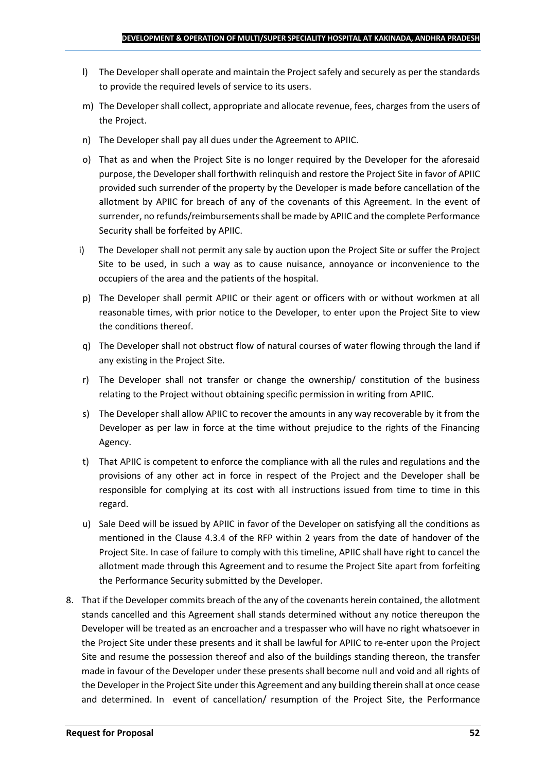l) The Developer shall operate and maintain the Project safely and securely as per the standards to provide the required levels of service to its users.

m) The Developer shall collect, appropriate and allocate revenue, fees, charges from the users of the Project.

n) The Developer shall pay all dues under the Agreement to APIIC.

o) That as and when the Project Site is no longer required by the Developer for the aforesaid purpose, the Developer shall forthwith relinquish and restore the Project Site in favor of APIIC provided such surrender of the property by the Developer is made before cancellation of the allotment by APIIC for breach of any of the covenants of this Agreement. In the event of surrender, no refunds/reimbursements shall be made by APIIC and the complete Performance Security shall be forfeited by APIIC.

i) The Developer shall not permit any sale by auction upon the Project Site or suffer the Project Site to be used, in such a way as to cause nuisance, annoyance or inconvenience to the occupiers of the area and the patients of the hospital.

p) The Developer shall permit APIIC or their agent or officers with or without workmen at all reasonable times, with prior notice to the Developer, to enter upon the Project Site to view the conditions thereof.

q) The Developer shall not obstruct flow of natural courses of water flowing through the land if any existing in the Project Site.

r) The Developer shall not transfer or change the ownership/ constitution of the business relating to the Project without obtaining specific permission in writing from APIIC.

s) The Developer shall allow APIIC to recover the amounts in any way recoverable by it from the Developer as per law in force at the time without prejudice to the rights of the Financing Agency.

t) That APIIC is competent to enforce the compliance with all the rules and regulations and the provisions of any other act in force in respect of the Project and the Developer shall be responsible for complying at its cost with all instructions issued from time to time in this regard.

u) Sale Deed will be issued by APIIC in favor of the Developer on satisfying all the conditions as mentioned in the Clause 4.3.4 of the RFP within 2 years from the date of handover of the Project Site. In case of failure to comply with this timeline, APIIC shall have right to cancel the allotment made through this Agreement and to resume the Project Site apart from forfeiting the Performance Security submitted by the Developer.

8. That if the Developer commits breach of the any of the covenants herein contained, the allotment stands cancelled and this Agreement shall stands determined without any notice thereupon the Developer will be treated as an encroacher and a trespasser who will have no right whatsoever in the Project Site under these presents and it shall be lawful for APIIC to re-enter upon the Project Site and resume the possession thereof and also of the buildings standing thereon, the transfer made in favour of the Developer under these presents shall become null and void and all rights of the Developer in the Project Site under this Agreement and any building therein shall at once cease and determined. In event of cancellation/ resumption of the Project Site, the Performance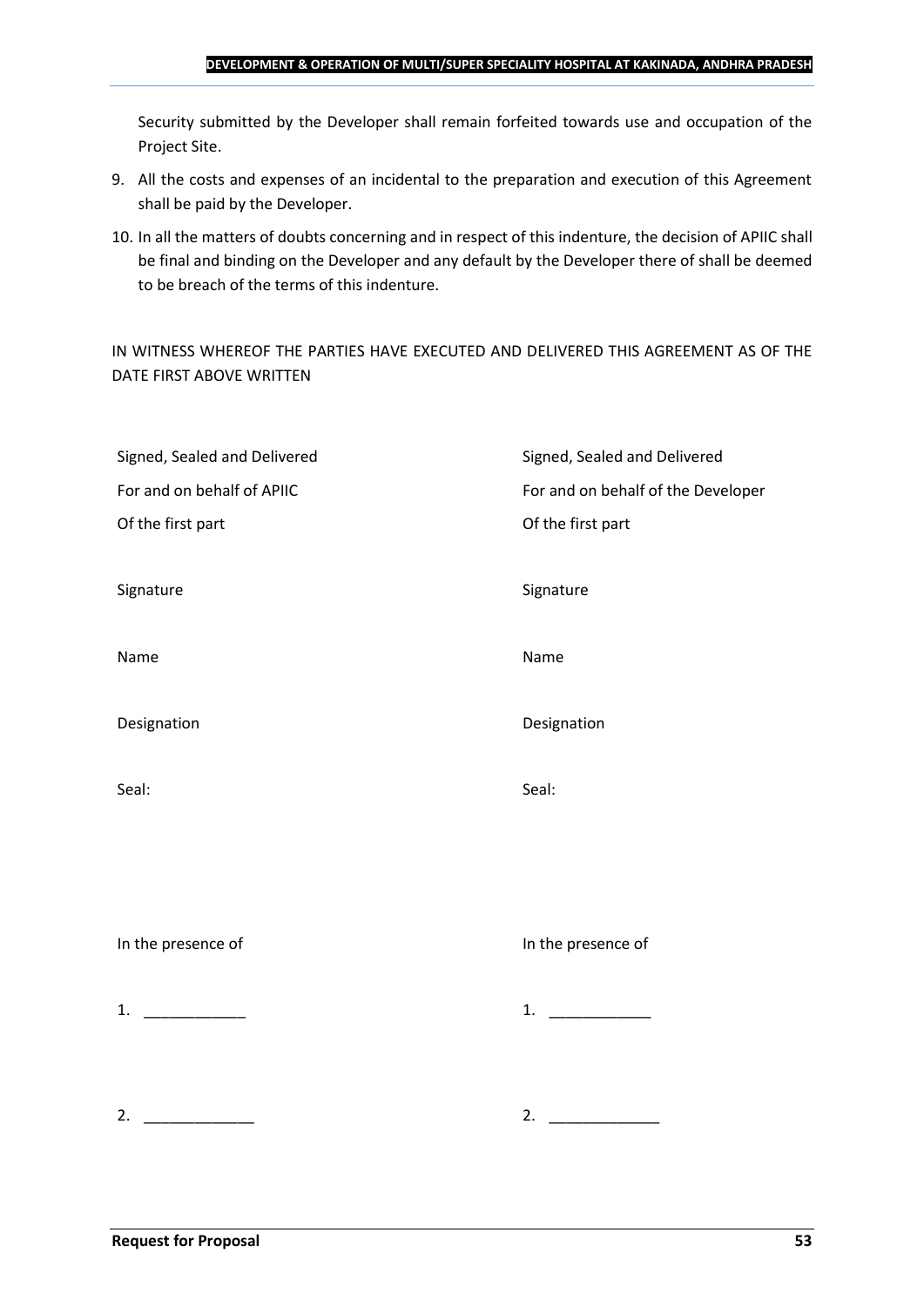Security submitted by the Developer shall remain forfeited towards use and occupation of the Project Site.

9. All the costs and expenses of an incidental to the preparation and execution of this Agreement shall be paid by the Developer.
10. In all the matters of doubts concerning and in respect of this indenture, the decision of APIIC shall be final and binding on the Developer and any default by the Developer there of shall be deemed to be breach of the terms of this indenture.

IN WITNESS WHEREOF THE PARTIES HAVE EXECUTED AND DELIVERED THIS AGREEMENT AS OF THE DATE FIRST ABOVE WRITTEN

| | |
|---|---|
| Signed, Sealed and Delivered | Signed, Sealed and Delivered |
| For and on behalf of APIIC | For and on behalf of the Developer |
| Of the first part | Of the first part |
| Signature | Signature |
| Name | Name |
| Designation | Designation |
| Seal: | Seal: |
| In the presence of | In the presence of |
| 1. ____________ | 1. ____________ |
| 2. _____________ | 2. _____________ |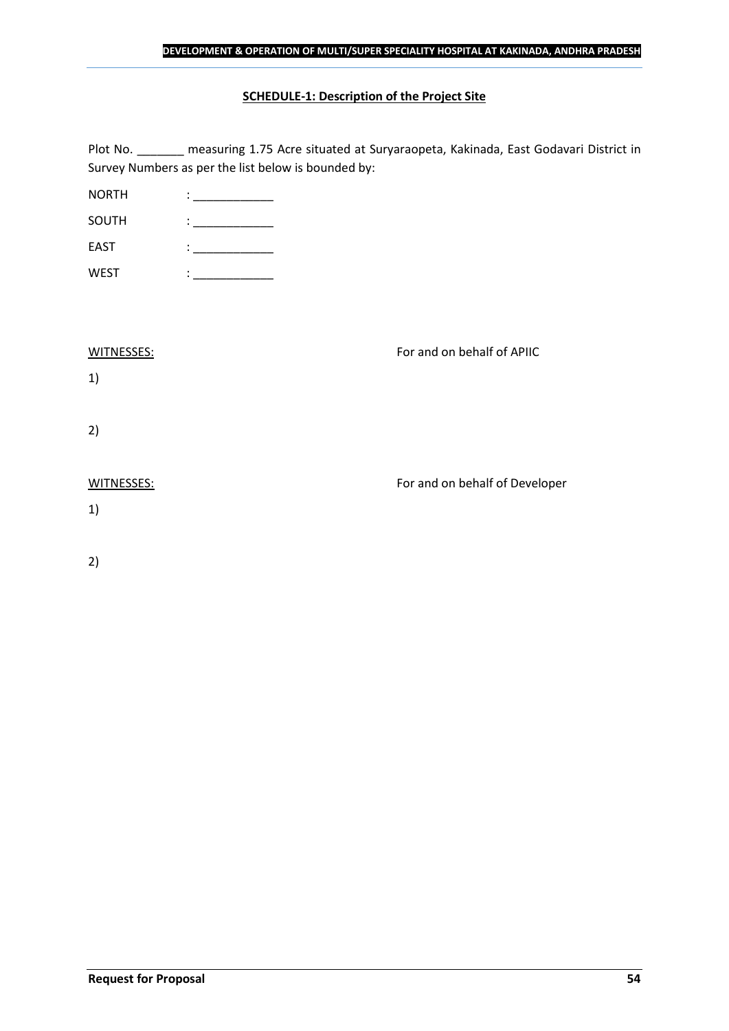**SCHEDULE-1: Description of the Project Site**

Plot No. _______ measuring 1.75 Acre situated at Suryaraopeta, Kakinada, East Godavari District in Survey Numbers as per the list below is bounded by:

NORTH : ____________

SOUTH : ____________

EAST : ____________

WEST : ____________

WITNESSES: For and on behalf of APIIC

1)

2)

WITNESSES: For and on behalf of Developer

1)

2)